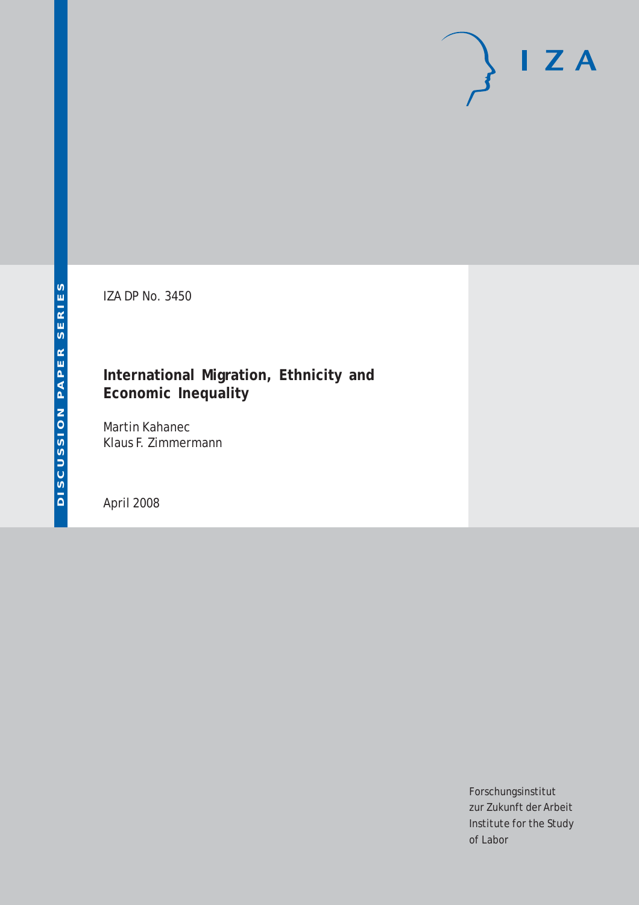DISCUSSION PAPER SERIES

IZA DP No. 3450

# International Migration, Ethnicity and Economic Inequality

Martin Kahanec
Klaus F. Zimmermann

April 2008

Forschungsinstitut
zur Zukunft der Arbeit
Institute for the Study
of Labor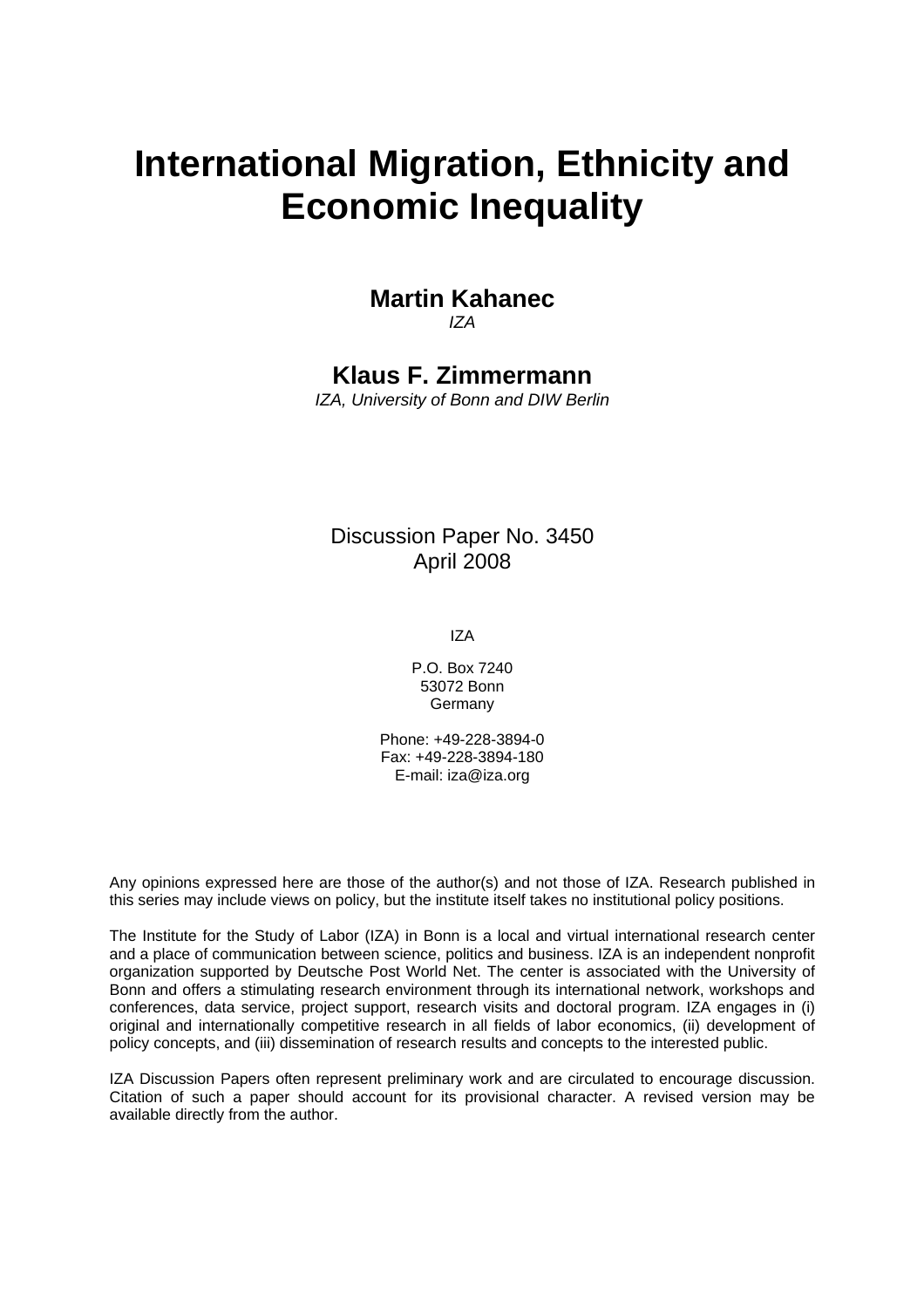# International Migration, Ethnicity and Economic Inequality

**Martin Kahanec**
*IZA*

**Klaus F. Zimmermann**
*IZA, University of Bonn and DIW Berlin*

Discussion Paper No. 3450
April 2008

IZA

P.O. Box 7240
53072 Bonn
Germany

Phone: +49-228-3894-0
Fax: +49-228-3894-180
E-mail: iza@iza.org

Any opinions expressed here are those of the author(s) and not those of IZA. Research published in this series may include views on policy, but the institute itself takes no institutional policy positions.

The Institute for the Study of Labor (IZA) in Bonn is a local and virtual international research center and a place of communication between science, politics and business. IZA is an independent nonprofit organization supported by Deutsche Post World Net. The center is associated with the University of Bonn and offers a stimulating research environment through its international network, workshops and conferences, data service, project support, research visits and doctoral program. IZA engages in (i) original and internationally competitive research in all fields of labor economics, (ii) development of policy concepts, and (iii) dissemination of research results and concepts to the interested public.

IZA Discussion Papers often represent preliminary work and are circulated to encourage discussion. Citation of such a paper should account for its provisional character. A revised version may be available directly from the author.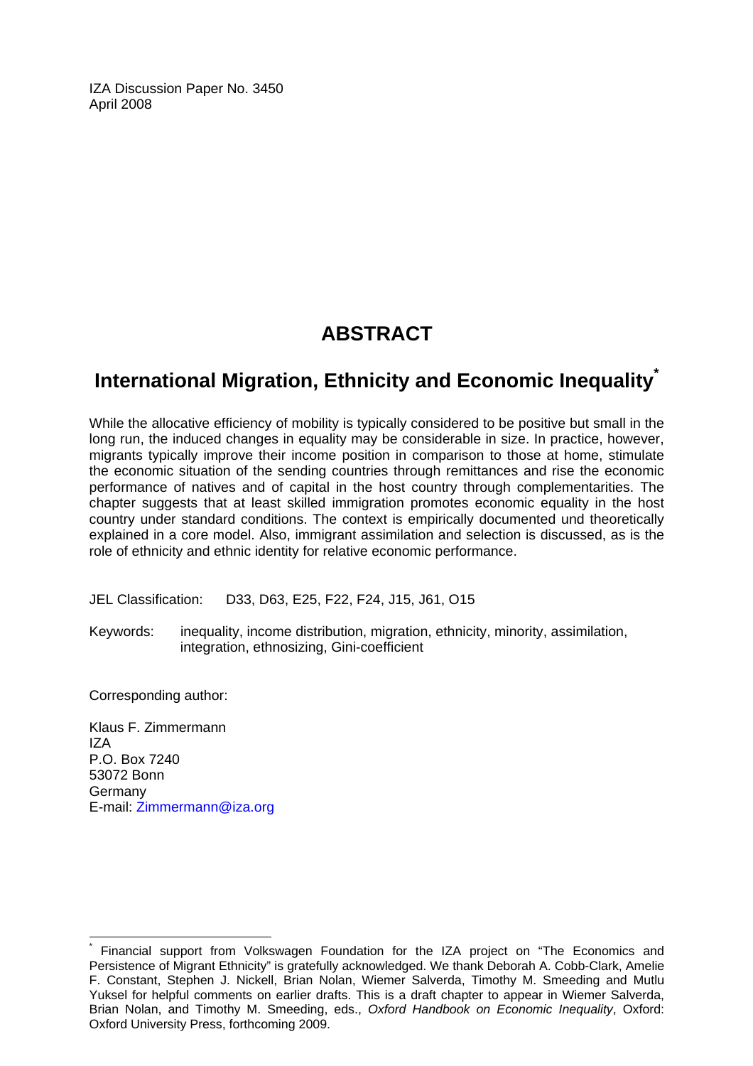IZA Discussion Paper No. 3450
April 2008

# ABSTRACT

## International Migration, Ethnicity and Economic Inequality*

While the allocative efficiency of mobility is typically considered to be positive but small in the long run, the induced changes in equality may be considerable in size. In practice, however, migrants typically improve their income position in comparison to those at home, stimulate the economic situation of the sending countries through remittances and rise the economic performance of natives and of capital in the host country through complementarities. The chapter suggests that at least skilled immigration promotes economic equality in the host country under standard conditions. The context is empirically documented und theoretically explained in a core model. Also, immigrant assimilation and selection is discussed, as is the role of ethnicity and ethnic identity for relative economic performance.

JEL Classification: D33, D63, E25, F22, F24, J15, J61, O15

Keywords: inequality, income distribution, migration, ethnicity, minority, assimilation, integration, ethnosizing, Gini-coefficient

Corresponding author:

Klaus F. Zimmermann
IZA
P.O. Box 7240
53072 Bonn
Germany
E-mail: Zimmermann@iza.org

---

* Financial support from Volkswagen Foundation for the IZA project on "The Economics and Persistence of Migrant Ethnicity" is gratefully acknowledged. We thank Deborah A. Cobb-Clark, Amelie F. Constant, Stephen J. Nickell, Brian Nolan, Wiemer Salverda, Timothy M. Smeeding and Mutlu Yuksel for helpful comments on earlier drafts. This is a draft chapter to appear in Wiemer Salverda, Brian Nolan, and Timothy M. Smeeding, eds., *Oxford Handbook on Economic Inequality*, Oxford: Oxford University Press, forthcoming 2009.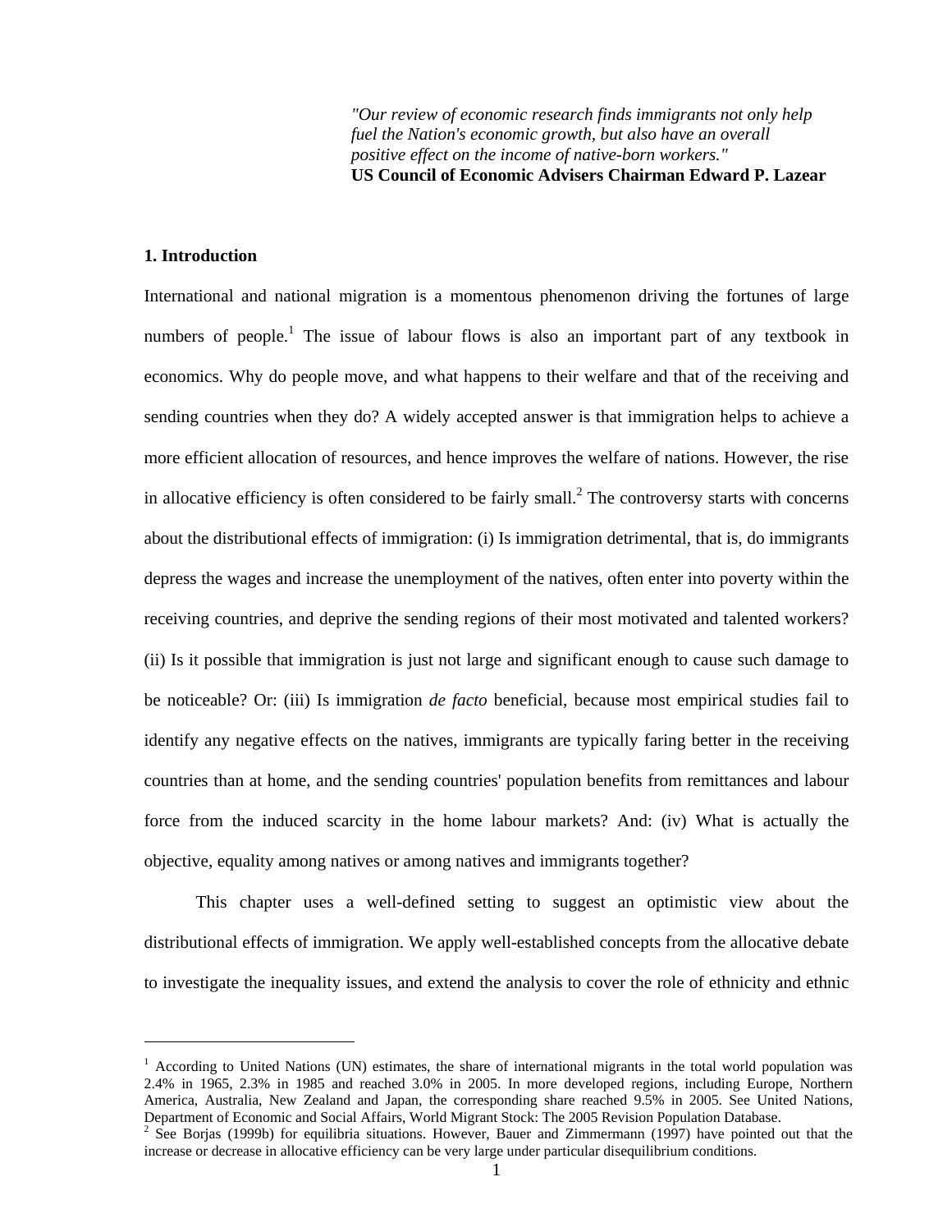*"Our review of economic research finds immigrants not only help fuel the Nation's economic growth, but also have an overall positive effect on the income of native-born workers."*
**US Council of Economic Advisers Chairman Edward P. Lazear**

## 1. Introduction

International and national migration is a momentous phenomenon driving the fortunes of large numbers of people.[1] The issue of labour flows is also an important part of any textbook in economics. Why do people move, and what happens to their welfare and that of the receiving and sending countries when they do? A widely accepted answer is that immigration helps to achieve a more efficient allocation of resources, and hence improves the welfare of nations. However, the rise in allocative efficiency is often considered to be fairly small.[2] The controversy starts with concerns about the distributional effects of immigration: (i) Is immigration detrimental, that is, do immigrants depress the wages and increase the unemployment of the natives, often enter into poverty within the receiving countries, and deprive the sending regions of their most motivated and talented workers? (ii) Is it possible that immigration is just not large and significant enough to cause such damage to be noticeable? Or: (iii) Is immigration *de facto* beneficial, because most empirical studies fail to identify any negative effects on the natives, immigrants are typically faring better in the receiving countries than at home, and the sending countries' population benefits from remittances and labour force from the induced scarcity in the home labour markets? And: (iv) What is actually the objective, equality among natives or among natives and immigrants together?

This chapter uses a well-defined setting to suggest an optimistic view about the distributional effects of immigration. We apply well-established concepts from the allocative debate to investigate the inequality issues, and extend the analysis to cover the role of ethnicity and ethnic

---

[1] According to United Nations (UN) estimates, the share of international migrants in the total world population was 2.4% in 1965, 2.3% in 1985 and reached 3.0% in 2005. In more developed regions, including Europe, Northern America, Australia, New Zealand and Japan, the corresponding share reached 9.5% in 2005. See United Nations, Department of Economic and Social Affairs, World Migrant Stock: The 2005 Revision Population Database.

[2] See Borjas (1999b) for equilibria situations. However, Bauer and Zimmermann (1997) have pointed out that the increase or decrease in allocative efficiency can be very large under particular disequilibrium conditions.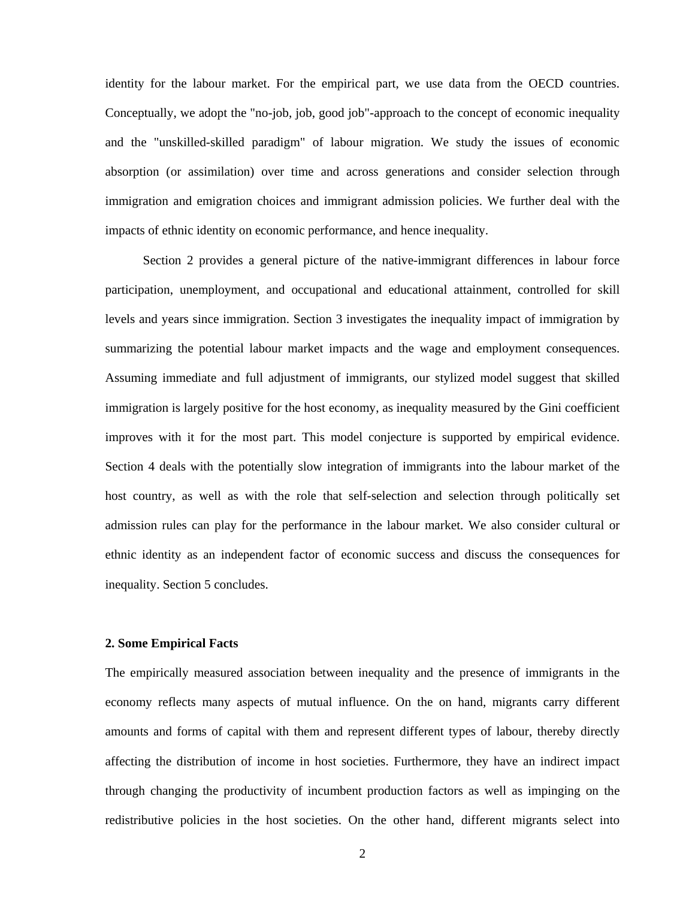identity for the labour market. For the empirical part, we use data from the OECD countries. Conceptually, we adopt the "no-job, job, good job"-approach to the concept of economic inequality and the "unskilled-skilled paradigm" of labour migration. We study the issues of economic absorption (or assimilation) over time and across generations and consider selection through immigration and emigration choices and immigrant admission policies. We further deal with the impacts of ethnic identity on economic performance, and hence inequality.

Section 2 provides a general picture of the native-immigrant differences in labour force participation, unemployment, and occupational and educational attainment, controlled for skill levels and years since immigration. Section 3 investigates the inequality impact of immigration by summarizing the potential labour market impacts and the wage and employment consequences. Assuming immediate and full adjustment of immigrants, our stylized model suggest that skilled immigration is largely positive for the host economy, as inequality measured by the Gini coefficient improves with it for the most part. This model conjecture is supported by empirical evidence. Section 4 deals with the potentially slow integration of immigrants into the labour market of the host country, as well as with the role that self-selection and selection through politically set admission rules can play for the performance in the labour market. We also consider cultural or ethnic identity as an independent factor of economic success and discuss the consequences for inequality. Section 5 concludes.

## 2. Some Empirical Facts

The empirically measured association between inequality and the presence of immigrants in the economy reflects many aspects of mutual influence. On the on hand, migrants carry different amounts and forms of capital with them and represent different types of labour, thereby directly affecting the distribution of income in host societies. Furthermore, they have an indirect impact through changing the productivity of incumbent production factors as well as impinging on the redistributive policies in the host societies. On the other hand, different migrants select into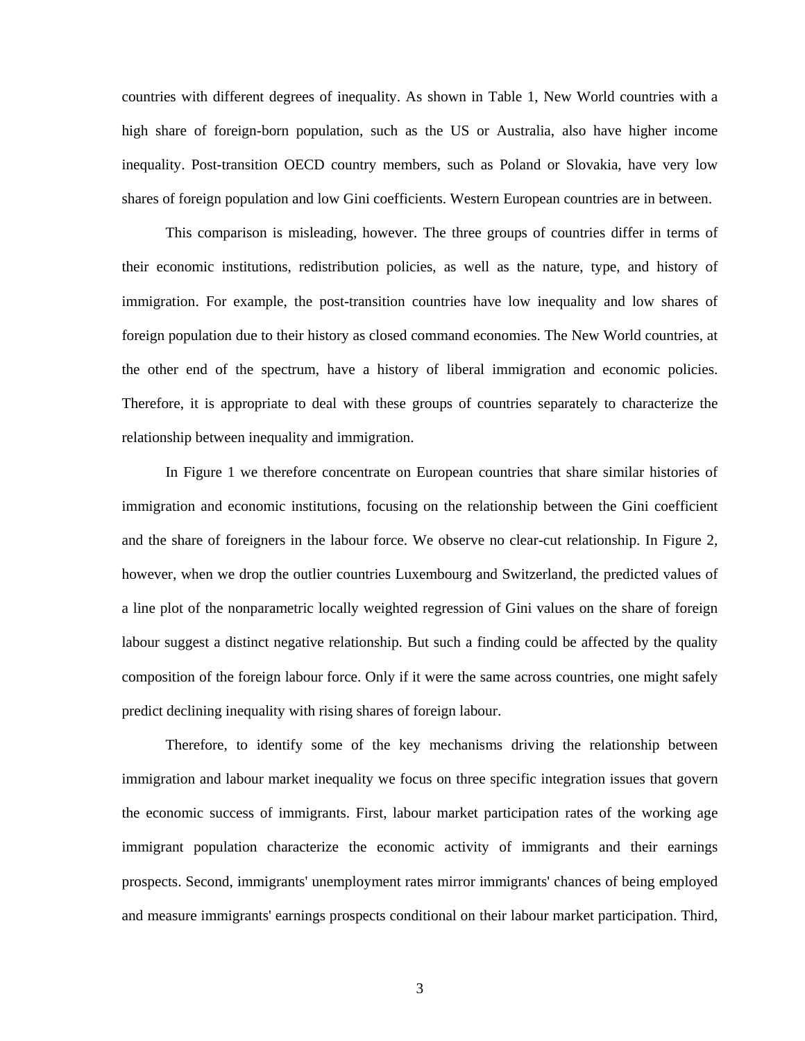countries with different degrees of inequality. As shown in Table 1, New World countries with a high share of foreign-born population, such as the US or Australia, also have higher income inequality. Post-transition OECD country members, such as Poland or Slovakia, have very low shares of foreign population and low Gini coefficients. Western European countries are in between.

This comparison is misleading, however. The three groups of countries differ in terms of their economic institutions, redistribution policies, as well as the nature, type, and history of immigration. For example, the post-transition countries have low inequality and low shares of foreign population due to their history as closed command economies. The New World countries, at the other end of the spectrum, have a history of liberal immigration and economic policies. Therefore, it is appropriate to deal with these groups of countries separately to characterize the relationship between inequality and immigration.

In Figure 1 we therefore concentrate on European countries that share similar histories of immigration and economic institutions, focusing on the relationship between the Gini coefficient and the share of foreigners in the labour force. We observe no clear-cut relationship. In Figure 2, however, when we drop the outlier countries Luxembourg and Switzerland, the predicted values of a line plot of the nonparametric locally weighted regression of Gini values on the share of foreign labour suggest a distinct negative relationship. But such a finding could be affected by the quality composition of the foreign labour force. Only if it were the same across countries, one might safely predict declining inequality with rising shares of foreign labour.

Therefore, to identify some of the key mechanisms driving the relationship between immigration and labour market inequality we focus on three specific integration issues that govern the economic success of immigrants. First, labour market participation rates of the working age immigrant population characterize the economic activity of immigrants and their earnings prospects. Second, immigrants' unemployment rates mirror immigrants' chances of being employed and measure immigrants' earnings prospects conditional on their labour market participation. Third,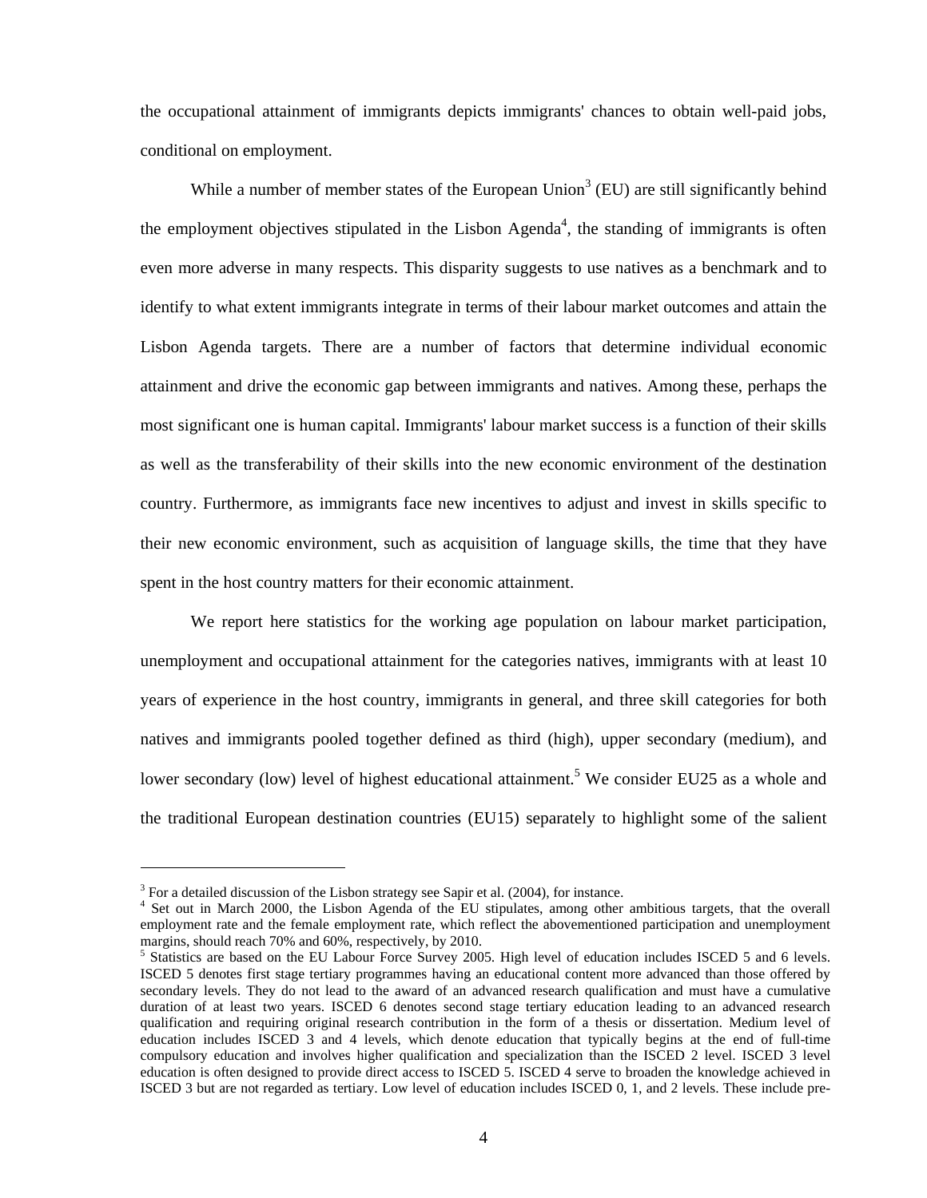the occupational attainment of immigrants depicts immigrants' chances to obtain well-paid jobs, conditional on employment.

While a number of member states of the European Union[3] (EU) are still significantly behind the employment objectives stipulated in the Lisbon Agenda[4], the standing of immigrants is often even more adverse in many respects. This disparity suggests to use natives as a benchmark and to identify to what extent immigrants integrate in terms of their labour market outcomes and attain the Lisbon Agenda targets. There are a number of factors that determine individual economic attainment and drive the economic gap between immigrants and natives. Among these, perhaps the most significant one is human capital. Immigrants' labour market success is a function of their skills as well as the transferability of their skills into the new economic environment of the destination country. Furthermore, as immigrants face new incentives to adjust and invest in skills specific to their new economic environment, such as acquisition of language skills, the time that they have spent in the host country matters for their economic attainment.

We report here statistics for the working age population on labour market participation, unemployment and occupational attainment for the categories natives, immigrants with at least 10 years of experience in the host country, immigrants in general, and three skill categories for both natives and immigrants pooled together defined as third (high), upper secondary (medium), and lower secondary (low) level of highest educational attainment.[5] We consider EU25 as a whole and the traditional European destination countries (EU15) separately to highlight some of the salient

---

[3] For a detailed discussion of the Lisbon strategy see Sapir et al. (2004), for instance.

[4] Set out in March 2000, the Lisbon Agenda of the EU stipulates, among other ambitious targets, that the overall employment rate and the female employment rate, which reflect the abovementioned participation and unemployment margins, should reach 70% and 60%, respectively, by 2010.

[5] Statistics are based on the EU Labour Force Survey 2005. High level of education includes ISCED 5 and 6 levels. ISCED 5 denotes first stage tertiary programmes having an educational content more advanced than those offered by secondary levels. They do not lead to the award of an advanced research qualification and must have a cumulative duration of at least two years. ISCED 6 denotes second stage tertiary education leading to an advanced research qualification and requiring original research contribution in the form of a thesis or dissertation. Medium level of education includes ISCED 3 and 4 levels, which denote education that typically begins at the end of full-time compulsory education and involves higher qualification and specialization than the ISCED 2 level. ISCED 3 level education is often designed to provide direct access to ISCED 5. ISCED 4 serve to broaden the knowledge achieved in ISCED 3 but are not regarded as tertiary. Low level of education includes ISCED 0, 1, and 2 levels. These include pre-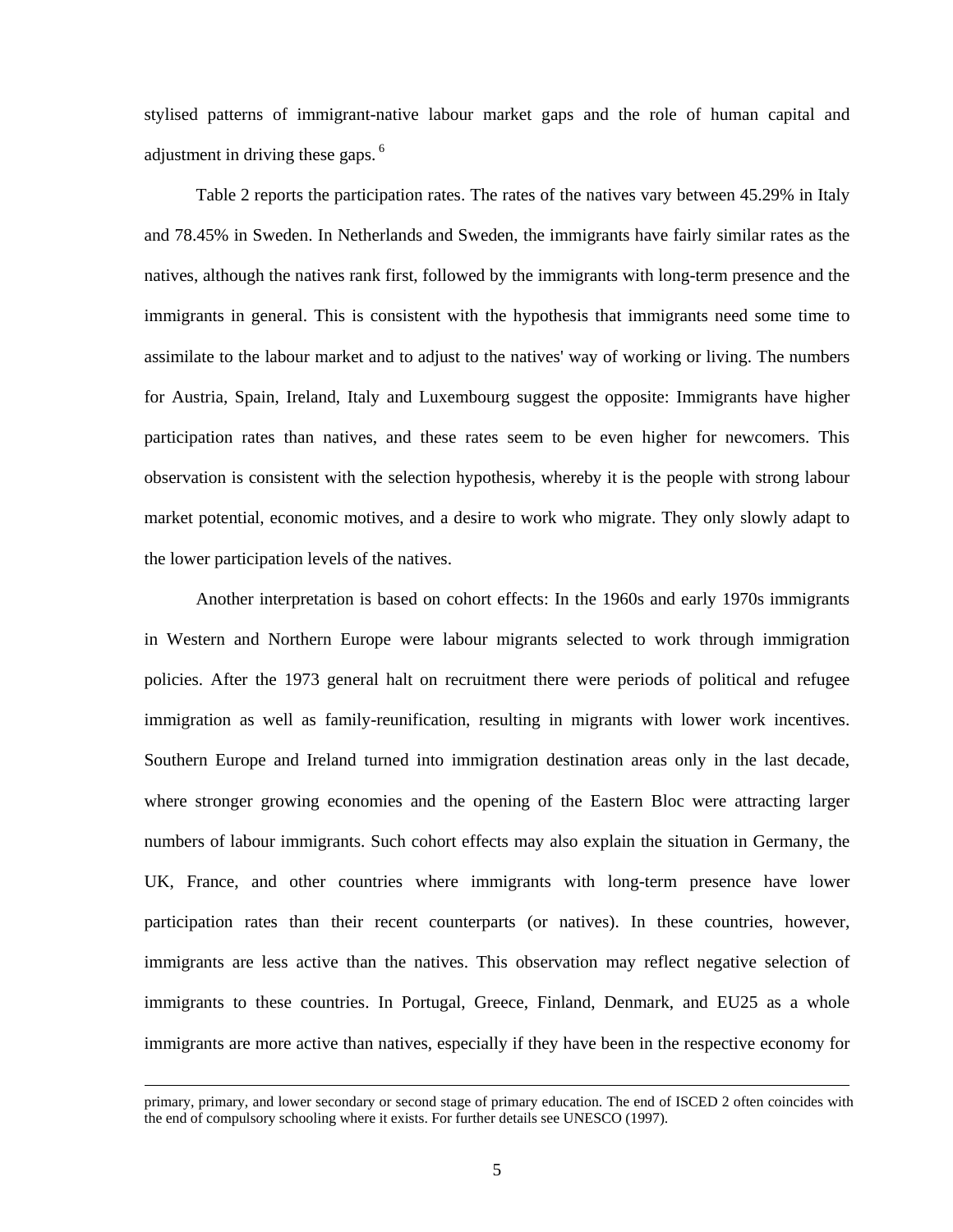stylised patterns of immigrant-native labour market gaps and the role of human capital and adjustment in driving these gaps. [6]

Table 2 reports the participation rates. The rates of the natives vary between 45.29% in Italy and 78.45% in Sweden. In Netherlands and Sweden, the immigrants have fairly similar rates as the natives, although the natives rank first, followed by the immigrants with long-term presence and the immigrants in general. This is consistent with the hypothesis that immigrants need some time to assimilate to the labour market and to adjust to the natives' way of working or living. The numbers for Austria, Spain, Ireland, Italy and Luxembourg suggest the opposite: Immigrants have higher participation rates than natives, and these rates seem to be even higher for newcomers. This observation is consistent with the selection hypothesis, whereby it is the people with strong labour market potential, economic motives, and a desire to work who migrate. They only slowly adapt to the lower participation levels of the natives.

Another interpretation is based on cohort effects: In the 1960s and early 1970s immigrants in Western and Northern Europe were labour migrants selected to work through immigration policies. After the 1973 general halt on recruitment there were periods of political and refugee immigration as well as family-reunification, resulting in migrants with lower work incentives. Southern Europe and Ireland turned into immigration destination areas only in the last decade, where stronger growing economies and the opening of the Eastern Bloc were attracting larger numbers of labour immigrants. Such cohort effects may also explain the situation in Germany, the UK, France, and other countries where immigrants with long-term presence have lower participation rates than their recent counterparts (or natives). In these countries, however, immigrants are less active than the natives. This observation may reflect negative selection of immigrants to these countries. In Portugal, Greece, Finland, Denmark, and EU25 as a whole immigrants are more active than natives, especially if they have been in the respective economy for

---

primary, primary, and lower secondary or second stage of primary education. The end of ISCED 2 often coincides with the end of compulsory schooling where it exists. For further details see UNESCO (1997).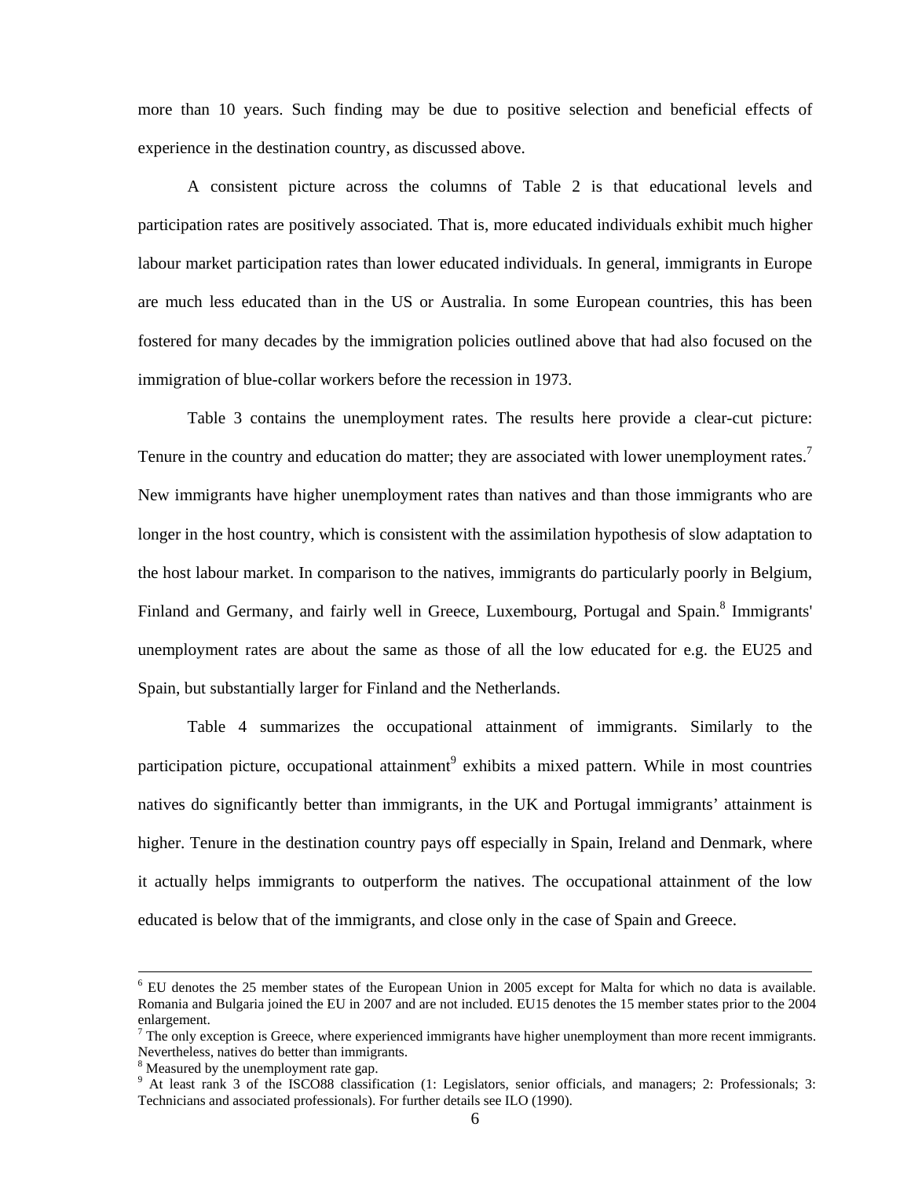more than 10 years. Such finding may be due to positive selection and beneficial effects of experience in the destination country, as discussed above.

A consistent picture across the columns of Table 2 is that educational levels and participation rates are positively associated. That is, more educated individuals exhibit much higher labour market participation rates than lower educated individuals. In general, immigrants in Europe are much less educated than in the US or Australia. In some European countries, this has been fostered for many decades by the immigration policies outlined above that had also focused on the immigration of blue-collar workers before the recession in 1973.

Table 3 contains the unemployment rates. The results here provide a clear-cut picture: Tenure in the country and education do matter; they are associated with lower unemployment rates.[7] New immigrants have higher unemployment rates than natives and than those immigrants who are longer in the host country, which is consistent with the assimilation hypothesis of slow adaptation to the host labour market. In comparison to the natives, immigrants do particularly poorly in Belgium, Finland and Germany, and fairly well in Greece, Luxembourg, Portugal and Spain.[8] Immigrants' unemployment rates are about the same as those of all the low educated for e.g. the EU25 and Spain, but substantially larger for Finland and the Netherlands.

Table 4 summarizes the occupational attainment of immigrants. Similarly to the participation picture, occupational attainment[9] exhibits a mixed pattern. While in most countries natives do significantly better than immigrants, in the UK and Portugal immigrants' attainment is higher. Tenure in the destination country pays off especially in Spain, Ireland and Denmark, where it actually helps immigrants to outperform the natives. The occupational attainment of the low educated is below that of the immigrants, and close only in the case of Spain and Greece.

---

[6] EU denotes the 25 member states of the European Union in 2005 except for Malta for which no data is available. Romania and Bulgaria joined the EU in 2007 and are not included. EU15 denotes the 15 member states prior to the 2004 enlargement.

[7] The only exception is Greece, where experienced immigrants have higher unemployment than more recent immigrants. Nevertheless, natives do better than immigrants.

[8] Measured by the unemployment rate gap.

[9] At least rank 3 of the ISCO88 classification (1: Legislators, senior officials, and managers; 2: Professionals; 3: Technicians and associated professionals). For further details see ILO (1990).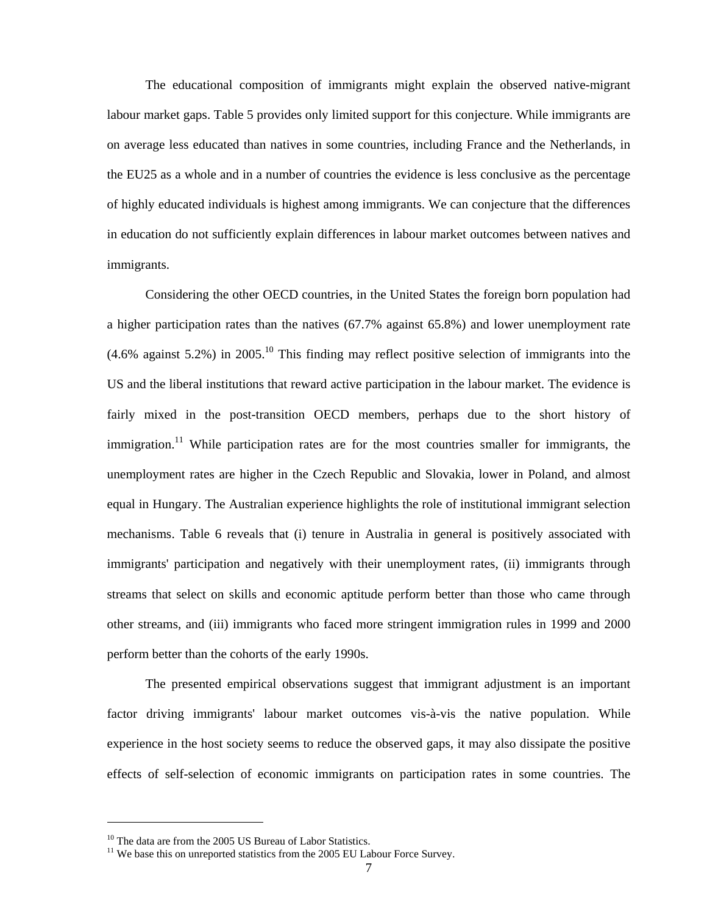The educational composition of immigrants might explain the observed native-migrant labour market gaps. Table 5 provides only limited support for this conjecture. While immigrants are on average less educated than natives in some countries, including France and the Netherlands, in the EU25 as a whole and in a number of countries the evidence is less conclusive as the percentage of highly educated individuals is highest among immigrants. We can conjecture that the differences in education do not sufficiently explain differences in labour market outcomes between natives and immigrants.

Considering the other OECD countries, in the United States the foreign born population had a higher participation rates than the natives (67.7% against 65.8%) and lower unemployment rate (4.6% against 5.2%) in 2005.[10] This finding may reflect positive selection of immigrants into the US and the liberal institutions that reward active participation in the labour market. The evidence is fairly mixed in the post-transition OECD members, perhaps due to the short history of immigration.[11] While participation rates are for the most countries smaller for immigrants, the unemployment rates are higher in the Czech Republic and Slovakia, lower in Poland, and almost equal in Hungary. The Australian experience highlights the role of institutional immigrant selection mechanisms. Table 6 reveals that (i) tenure in Australia in general is positively associated with immigrants' participation and negatively with their unemployment rates, (ii) immigrants through streams that select on skills and economic aptitude perform better than those who came through other streams, and (iii) immigrants who faced more stringent immigration rules in 1999 and 2000 perform better than the cohorts of the early 1990s.

The presented empirical observations suggest that immigrant adjustment is an important factor driving immigrants' labour market outcomes vis-à-vis the native population. While experience in the host society seems to reduce the observed gaps, it may also dissipate the positive effects of self-selection of economic immigrants on participation rates in some countries. The

---

[10] The data are from the 2005 US Bureau of Labor Statistics.

[11] We base this on unreported statistics from the 2005 EU Labour Force Survey.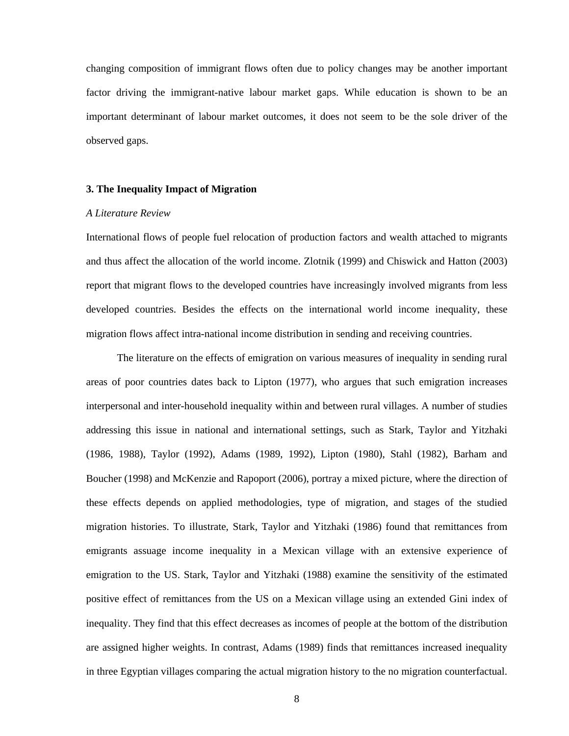changing composition of immigrant flows often due to policy changes may be another important factor driving the immigrant-native labour market gaps. While education is shown to be an important determinant of labour market outcomes, it does not seem to be the sole driver of the observed gaps.

## 3. The Inequality Impact of Migration

*A Literature Review*

International flows of people fuel relocation of production factors and wealth attached to migrants and thus affect the allocation of the world income. Zlotnik (1999) and Chiswick and Hatton (2003) report that migrant flows to the developed countries have increasingly involved migrants from less developed countries. Besides the effects on the international world income inequality, these migration flows affect intra-national income distribution in sending and receiving countries.

The literature on the effects of emigration on various measures of inequality in sending rural areas of poor countries dates back to Lipton (1977), who argues that such emigration increases interpersonal and inter-household inequality within and between rural villages. A number of studies addressing this issue in national and international settings, such as Stark, Taylor and Yitzhaki (1986, 1988), Taylor (1992), Adams (1989, 1992), Lipton (1980), Stahl (1982), Barham and Boucher (1998) and McKenzie and Rapoport (2006), portray a mixed picture, where the direction of these effects depends on applied methodologies, type of migration, and stages of the studied migration histories. To illustrate, Stark, Taylor and Yitzhaki (1986) found that remittances from emigrants assuage income inequality in a Mexican village with an extensive experience of emigration to the US. Stark, Taylor and Yitzhaki (1988) examine the sensitivity of the estimated positive effect of remittances from the US on a Mexican village using an extended Gini index of inequality. They find that this effect decreases as incomes of people at the bottom of the distribution are assigned higher weights. In contrast, Adams (1989) finds that remittances increased inequality in three Egyptian villages comparing the actual migration history to the no migration counterfactual.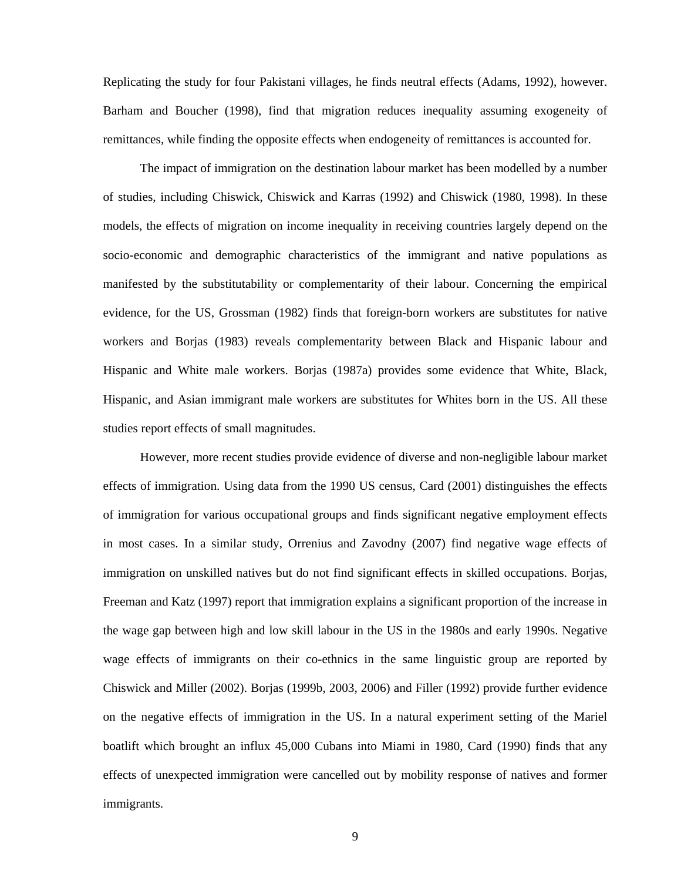Replicating the study for four Pakistani villages, he finds neutral effects (Adams, 1992), however. Barham and Boucher (1998), find that migration reduces inequality assuming exogeneity of remittances, while finding the opposite effects when endogeneity of remittances is accounted for.

The impact of immigration on the destination labour market has been modelled by a number of studies, including Chiswick, Chiswick and Karras (1992) and Chiswick (1980, 1998). In these models, the effects of migration on income inequality in receiving countries largely depend on the socio-economic and demographic characteristics of the immigrant and native populations as manifested by the substitutability or complementarity of their labour. Concerning the empirical evidence, for the US, Grossman (1982) finds that foreign-born workers are substitutes for native workers and Borjas (1983) reveals complementarity between Black and Hispanic labour and Hispanic and White male workers. Borjas (1987a) provides some evidence that White, Black, Hispanic, and Asian immigrant male workers are substitutes for Whites born in the US. All these studies report effects of small magnitudes.

However, more recent studies provide evidence of diverse and non-negligible labour market effects of immigration. Using data from the 1990 US census, Card (2001) distinguishes the effects of immigration for various occupational groups and finds significant negative employment effects in most cases. In a similar study, Orrenius and Zavodny (2007) find negative wage effects of immigration on unskilled natives but do not find significant effects in skilled occupations. Borjas, Freeman and Katz (1997) report that immigration explains a significant proportion of the increase in the wage gap between high and low skill labour in the US in the 1980s and early 1990s. Negative wage effects of immigrants on their co-ethnics in the same linguistic group are reported by Chiswick and Miller (2002). Borjas (1999b, 2003, 2006) and Filler (1992) provide further evidence on the negative effects of immigration in the US. In a natural experiment setting of the Mariel boatlift which brought an influx 45,000 Cubans into Miami in 1980, Card (1990) finds that any effects of unexpected immigration were cancelled out by mobility response of natives and former immigrants.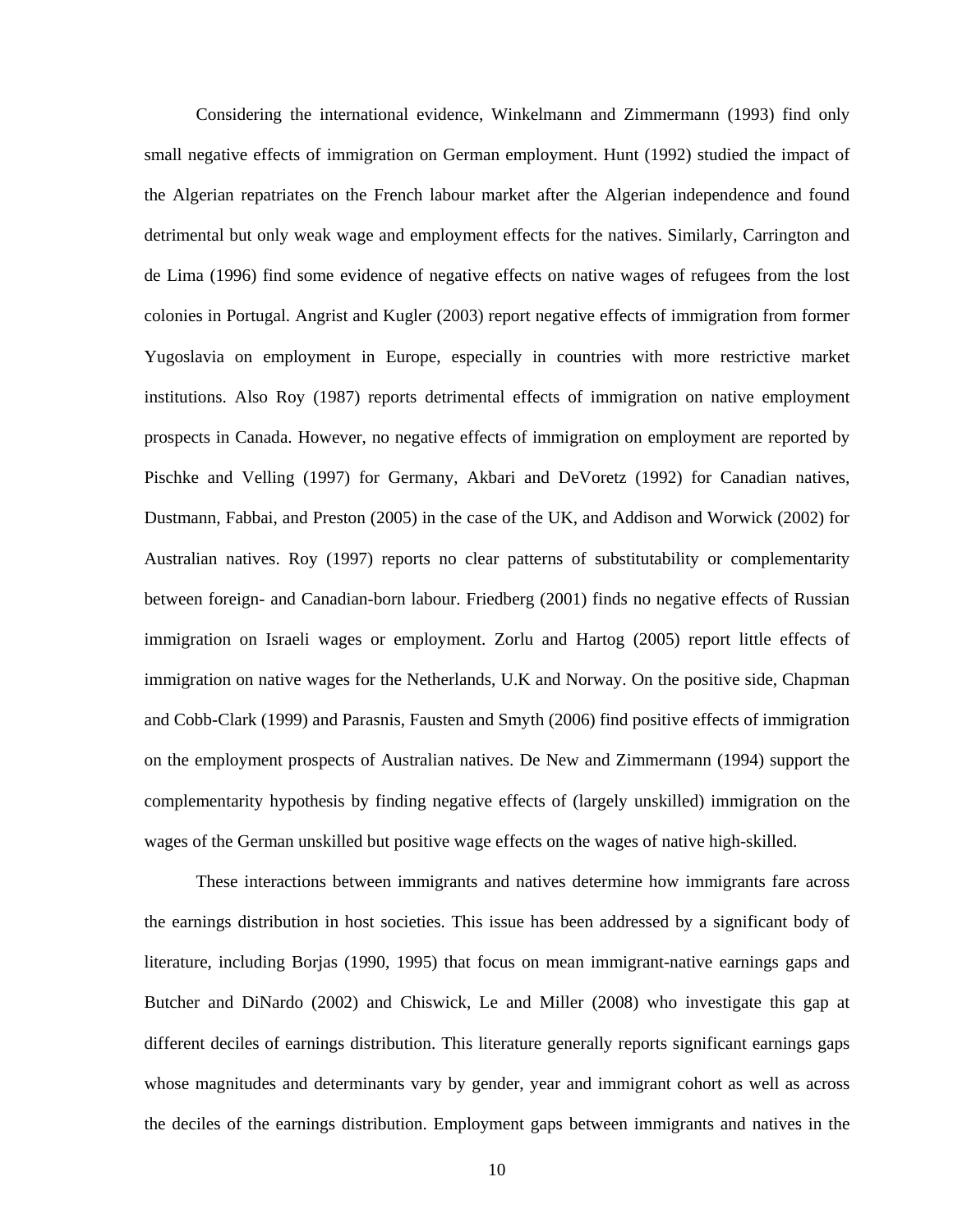Considering the international evidence, Winkelmann and Zimmermann (1993) find only small negative effects of immigration on German employment. Hunt (1992) studied the impact of the Algerian repatriates on the French labour market after the Algerian independence and found detrimental but only weak wage and employment effects for the natives. Similarly, Carrington and de Lima (1996) find some evidence of negative effects on native wages of refugees from the lost colonies in Portugal. Angrist and Kugler (2003) report negative effects of immigration from former Yugoslavia on employment in Europe, especially in countries with more restrictive market institutions. Also Roy (1987) reports detrimental effects of immigration on native employment prospects in Canada. However, no negative effects of immigration on employment are reported by Pischke and Velling (1997) for Germany, Akbari and DeVoretz (1992) for Canadian natives, Dustmann, Fabbai, and Preston (2005) in the case of the UK, and Addison and Worwick (2002) for Australian natives. Roy (1997) reports no clear patterns of substitutability or complementarity between foreign- and Canadian-born labour. Friedberg (2001) finds no negative effects of Russian immigration on Israeli wages or employment. Zorlu and Hartog (2005) report little effects of immigration on native wages for the Netherlands, U.K and Norway. On the positive side, Chapman and Cobb-Clark (1999) and Parasnis, Fausten and Smyth (2006) find positive effects of immigration on the employment prospects of Australian natives. De New and Zimmermann (1994) support the complementarity hypothesis by finding negative effects of (largely unskilled) immigration on the wages of the German unskilled but positive wage effects on the wages of native high-skilled.

These interactions between immigrants and natives determine how immigrants fare across the earnings distribution in host societies. This issue has been addressed by a significant body of literature, including Borjas (1990, 1995) that focus on mean immigrant-native earnings gaps and Butcher and DiNardo (2002) and Chiswick, Le and Miller (2008) who investigate this gap at different deciles of earnings distribution. This literature generally reports significant earnings gaps whose magnitudes and determinants vary by gender, year and immigrant cohort as well as across the deciles of the earnings distribution. Employment gaps between immigrants and natives in the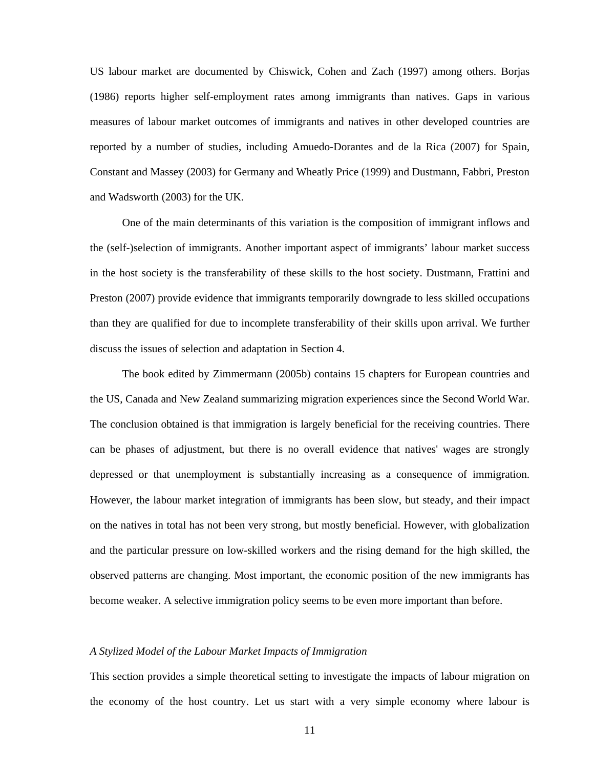US labour market are documented by Chiswick, Cohen and Zach (1997) among others. Borjas (1986) reports higher self-employment rates among immigrants than natives. Gaps in various measures of labour market outcomes of immigrants and natives in other developed countries are reported by a number of studies, including Amuedo-Dorantes and de la Rica (2007) for Spain, Constant and Massey (2003) for Germany and Wheatly Price (1999) and Dustmann, Fabbri, Preston and Wadsworth (2003) for the UK.

One of the main determinants of this variation is the composition of immigrant inflows and the (self-)selection of immigrants. Another important aspect of immigrants' labour market success in the host society is the transferability of these skills to the host society. Dustmann, Frattini and Preston (2007) provide evidence that immigrants temporarily downgrade to less skilled occupations than they are qualified for due to incomplete transferability of their skills upon arrival. We further discuss the issues of selection and adaptation in Section 4.

The book edited by Zimmermann (2005b) contains 15 chapters for European countries and the US, Canada and New Zealand summarizing migration experiences since the Second World War. The conclusion obtained is that immigration is largely beneficial for the receiving countries. There can be phases of adjustment, but there is no overall evidence that natives' wages are strongly depressed or that unemployment is substantially increasing as a consequence of immigration. However, the labour market integration of immigrants has been slow, but steady, and their impact on the natives in total has not been very strong, but mostly beneficial. However, with globalization and the particular pressure on low-skilled workers and the rising demand for the high skilled, the observed patterns are changing. Most important, the economic position of the new immigrants has become weaker. A selective immigration policy seems to be even more important than before.

### *A Stylized Model of the Labour Market Impacts of Immigration*

This section provides a simple theoretical setting to investigate the impacts of labour migration on the economy of the host country. Let us start with a very simple economy where labour is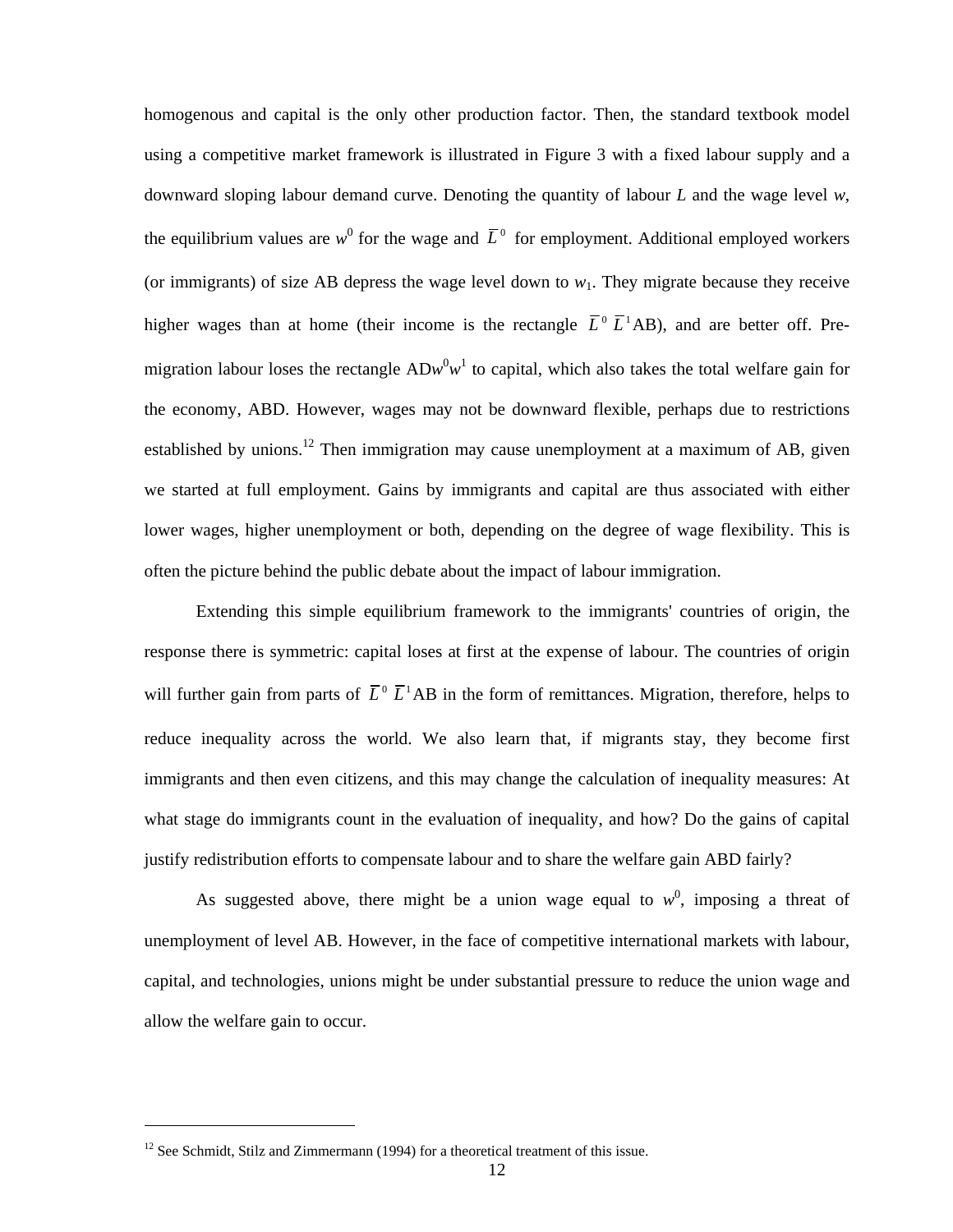homogenous and capital is the only other production factor. Then, the standard textbook model using a competitive market framework is illustrated in Figure 3 with a fixed labour supply and a downward sloping labour demand curve. Denoting the quantity of labour *L* and the wage level *w*, the equilibrium values are $w^0$ for the wage and $\bar{L}^0$ for employment. Additional employed workers (or immigrants) of size AB depress the wage level down to $w_1$. They migrate because they receive higher wages than at home (their income is the rectangle $\bar{L}^0\,\bar{L}^1$AB), and are better off. Pre-migration labour loses the rectangle AD$w^0w^1$ to capital, which also takes the total welfare gain for the economy, ABD. However, wages may not be downward flexible, perhaps due to restrictions established by unions.[12] Then immigration may cause unemployment at a maximum of AB, given we started at full employment. Gains by immigrants and capital are thus associated with either lower wages, higher unemployment or both, depending on the degree of wage flexibility. This is often the picture behind the public debate about the impact of labour immigration.

Extending this simple equilibrium framework to the immigrants' countries of origin, the response there is symmetric: capital loses at first at the expense of labour. The countries of origin will further gain from parts of $\bar{L}^0\,\bar{L}^1$AB in the form of remittances. Migration, therefore, helps to reduce inequality across the world. We also learn that, if migrants stay, they become first immigrants and then even citizens, and this may change the calculation of inequality measures: At what stage do immigrants count in the evaluation of inequality, and how? Do the gains of capital justify redistribution efforts to compensate labour and to share the welfare gain ABD fairly?

As suggested above, there might be a union wage equal to $w^0$, imposing a threat of unemployment of level AB. However, in the face of competitive international markets with labour, capital, and technologies, unions might be under substantial pressure to reduce the union wage and allow the welfare gain to occur.

[12] See Schmidt, Stilz and Zimmermann (1994) for a theoretical treatment of this issue.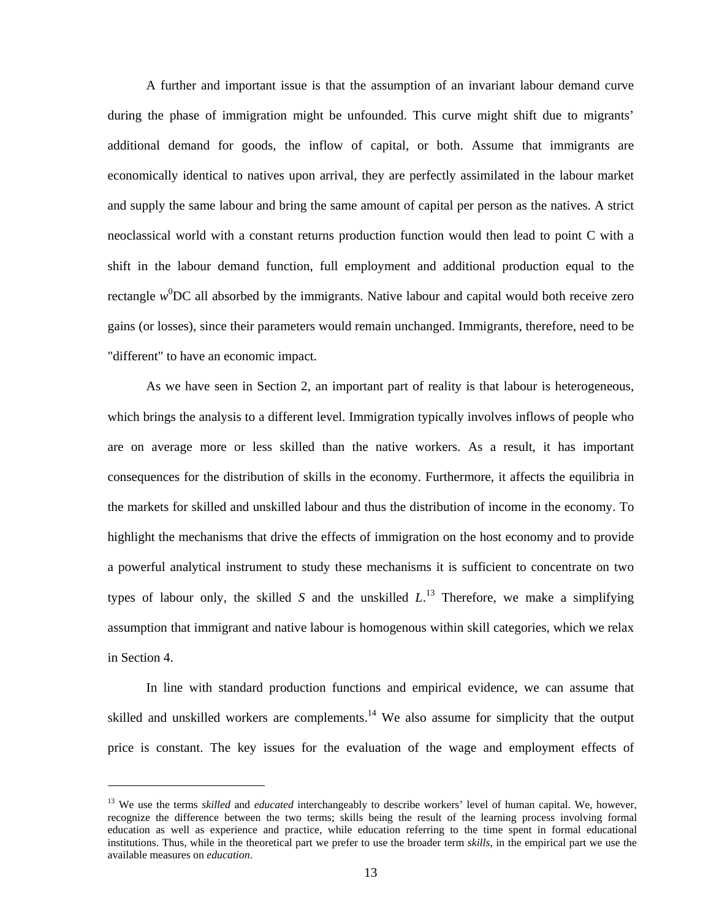A further and important issue is that the assumption of an invariant labour demand curve during the phase of immigration might be unfounded. This curve might shift due to migrants' additional demand for goods, the inflow of capital, or both. Assume that immigrants are economically identical to natives upon arrival, they are perfectly assimilated in the labour market and supply the same labour and bring the same amount of capital per person as the natives. A strict neoclassical world with a constant returns production function would then lead to point C with a shift in the labour demand function, full employment and additional production equal to the rectangle $w^0$DC all absorbed by the immigrants. Native labour and capital would both receive zero gains (or losses), since their parameters would remain unchanged. Immigrants, therefore, need to be "different" to have an economic impact.

As we have seen in Section 2, an important part of reality is that labour is heterogeneous, which brings the analysis to a different level. Immigration typically involves inflows of people who are on average more or less skilled than the native workers. As a result, it has important consequences for the distribution of skills in the economy. Furthermore, it affects the equilibria in the markets for skilled and unskilled labour and thus the distribution of income in the economy. To highlight the mechanisms that drive the effects of immigration on the host economy and to provide a powerful analytical instrument to study these mechanisms it is sufficient to concentrate on two types of labour only, the skilled $S$ and the unskilled $L$.[13] Therefore, we make a simplifying assumption that immigrant and native labour is homogenous within skill categories, which we relax in Section 4.

In line with standard production functions and empirical evidence, we can assume that skilled and unskilled workers are complements.[14] We also assume for simplicity that the output price is constant. The key issues for the evaluation of the wage and employment effects of

[13] We use the terms *skilled* and *educated* interchangeably to describe workers' level of human capital. We, however, recognize the difference between the two terms; skills being the result of the learning process involving formal education as well as experience and practice, while education referring to the time spent in formal educational institutions. Thus, while in the theoretical part we prefer to use the broader term *skills*, in the empirical part we use the available measures on *education*.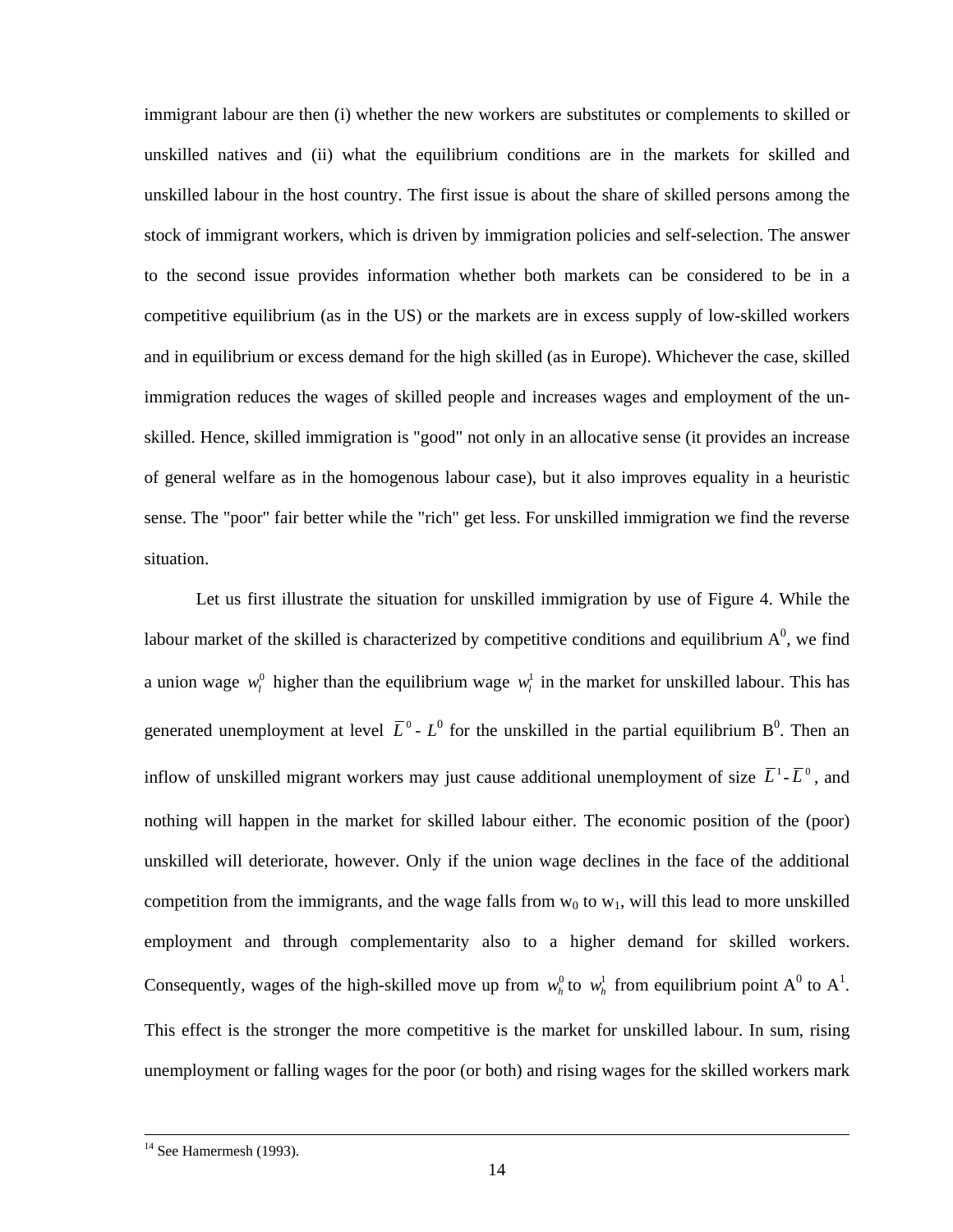immigrant labour are then (i) whether the new workers are substitutes or complements to skilled or unskilled natives and (ii) what the equilibrium conditions are in the markets for skilled and unskilled labour in the host country. The first issue is about the share of skilled persons among the stock of immigrant workers, which is driven by immigration policies and self-selection. The answer to the second issue provides information whether both markets can be considered to be in a competitive equilibrium (as in the US) or the markets are in excess supply of low-skilled workers and in equilibrium or excess demand for the high skilled (as in Europe). Whichever the case, skilled immigration reduces the wages of skilled people and increases wages and employment of the unskilled. Hence, skilled immigration is "good" not only in an allocative sense (it provides an increase of general welfare as in the homogenous labour case), but it also improves equality in a heuristic sense. The "poor" fair better while the "rich" get less. For unskilled immigration we find the reverse situation.

Let us first illustrate the situation for unskilled immigration by use of Figure 4. While the labour market of the skilled is characterized by competitive conditions and equilibrium $A^0$, we find a union wage $w_l^0$ higher than the equilibrium wage $w_l^1$ in the market for unskilled labour. This has generated unemployment at level $\bar{L}^0$ - $L^0$ for the unskilled in the partial equilibrium $B^0$. Then an inflow of unskilled migrant workers may just cause additional unemployment of size $\bar{L}^1$-$\bar{L}^0$, and nothing will happen in the market for skilled labour either. The economic position of the (poor) unskilled will deteriorate, however. Only if the union wage declines in the face of the additional competition from the immigrants, and the wage falls from $w_0$ to $w_1$, will this lead to more unskilled employment and through complementarity also to a higher demand for skilled workers. Consequently, wages of the high-skilled move up from $w_h^0$ to $w_h^1$ from equilibrium point $A^0$ to $A^1$. This effect is the stronger the more competitive is the market for unskilled labour. In sum, rising unemployment or falling wages for the poor (or both) and rising wages for the skilled workers mark

[14] See Hamermesh (1993).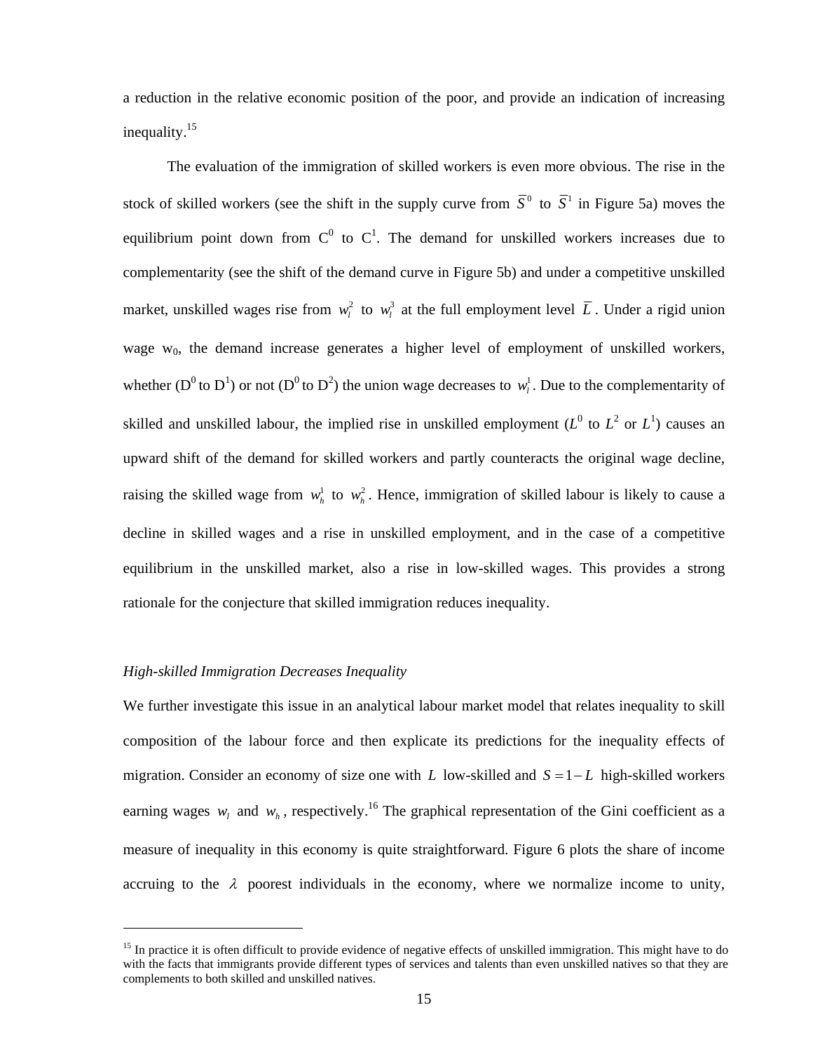a reduction in the relative economic position of the poor, and provide an indication of increasing inequality.[15]

The evaluation of the immigration of skilled workers is even more obvious. The rise in the stock of skilled workers (see the shift in the supply curve from $\overline{S}^0$ to $\overline{S}^1$ in Figure 5a) moves the equilibrium point down from $C^0$ to $C^1$. The demand for unskilled workers increases due to complementarity (see the shift of the demand curve in Figure 5b) and under a competitive unskilled market, unskilled wages rise from $w_l^2$ to $w_l^3$ at the full employment level $\overline{L}$. Under a rigid union wage $w_0$, the demand increase generates a higher level of employment of unskilled workers, whether ($D^0$ to $D^1$) or not ($D^0$ to $D^2$) the union wage decreases to $w_l^1$. Due to the complementarity of skilled and unskilled labour, the implied rise in unskilled employment ($L^0$ to $L^2$ or $L^1$) causes an upward shift of the demand for skilled workers and partly counteracts the original wage decline, raising the skilled wage from $w_h^1$ to $w_h^2$. Hence, immigration of skilled labour is likely to cause a decline in skilled wages and a rise in unskilled employment, and in the case of a competitive equilibrium in the unskilled market, also a rise in low-skilled wages. This provides a strong rationale for the conjecture that skilled immigration reduces inequality.

*High-skilled Immigration Decreases Inequality*

We further investigate this issue in an analytical labour market model that relates inequality to skill composition of the labour force and then explicate its predictions for the inequality effects of migration. Consider an economy of size one with $L$ low-skilled and $S = 1 - L$ high-skilled workers earning wages $w_l$ and $w_h$, respectively.[16] The graphical representation of the Gini coefficient as a measure of inequality in this economy is quite straightforward. Figure 6 plots the share of income accruing to the $\lambda$ poorest individuals in the economy, where we normalize income to unity,

[15] In practice it is often difficult to provide evidence of negative effects of unskilled immigration. This might have to do with the facts that immigrants provide different types of services and talents than even unskilled natives so that they are complements to both skilled and unskilled natives.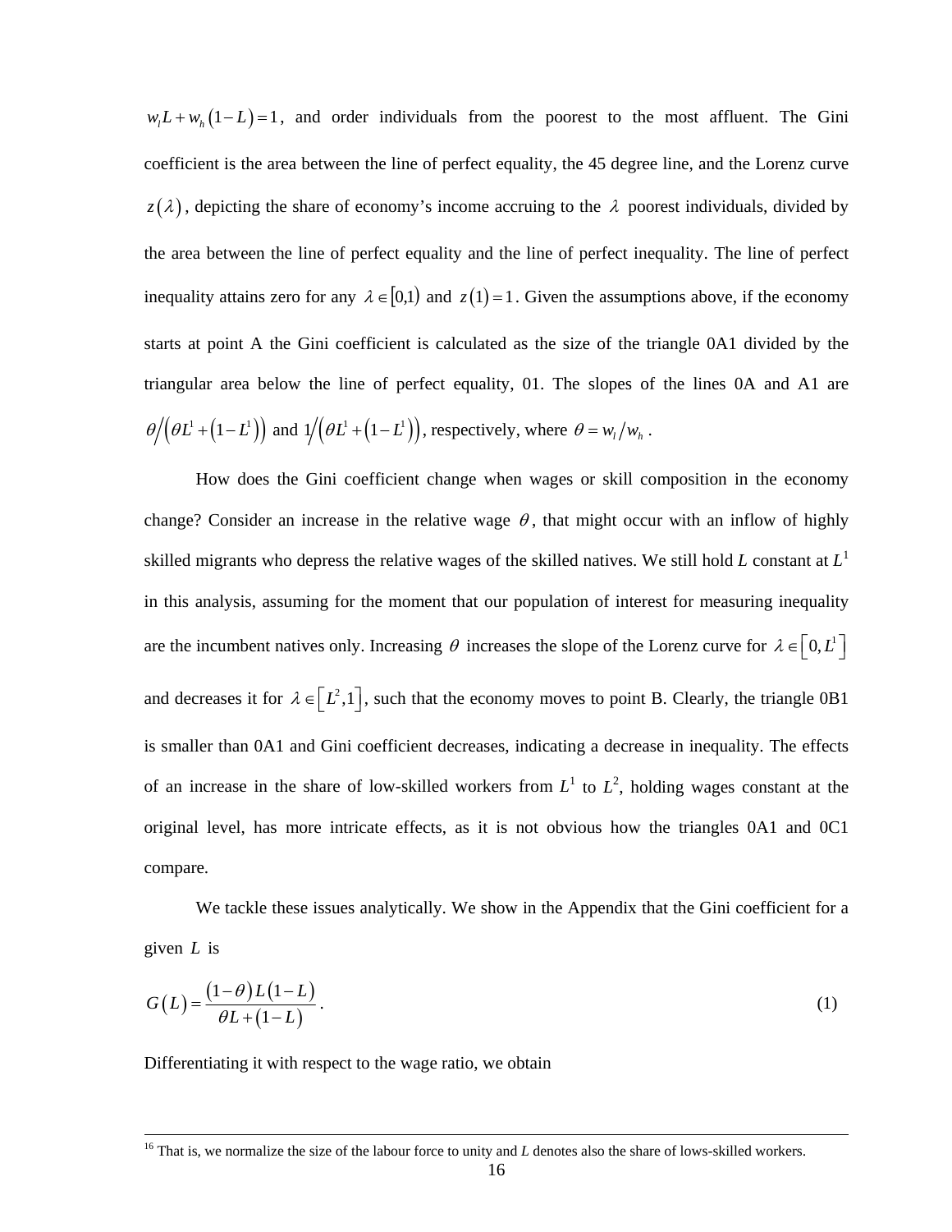$w_l L + w_h(1-L) = 1$, and order individuals from the poorest to the most affluent. The Gini coefficient is the area between the line of perfect equality, the 45 degree line, and the Lorenz curve $z(\lambda)$, depicting the share of economy's income accruing to the $\lambda$ poorest individuals, divided by the area between the line of perfect equality and the line of perfect inequality. The line of perfect inequality attains zero for any $\lambda \in [0,1)$ and $z(1) = 1$. Given the assumptions above, if the economy starts at point A the Gini coefficient is calculated as the size of the triangle 0A1 divided by the triangular area below the line of perfect equality, 01. The slopes of the lines 0A and A1 are $\theta / \left(\theta L^1 + (1-L^1)\right)$ and $1 / \left(\theta L^1 + (1-L^1)\right)$, respectively, where $\theta = w_l / w_h$.

How does the Gini coefficient change when wages or skill composition in the economy change? Consider an increase in the relative wage $\theta$, that might occur with an inflow of highly skilled migrants who depress the relative wages of the skilled natives. We still hold $L$ constant at $L^1$ in this analysis, assuming for the moment that our population of interest for measuring inequality are the incumbent natives only. Increasing $\theta$ increases the slope of the Lorenz curve for $\lambda \in \left[0, L^1\right]$ and decreases it for $\lambda \in \left[L^2, 1\right]$, such that the economy moves to point B. Clearly, the triangle 0B1 is smaller than 0A1 and Gini coefficient decreases, indicating a decrease in inequality. The effects of an increase in the share of low-skilled workers from $L^1$ to $L^2$, holding wages constant at the original level, has more intricate effects, as it is not obvious how the triangles 0A1 and 0C1 compare.

We tackle these issues analytically. We show in the Appendix that the Gini coefficient for a given $L$ is

$$G(L) = \frac{(1-\theta)L(1-L)}{\theta L + (1-L)}. \tag{1}$$

Differentiating it with respect to the wage ratio, we obtain

[16] That is, we normalize the size of the labour force to unity and $L$ denotes also the share of lows-skilled workers.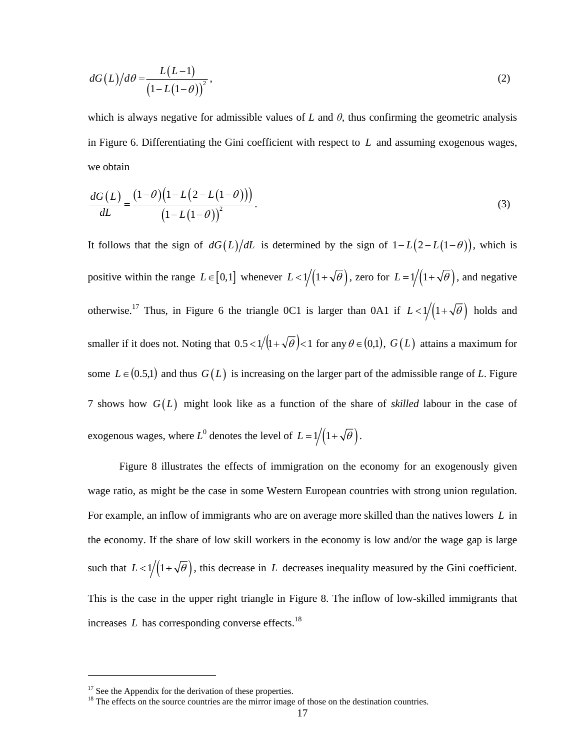$$dG(L)/d\theta = \frac{L(L-1)}{\left(1-L(1-\theta)\right)^2}, \tag{2}$$

which is always negative for admissible values of $L$ and $\theta$, thus confirming the geometric analysis in Figure 6. Differentiating the Gini coefficient with respect to $L$ and assuming exogenous wages, we obtain

$$\frac{dG(L)}{dL} = \frac{(1-\theta)\left(1-L\left(2-L(1-\theta)\right)\right)}{\left(1-L(1-\theta)\right)^2}. \tag{3}$$

It follows that the sign of $dG(L)/dL$ is determined by the sign of $1-L\left(2-L(1-\theta)\right)$, which is positive within the range $L \in [0,1]$ whenever $L < 1/\left(1+\sqrt{\theta}\right)$, zero for $L = 1/\left(1+\sqrt{\theta}\right)$, and negative otherwise.[17] Thus, in Figure 6 the triangle 0C1 is larger than 0A1 if $L < 1/\left(1+\sqrt{\theta}\right)$ holds and smaller if it does not. Noting that $0.5 < 1/\left(1+\sqrt{\theta}\right) < 1$ for any $\theta \in (0,1)$, $G(L)$ attains a maximum for some $L \in (0.5,1)$ and thus $G(L)$ is increasing on the larger part of the admissible range of $L$. Figure 7 shows how $G(L)$ might look like as a function of the share of *skilled* labour in the case of exogenous wages, where $L^0$ denotes the level of $L = 1/\left(1+\sqrt{\theta}\right)$.

Figure 8 illustrates the effects of immigration on the economy for an exogenously given wage ratio, as might be the case in some Western European countries with strong union regulation. For example, an inflow of immigrants who are on average more skilled than the natives lowers $L$ in the economy. If the share of low skill workers in the economy is low and/or the wage gap is large such that $L < 1/\left(1+\sqrt{\theta}\right)$, this decrease in $L$ decreases inequality measured by the Gini coefficient. This is the case in the upper right triangle in Figure 8. The inflow of low-skilled immigrants that increases $L$ has corresponding converse effects.[18]

---

[17] See the Appendix for the derivation of these properties.

[18] The effects on the source countries are the mirror image of those on the destination countries.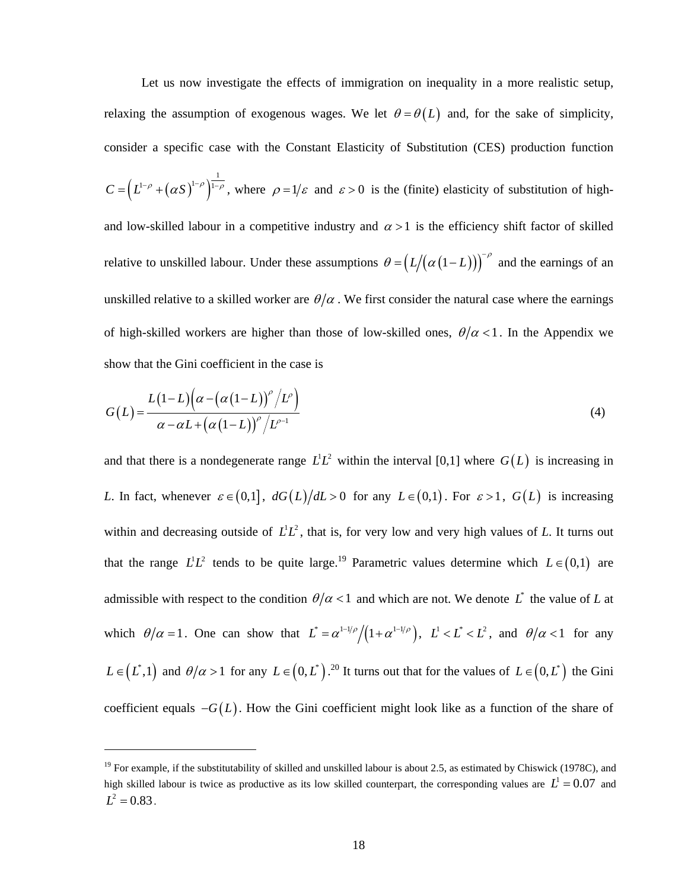Let us now investigate the effects of immigration on inequality in a more realistic setup, relaxing the assumption of exogenous wages. We let $\theta = \theta(L)$ and, for the sake of simplicity, consider a specific case with the Constant Elasticity of Substitution (CES) production function $C = \left(L^{1-\rho} + (\alpha S)^{1-\rho}\right)^{\frac{1}{1-\rho}}$, where $\rho = 1/\varepsilon$ and $\varepsilon > 0$ is the (finite) elasticity of substitution of high- and low-skilled labour in a competitive industry and $\alpha > 1$ is the efficiency shift factor of skilled relative to unskilled labour. Under these assumptions $\theta = \left(L/\left(\alpha(1-L)\right)\right)^{-\rho}$ and the earnings of an unskilled relative to a skilled worker are $\theta/\alpha$. We first consider the natural case where the earnings of high-skilled workers are higher than those of low-skilled ones, $\theta/\alpha < 1$. In the Appendix we show that the Gini coefficient in the case is

$$G(L) = \frac{L(1-L)\left(\alpha - \left(\alpha(1-L)\right)^{\rho}/L^{\rho}\right)}{\alpha - \alpha L + \left(\alpha(1-L)\right)^{\rho}/L^{\rho-1}} \tag{4}$$

and that there is a nondegenerate range $L^1L^2$ within the interval [0,1] where $G(L)$ is increasing in $L$. In fact, whenever $\varepsilon \in (0,1]$, $dG(L)/dL > 0$ for any $L \in (0,1)$. For $\varepsilon > 1$, $G(L)$ is increasing within and decreasing outside of $L^1L^2$, that is, for very low and very high values of $L$. It turns out that the range $L^1L^2$ tends to be quite large.[19] Parametric values determine which $L \in (0,1)$ are admissible with respect to the condition $\theta/\alpha < 1$ and which are not. We denote $L^*$ the value of $L$ at which $\theta/\alpha = 1$. One can show that $L^* = \alpha^{1-1/\rho}/\left(1+\alpha^{1-1/\rho}\right)$, $L^1 < L^* < L^2$, and $\theta/\alpha < 1$ for any $L \in (L^*, 1)$ and $\theta/\alpha > 1$ for any $L \in (0, L^*)$.[20] It turns out that for the values of $L \in (0, L^*)$ the Gini coefficient equals $-G(L)$. How the Gini coefficient might look like as a function of the share of

---

[19] For example, if the substitutability of skilled and unskilled labour is about 2.5, as estimated by Chiswick (1978C), and high skilled labour is twice as productive as its low skilled counterpart, the corresponding values are $L^1 = 0.07$ and $L^2 = 0.83$.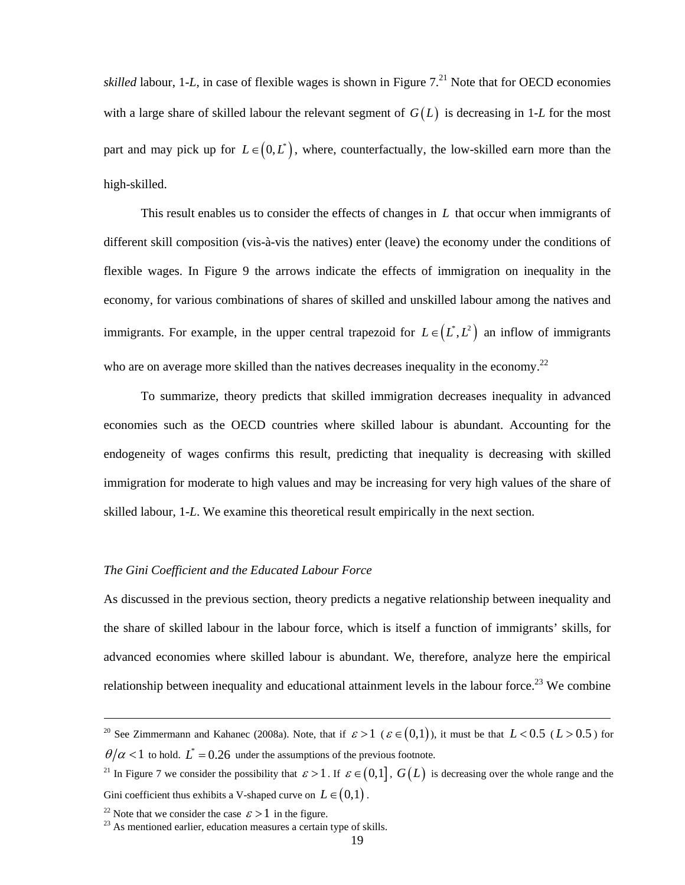*skilled* labour, 1-*L*, in case of flexible wages is shown in Figure 7.[21] Note that for OECD economies with a large share of skilled labour the relevant segment of $G(L)$ is decreasing in 1-*L* for the most part and may pick up for $L \in (0, L^*)$, where, counterfactually, the low-skilled earn more than the high-skilled.

This result enables us to consider the effects of changes in $L$ that occur when immigrants of different skill composition (vis-à-vis the natives) enter (leave) the economy under the conditions of flexible wages. In Figure 9 the arrows indicate the effects of immigration on inequality in the economy, for various combinations of shares of skilled and unskilled labour among the natives and immigrants. For example, in the upper central trapezoid for $L \in (L^*, L^2)$ an inflow of immigrants who are on average more skilled than the natives decreases inequality in the economy.[22]

To summarize, theory predicts that skilled immigration decreases inequality in advanced economies such as the OECD countries where skilled labour is abundant. Accounting for the endogeneity of wages confirms this result, predicting that inequality is decreasing with skilled immigration for moderate to high values and may be increasing for very high values of the share of skilled labour, 1-*L*. We examine this theoretical result empirically in the next section.

### *The Gini Coefficient and the Educated Labour Force*

As discussed in the previous section, theory predicts a negative relationship between inequality and the share of skilled labour in the labour force, which is itself a function of immigrants' skills, for advanced economies where skilled labour is abundant. We, therefore, analyze here the empirical relationship between inequality and educational attainment levels in the labour force.[23] We combine

---

[20] See Zimmermann and Kahanec (2008a). Note, that if $\varepsilon > 1$ ($\varepsilon \in (0,1)$), it must be that $L < 0.5$ ($L > 0.5$) for $\theta/\alpha < 1$ to hold. $L^* = 0.26$ under the assumptions of the previous footnote.

[21] In Figure 7 we consider the possibility that $\varepsilon > 1$. If $\varepsilon \in (0,1]$, $G(L)$ is decreasing over the whole range and the Gini coefficient thus exhibits a V-shaped curve on $L \in (0,1)$.

[22] Note that we consider the case $\varepsilon > 1$ in the figure.

[23] As mentioned earlier, education measures a certain type of skills.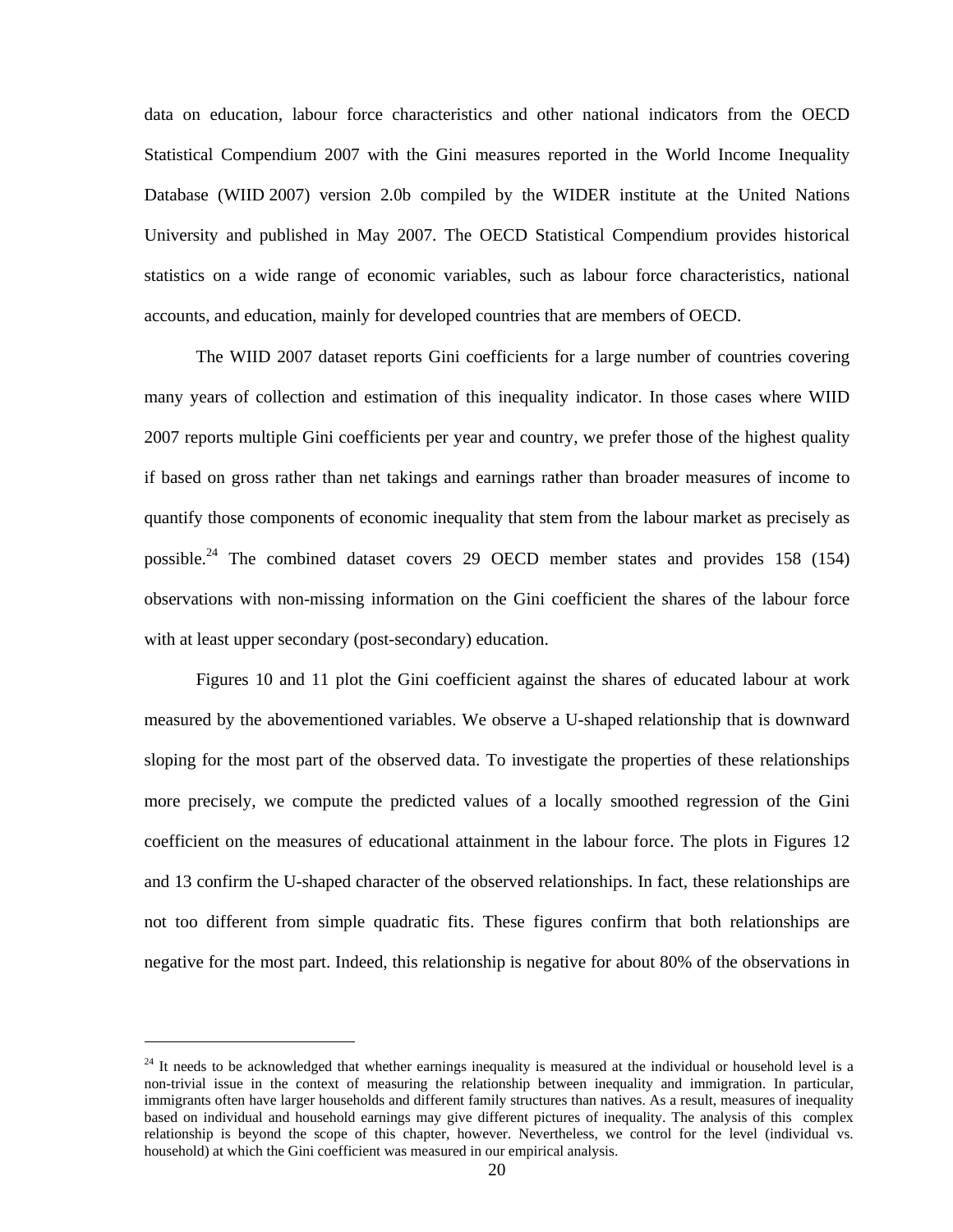data on education, labour force characteristics and other national indicators from the OECD Statistical Compendium 2007 with the Gini measures reported in the World Income Inequality Database (WIID 2007) version 2.0b compiled by the WIDER institute at the United Nations University and published in May 2007. The OECD Statistical Compendium provides historical statistics on a wide range of economic variables, such as labour force characteristics, national accounts, and education, mainly for developed countries that are members of OECD.

The WIID 2007 dataset reports Gini coefficients for a large number of countries covering many years of collection and estimation of this inequality indicator. In those cases where WIID 2007 reports multiple Gini coefficients per year and country, we prefer those of the highest quality if based on gross rather than net takings and earnings rather than broader measures of income to quantify those components of economic inequality that stem from the labour market as precisely as possible.[24] The combined dataset covers 29 OECD member states and provides 158 (154) observations with non-missing information on the Gini coefficient the shares of the labour force with at least upper secondary (post-secondary) education.

Figures 10 and 11 plot the Gini coefficient against the shares of educated labour at work measured by the abovementioned variables. We observe a U-shaped relationship that is downward sloping for the most part of the observed data. To investigate the properties of these relationships more precisely, we compute the predicted values of a locally smoothed regression of the Gini coefficient on the measures of educational attainment in the labour force. The plots in Figures 12 and 13 confirm the U-shaped character of the observed relationships. In fact, these relationships are not too different from simple quadratic fits. These figures confirm that both relationships are negative for the most part. Indeed, this relationship is negative for about 80% of the observations in

---

[24] It needs to be acknowledged that whether earnings inequality is measured at the individual or household level is a non-trivial issue in the context of measuring the relationship between inequality and immigration. In particular, immigrants often have larger households and different family structures than natives. As a result, measures of inequality based on individual and household earnings may give different pictures of inequality. The analysis of this complex relationship is beyond the scope of this chapter, however. Nevertheless, we control for the level (individual vs. household) at which the Gini coefficient was measured in our empirical analysis.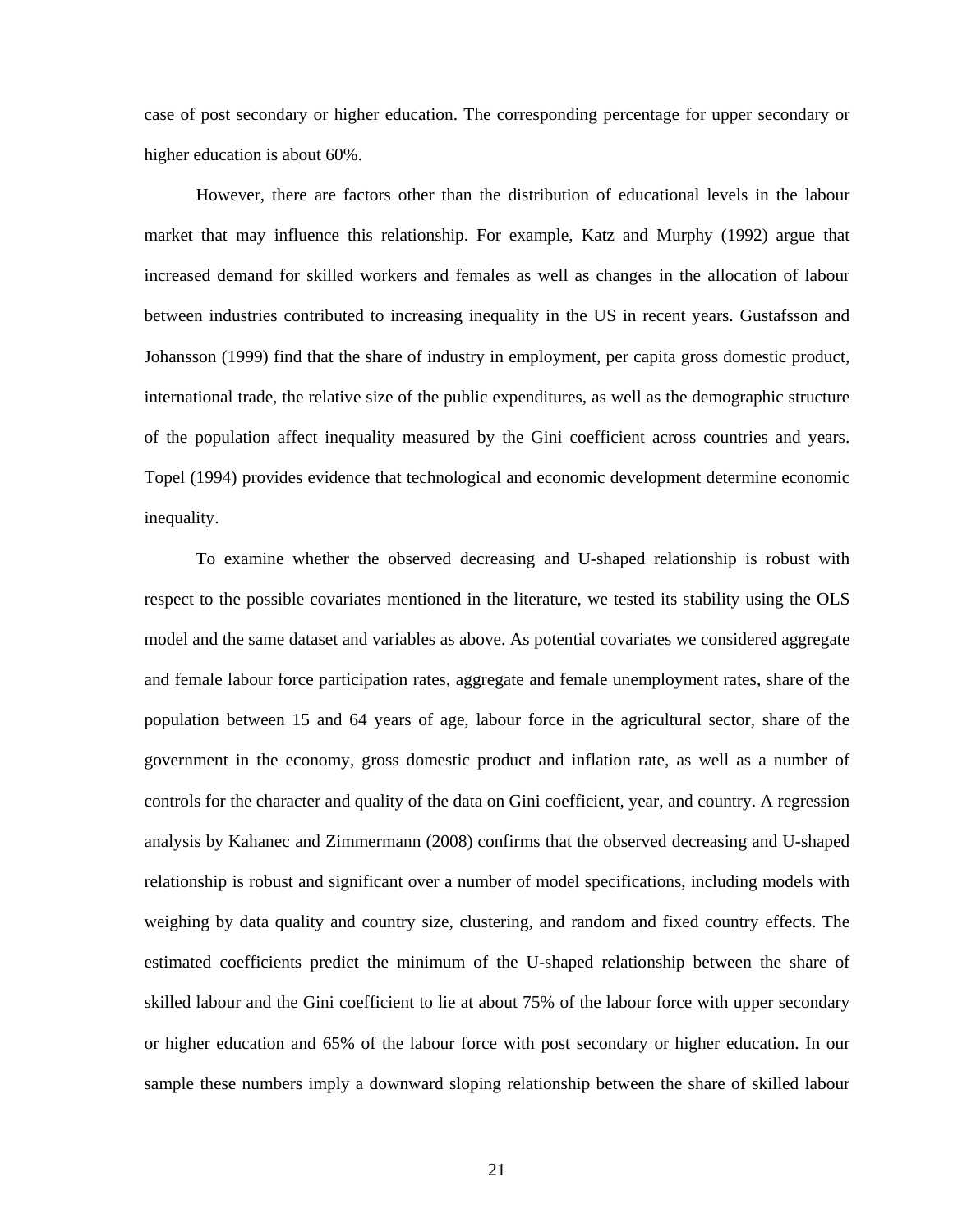case of post secondary or higher education. The corresponding percentage for upper secondary or higher education is about 60%.

However, there are factors other than the distribution of educational levels in the labour market that may influence this relationship. For example, Katz and Murphy (1992) argue that increased demand for skilled workers and females as well as changes in the allocation of labour between industries contributed to increasing inequality in the US in recent years. Gustafsson and Johansson (1999) find that the share of industry in employment, per capita gross domestic product, international trade, the relative size of the public expenditures, as well as the demographic structure of the population affect inequality measured by the Gini coefficient across countries and years. Topel (1994) provides evidence that technological and economic development determine economic inequality.

To examine whether the observed decreasing and U-shaped relationship is robust with respect to the possible covariates mentioned in the literature, we tested its stability using the OLS model and the same dataset and variables as above. As potential covariates we considered aggregate and female labour force participation rates, aggregate and female unemployment rates, share of the population between 15 and 64 years of age, labour force in the agricultural sector, share of the government in the economy, gross domestic product and inflation rate, as well as a number of controls for the character and quality of the data on Gini coefficient, year, and country. A regression analysis by Kahanec and Zimmermann (2008) confirms that the observed decreasing and U-shaped relationship is robust and significant over a number of model specifications, including models with weighing by data quality and country size, clustering, and random and fixed country effects. The estimated coefficients predict the minimum of the U-shaped relationship between the share of skilled labour and the Gini coefficient to lie at about 75% of the labour force with upper secondary or higher education and 65% of the labour force with post secondary or higher education. In our sample these numbers imply a downward sloping relationship between the share of skilled labour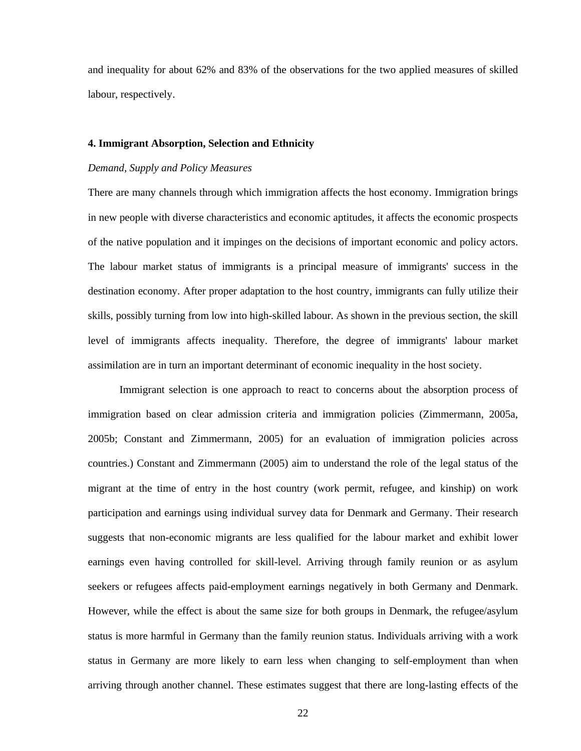and inequality for about 62% and 83% of the observations for the two applied measures of skilled labour, respectively.

## 4. Immigrant Absorption, Selection and Ethnicity

*Demand, Supply and Policy Measures*

There are many channels through which immigration affects the host economy. Immigration brings in new people with diverse characteristics and economic aptitudes, it affects the economic prospects of the native population and it impinges on the decisions of important economic and policy actors. The labour market status of immigrants is a principal measure of immigrants' success in the destination economy. After proper adaptation to the host country, immigrants can fully utilize their skills, possibly turning from low into high-skilled labour. As shown in the previous section, the skill level of immigrants affects inequality. Therefore, the degree of immigrants' labour market assimilation are in turn an important determinant of economic inequality in the host society.

Immigrant selection is one approach to react to concerns about the absorption process of immigration based on clear admission criteria and immigration policies (Zimmermann, 2005a, 2005b; Constant and Zimmermann, 2005) for an evaluation of immigration policies across countries.) Constant and Zimmermann (2005) aim to understand the role of the legal status of the migrant at the time of entry in the host country (work permit, refugee, and kinship) on work participation and earnings using individual survey data for Denmark and Germany. Their research suggests that non-economic migrants are less qualified for the labour market and exhibit lower earnings even having controlled for skill-level. Arriving through family reunion or as asylum seekers or refugees affects paid-employment earnings negatively in both Germany and Denmark. However, while the effect is about the same size for both groups in Denmark, the refugee/asylum status is more harmful in Germany than the family reunion status. Individuals arriving with a work status in Germany are more likely to earn less when changing to self-employment than when arriving through another channel. These estimates suggest that there are long-lasting effects of the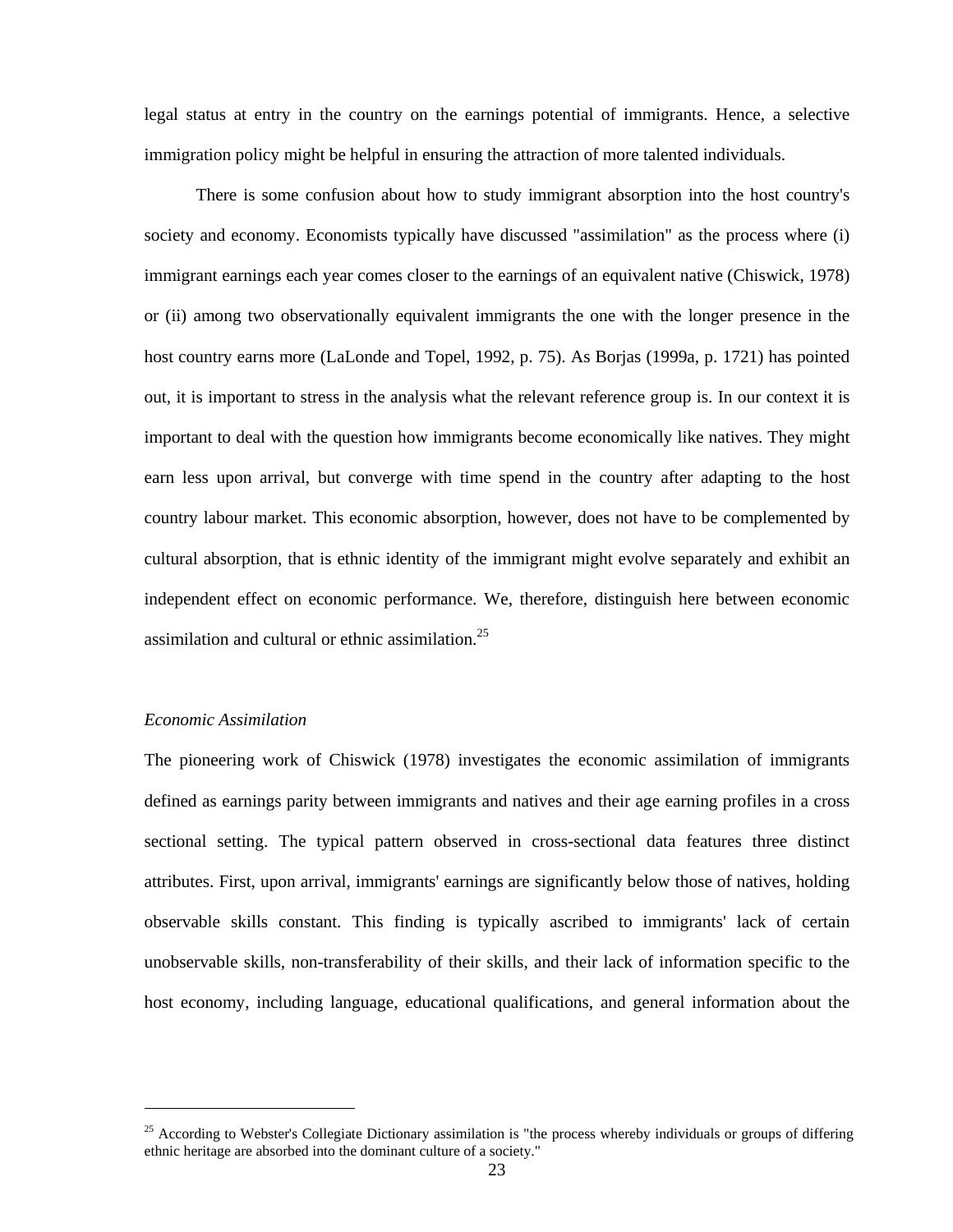legal status at entry in the country on the earnings potential of immigrants. Hence, a selective immigration policy might be helpful in ensuring the attraction of more talented individuals.

There is some confusion about how to study immigrant absorption into the host country's society and economy. Economists typically have discussed "assimilation" as the process where (i) immigrant earnings each year comes closer to the earnings of an equivalent native (Chiswick, 1978) or (ii) among two observationally equivalent immigrants the one with the longer presence in the host country earns more (LaLonde and Topel, 1992, p. 75). As Borjas (1999a, p. 1721) has pointed out, it is important to stress in the analysis what the relevant reference group is. In our context it is important to deal with the question how immigrants become economically like natives. They might earn less upon arrival, but converge with time spend in the country after adapting to the host country labour market. This economic absorption, however, does not have to be complemented by cultural absorption, that is ethnic identity of the immigrant might evolve separately and exhibit an independent effect on economic performance. We, therefore, distinguish here between economic assimilation and cultural or ethnic assimilation.[25]

*Economic Assimilation*

The pioneering work of Chiswick (1978) investigates the economic assimilation of immigrants defined as earnings parity between immigrants and natives and their age earning profiles in a cross sectional setting. The typical pattern observed in cross-sectional data features three distinct attributes. First, upon arrival, immigrants' earnings are significantly below those of natives, holding observable skills constant. This finding is typically ascribed to immigrants' lack of certain unobservable skills, non-transferability of their skills, and their lack of information specific to the host economy, including language, educational qualifications, and general information about the

[25] According to Webster's Collegiate Dictionary assimilation is "the process whereby individuals or groups of differing ethnic heritage are absorbed into the dominant culture of a society."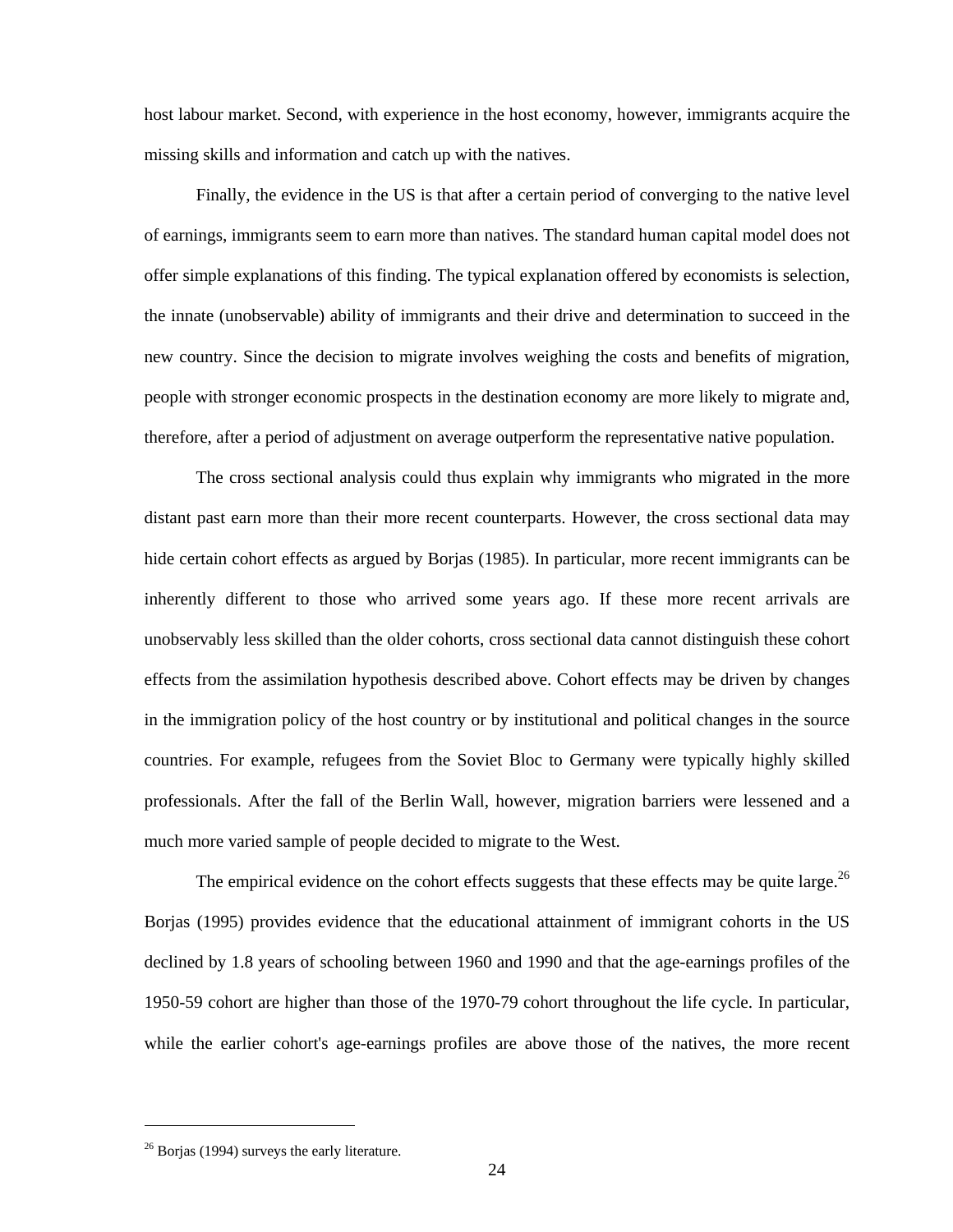host labour market. Second, with experience in the host economy, however, immigrants acquire the missing skills and information and catch up with the natives.

Finally, the evidence in the US is that after a certain period of converging to the native level of earnings, immigrants seem to earn more than natives. The standard human capital model does not offer simple explanations of this finding. The typical explanation offered by economists is selection, the innate (unobservable) ability of immigrants and their drive and determination to succeed in the new country. Since the decision to migrate involves weighing the costs and benefits of migration, people with stronger economic prospects in the destination economy are more likely to migrate and, therefore, after a period of adjustment on average outperform the representative native population.

The cross sectional analysis could thus explain why immigrants who migrated in the more distant past earn more than their more recent counterparts. However, the cross sectional data may hide certain cohort effects as argued by Borjas (1985). In particular, more recent immigrants can be inherently different to those who arrived some years ago. If these more recent arrivals are unobservably less skilled than the older cohorts, cross sectional data cannot distinguish these cohort effects from the assimilation hypothesis described above. Cohort effects may be driven by changes in the immigration policy of the host country or by institutional and political changes in the source countries. For example, refugees from the Soviet Bloc to Germany were typically highly skilled professionals. After the fall of the Berlin Wall, however, migration barriers were lessened and a much more varied sample of people decided to migrate to the West.

The empirical evidence on the cohort effects suggests that these effects may be quite large.[26] Borjas (1995) provides evidence that the educational attainment of immigrant cohorts in the US declined by 1.8 years of schooling between 1960 and 1990 and that the age-earnings profiles of the 1950-59 cohort are higher than those of the 1970-79 cohort throughout the life cycle. In particular, while the earlier cohort's age-earnings profiles are above those of the natives, the more recent

[26] Borjas (1994) surveys the early literature.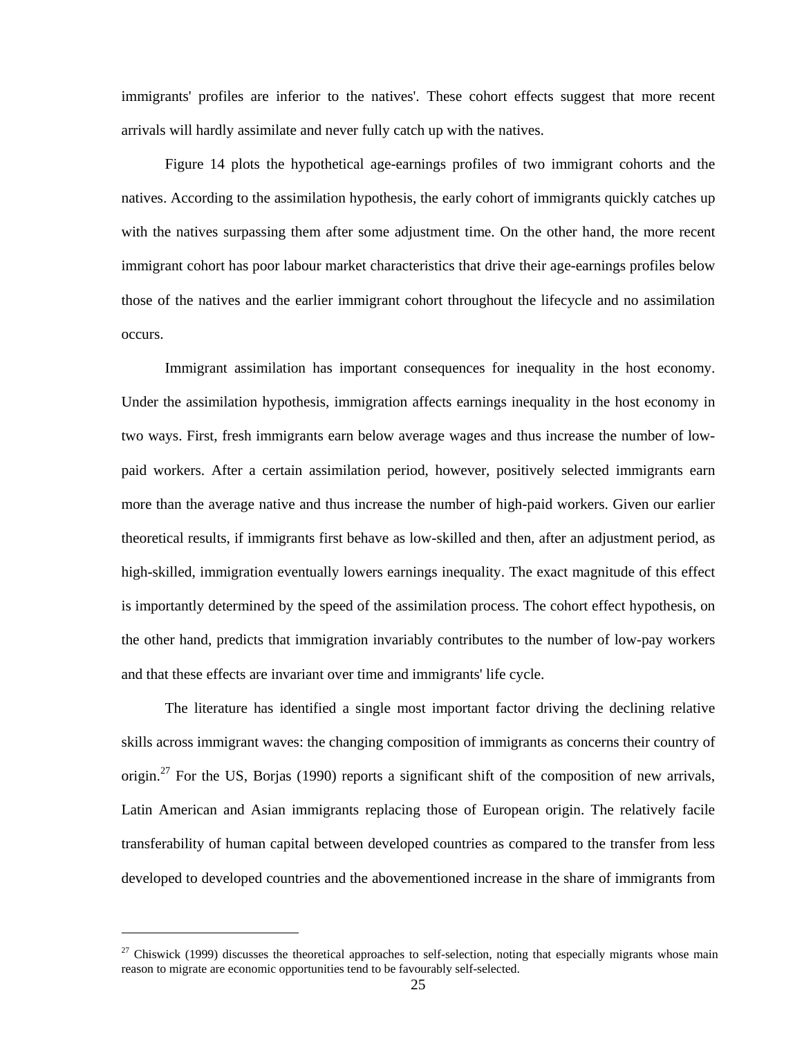immigrants' profiles are inferior to the natives'. These cohort effects suggest that more recent arrivals will hardly assimilate and never fully catch up with the natives.

Figure 14 plots the hypothetical age-earnings profiles of two immigrant cohorts and the natives. According to the assimilation hypothesis, the early cohort of immigrants quickly catches up with the natives surpassing them after some adjustment time. On the other hand, the more recent immigrant cohort has poor labour market characteristics that drive their age-earnings profiles below those of the natives and the earlier immigrant cohort throughout the lifecycle and no assimilation occurs.

Immigrant assimilation has important consequences for inequality in the host economy. Under the assimilation hypothesis, immigration affects earnings inequality in the host economy in two ways. First, fresh immigrants earn below average wages and thus increase the number of low-paid workers. After a certain assimilation period, however, positively selected immigrants earn more than the average native and thus increase the number of high-paid workers. Given our earlier theoretical results, if immigrants first behave as low-skilled and then, after an adjustment period, as high-skilled, immigration eventually lowers earnings inequality. The exact magnitude of this effect is importantly determined by the speed of the assimilation process. The cohort effect hypothesis, on the other hand, predicts that immigration invariably contributes to the number of low-pay workers and that these effects are invariant over time and immigrants' life cycle.

The literature has identified a single most important factor driving the declining relative skills across immigrant waves: the changing composition of immigrants as concerns their country of origin.[27] For the US, Borjas (1990) reports a significant shift of the composition of new arrivals, Latin American and Asian immigrants replacing those of European origin. The relatively facile transferability of human capital between developed countries as compared to the transfer from less developed to developed countries and the abovementioned increase in the share of immigrants from

---

[27] Chiswick (1999) discusses the theoretical approaches to self-selection, noting that especially migrants whose main reason to migrate are economic opportunities tend to be favourably self-selected.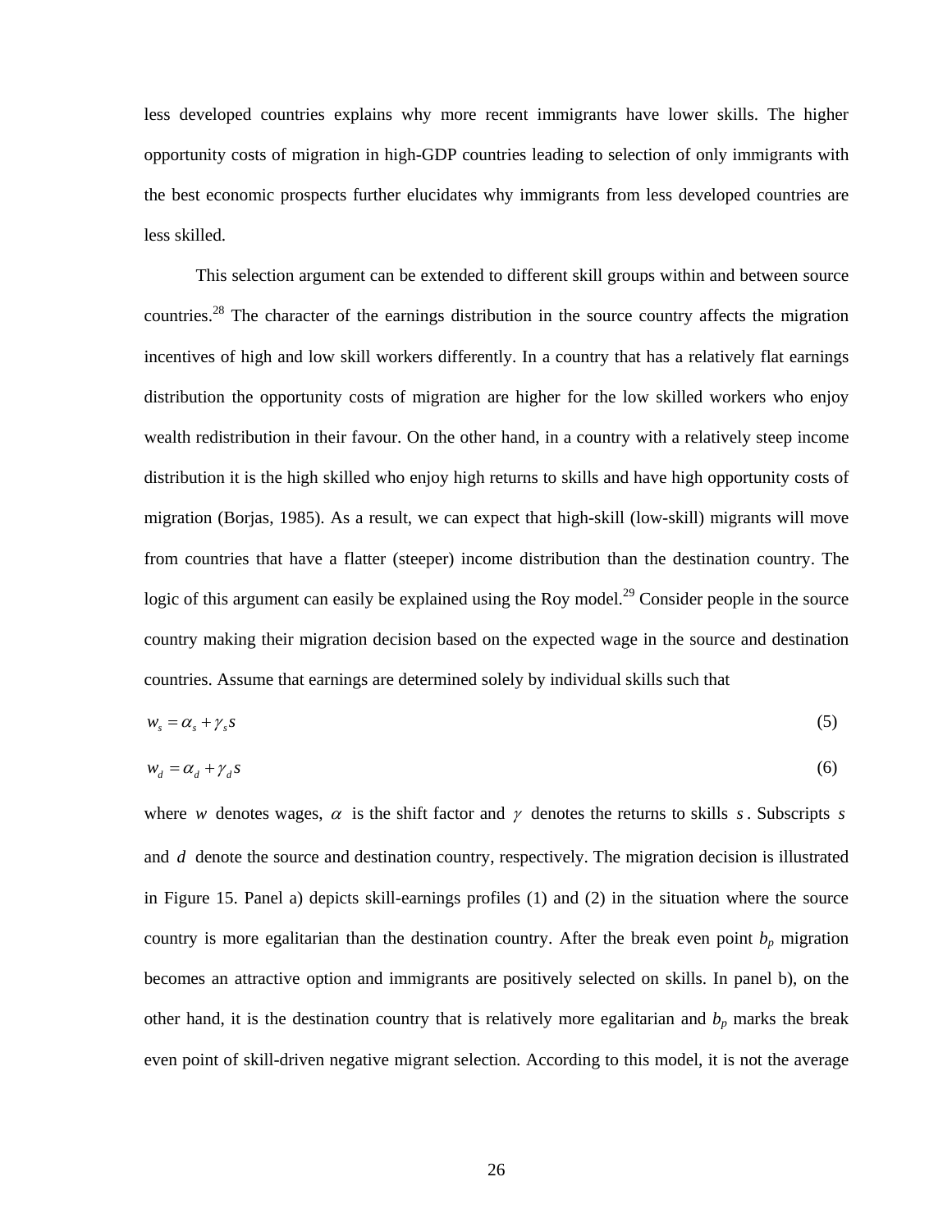less developed countries explains why more recent immigrants have lower skills. The higher opportunity costs of migration in high-GDP countries leading to selection of only immigrants with the best economic prospects further elucidates why immigrants from less developed countries are less skilled.

This selection argument can be extended to different skill groups within and between source countries.[28] The character of the earnings distribution in the source country affects the migration incentives of high and low skill workers differently. In a country that has a relatively flat earnings distribution the opportunity costs of migration are higher for the low skilled workers who enjoy wealth redistribution in their favour. On the other hand, in a country with a relatively steep income distribution it is the high skilled who enjoy high returns to skills and have high opportunity costs of migration (Borjas, 1985). As a result, we can expect that high-skill (low-skill) migrants will move from countries that have a flatter (steeper) income distribution than the destination country. The logic of this argument can easily be explained using the Roy model.[29] Consider people in the source country making their migration decision based on the expected wage in the source and destination countries. Assume that earnings are determined solely by individual skills such that

$$w_s = \alpha_s + \gamma_s s \tag{5}$$

$$w_d = \alpha_d + \gamma_d s \tag{6}$$

where $w$ denotes wages, $\alpha$ is the shift factor and $\gamma$ denotes the returns to skills $s$. Subscripts $s$ and $d$ denote the source and destination country, respectively. The migration decision is illustrated in Figure 15. Panel a) depicts skill-earnings profiles (1) and (2) in the situation where the source country is more egalitarian than the destination country. After the break even point $b_p$ migration becomes an attractive option and immigrants are positively selected on skills. In panel b), on the other hand, it is the destination country that is relatively more egalitarian and $b_p$ marks the break even point of skill-driven negative migrant selection. According to this model, it is not the average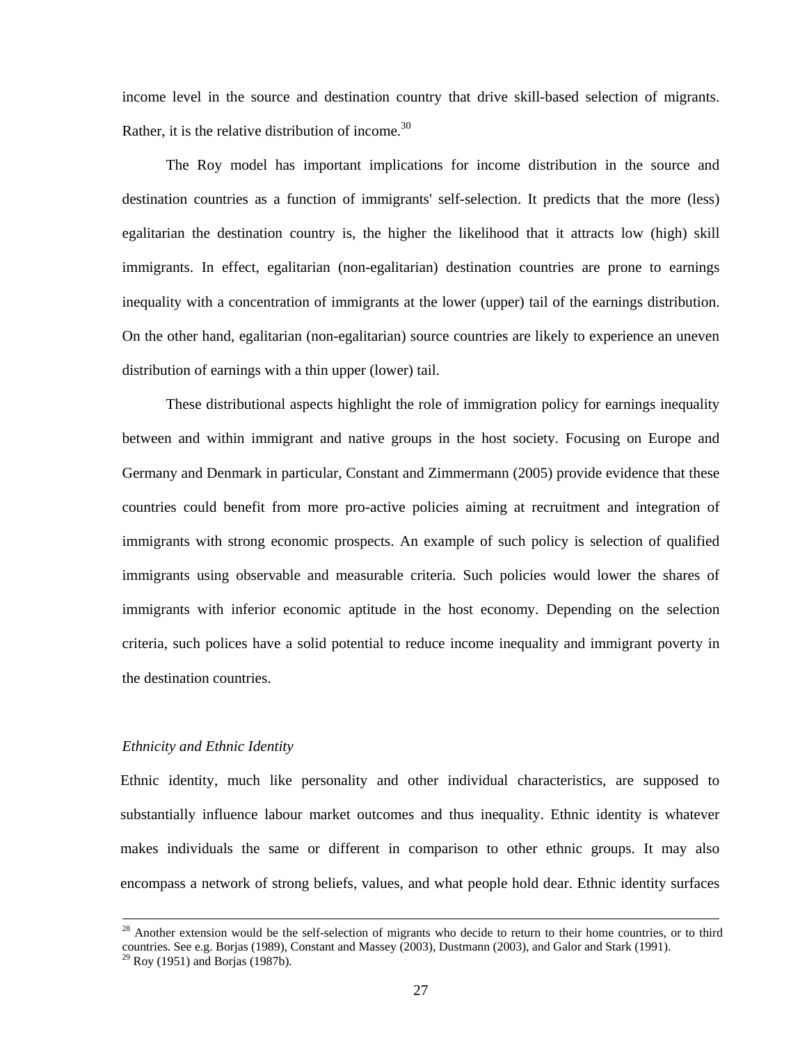income level in the source and destination country that drive skill-based selection of migrants. Rather, it is the relative distribution of income.[30]

The Roy model has important implications for income distribution in the source and destination countries as a function of immigrants' self-selection. It predicts that the more (less) egalitarian the destination country is, the higher the likelihood that it attracts low (high) skill immigrants. In effect, egalitarian (non-egalitarian) destination countries are prone to earnings inequality with a concentration of immigrants at the lower (upper) tail of the earnings distribution. On the other hand, egalitarian (non-egalitarian) source countries are likely to experience an uneven distribution of earnings with a thin upper (lower) tail.

These distributional aspects highlight the role of immigration policy for earnings inequality between and within immigrant and native groups in the host society. Focusing on Europe and Germany and Denmark in particular, Constant and Zimmermann (2005) provide evidence that these countries could benefit from more pro-active policies aiming at recruitment and integration of immigrants with strong economic prospects. An example of such policy is selection of qualified immigrants using observable and measurable criteria. Such policies would lower the shares of immigrants with inferior economic aptitude in the host economy. Depending on the selection criteria, such polices have a solid potential to reduce income inequality and immigrant poverty in the destination countries.

*Ethnicity and Ethnic Identity*

Ethnic identity, much like personality and other individual characteristics, are supposed to substantially influence labour market outcomes and thus inequality. Ethnic identity is whatever makes individuals the same or different in comparison to other ethnic groups. It may also encompass a network of strong beliefs, values, and what people hold dear. Ethnic identity surfaces

---

[28] Another extension would be the self-selection of migrants who decide to return to their home countries, or to third countries. See e.g. Borjas (1989), Constant and Massey (2003), Dustmann (2003), and Galor and Stark (1991).

[29] Roy (1951) and Borjas (1987b).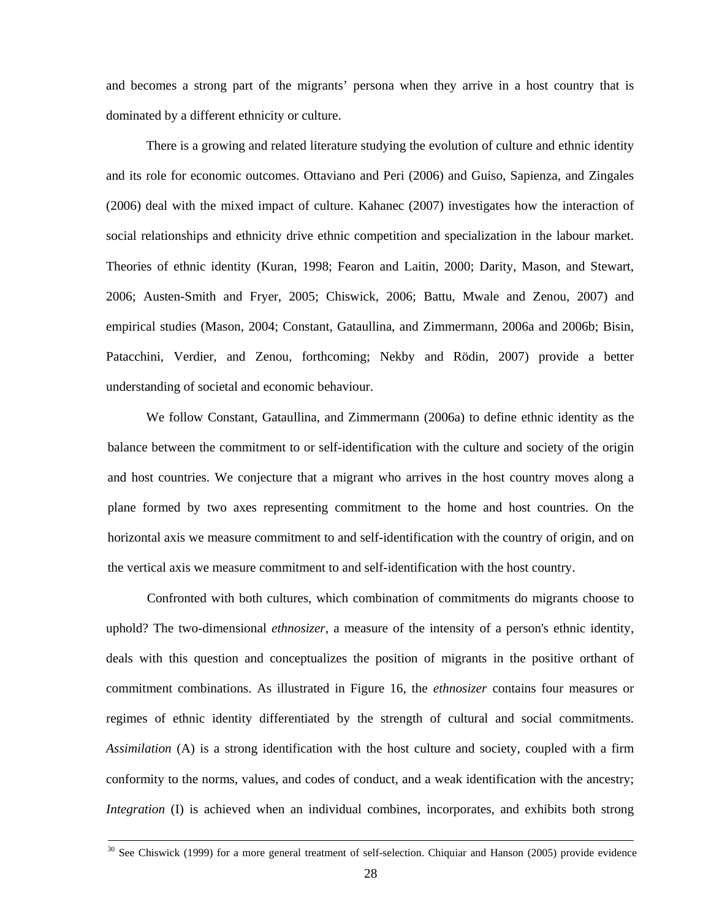and becomes a strong part of the migrants' persona when they arrive in a host country that is dominated by a different ethnicity or culture.

There is a growing and related literature studying the evolution of culture and ethnic identity and its role for economic outcomes. Ottaviano and Peri (2006) and Guiso, Sapienza, and Zingales (2006) deal with the mixed impact of culture. Kahanec (2007) investigates how the interaction of social relationships and ethnicity drive ethnic competition and specialization in the labour market. Theories of ethnic identity (Kuran, 1998; Fearon and Laitin, 2000; Darity, Mason, and Stewart, 2006; Austen-Smith and Fryer, 2005; Chiswick, 2006; Battu, Mwale and Zenou, 2007) and empirical studies (Mason, 2004; Constant, Gataullina, and Zimmermann, 2006a and 2006b; Bisin, Patacchini, Verdier, and Zenou, forthcoming; Nekby and Rödin, 2007) provide a better understanding of societal and economic behaviour.

We follow Constant, Gataullina, and Zimmermann (2006a) to define ethnic identity as the balance between the commitment to or self-identification with the culture and society of the origin and host countries. We conjecture that a migrant who arrives in the host country moves along a plane formed by two axes representing commitment to the home and host countries. On the horizontal axis we measure commitment to and self-identification with the country of origin, and on the vertical axis we measure commitment to and self-identification with the host country.

Confronted with both cultures, which combination of commitments do migrants choose to uphold? The two-dimensional *ethnosizer*, a measure of the intensity of a person's ethnic identity, deals with this question and conceptualizes the position of migrants in the positive orthant of commitment combinations. As illustrated in Figure 16, the *ethnosizer* contains four measures or regimes of ethnic identity differentiated by the strength of cultural and social commitments. *Assimilation* (A) is a strong identification with the host culture and society, coupled with a firm conformity to the norms, values, and codes of conduct, and a weak identification with the ancestry; *Integration* (I) is achieved when an individual combines, incorporates, and exhibits both strong

[30] See Chiswick (1999) for a more general treatment of self-selection. Chiquiar and Hanson (2005) provide evidence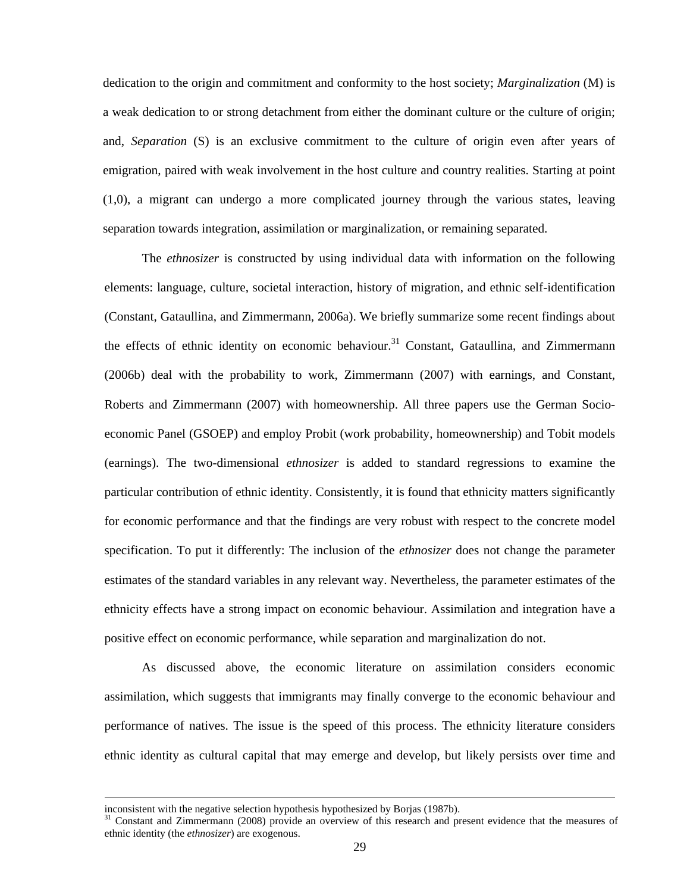dedication to the origin and commitment and conformity to the host society; *Marginalization* (M) is a weak dedication to or strong detachment from either the dominant culture or the culture of origin; and, *Separation* (S) is an exclusive commitment to the culture of origin even after years of emigration, paired with weak involvement in the host culture and country realities. Starting at point (1,0), a migrant can undergo a more complicated journey through the various states, leaving separation towards integration, assimilation or marginalization, or remaining separated.

The *ethnosizer* is constructed by using individual data with information on the following elements: language, culture, societal interaction, history of migration, and ethnic self-identification (Constant, Gataullina, and Zimmermann, 2006a). We briefly summarize some recent findings about the effects of ethnic identity on economic behaviour.[31] Constant, Gataullina, and Zimmermann (2006b) deal with the probability to work, Zimmermann (2007) with earnings, and Constant, Roberts and Zimmermann (2007) with homeownership. All three papers use the German Socio-economic Panel (GSOEP) and employ Probit (work probability, homeownership) and Tobit models (earnings). The two-dimensional *ethnosizer* is added to standard regressions to examine the particular contribution of ethnic identity. Consistently, it is found that ethnicity matters significantly for economic performance and that the findings are very robust with respect to the concrete model specification. To put it differently: The inclusion of the *ethnosizer* does not change the parameter estimates of the standard variables in any relevant way. Nevertheless, the parameter estimates of the ethnicity effects have a strong impact on economic behaviour. Assimilation and integration have a positive effect on economic performance, while separation and marginalization do not.

As discussed above, the economic literature on assimilation considers economic assimilation, which suggests that immigrants may finally converge to the economic behaviour and performance of natives. The issue is the speed of this process. The ethnicity literature considers ethnic identity as cultural capital that may emerge and develop, but likely persists over time and

---

inconsistent with the negative selection hypothesis hypothesized by Borjas (1987b).

[31] Constant and Zimmermann (2008) provide an overview of this research and present evidence that the measures of ethnic identity (the *ethnosizer*) are exogenous.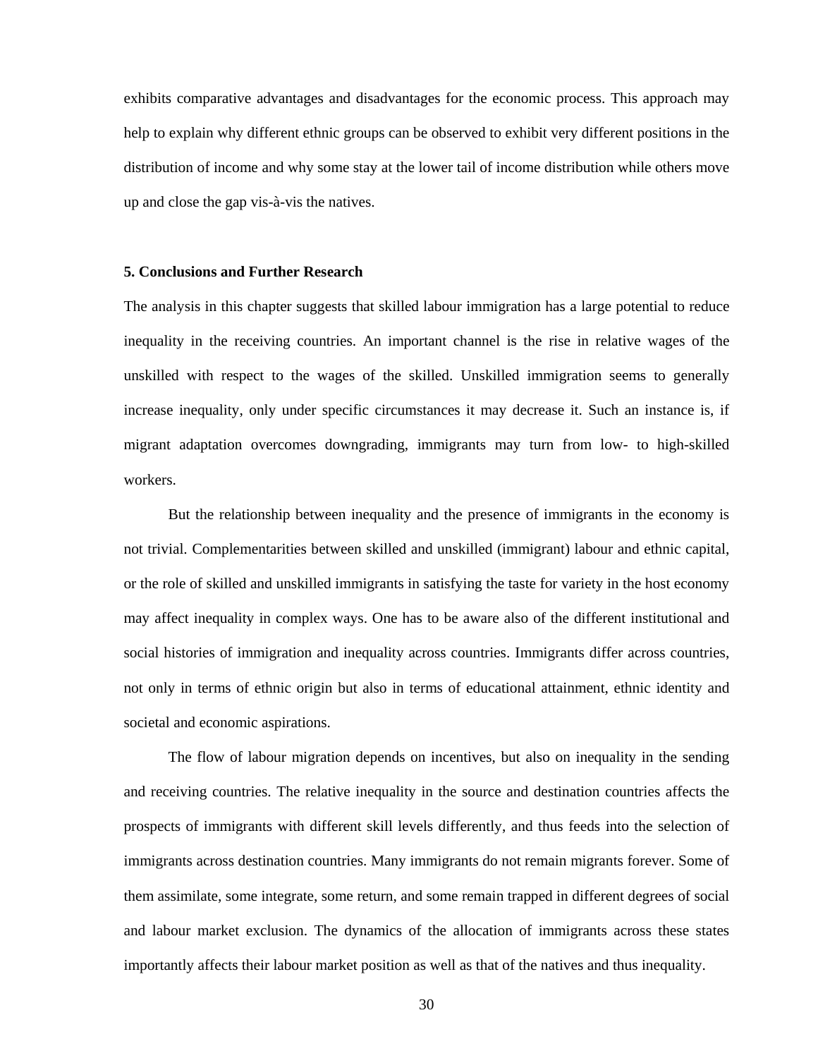exhibits comparative advantages and disadvantages for the economic process. This approach may help to explain why different ethnic groups can be observed to exhibit very different positions in the distribution of income and why some stay at the lower tail of income distribution while others move up and close the gap vis-à-vis the natives.

## 5. Conclusions and Further Research

The analysis in this chapter suggests that skilled labour immigration has a large potential to reduce inequality in the receiving countries. An important channel is the rise in relative wages of the unskilled with respect to the wages of the skilled. Unskilled immigration seems to generally increase inequality, only under specific circumstances it may decrease it. Such an instance is, if migrant adaptation overcomes downgrading, immigrants may turn from low- to high-skilled workers.

But the relationship between inequality and the presence of immigrants in the economy is not trivial. Complementarities between skilled and unskilled (immigrant) labour and ethnic capital, or the role of skilled and unskilled immigrants in satisfying the taste for variety in the host economy may affect inequality in complex ways. One has to be aware also of the different institutional and social histories of immigration and inequality across countries. Immigrants differ across countries, not only in terms of ethnic origin but also in terms of educational attainment, ethnic identity and societal and economic aspirations.

The flow of labour migration depends on incentives, but also on inequality in the sending and receiving countries. The relative inequality in the source and destination countries affects the prospects of immigrants with different skill levels differently, and thus feeds into the selection of immigrants across destination countries. Many immigrants do not remain migrants forever. Some of them assimilate, some integrate, some return, and some remain trapped in different degrees of social and labour market exclusion. The dynamics of the allocation of immigrants across these states importantly affects their labour market position as well as that of the natives and thus inequality.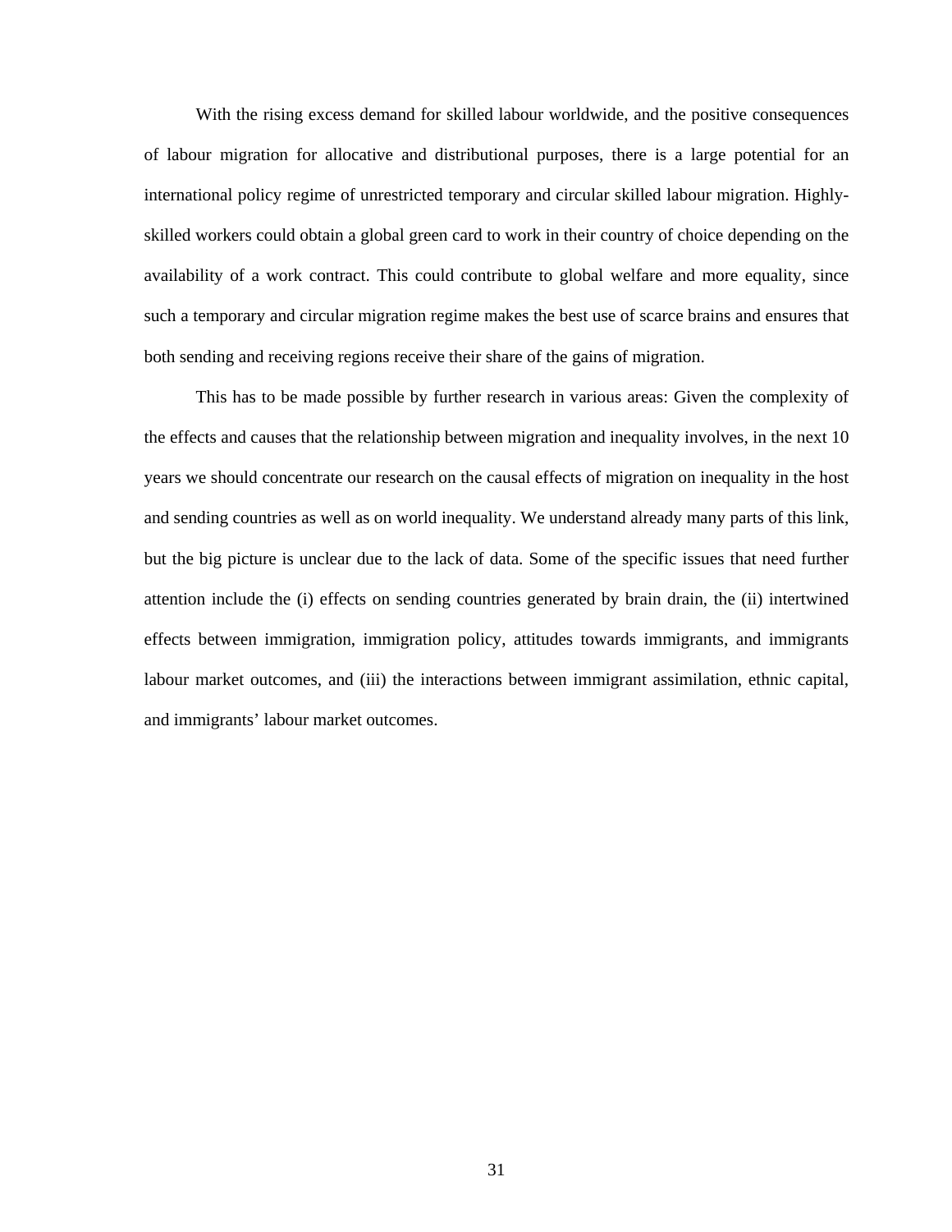With the rising excess demand for skilled labour worldwide, and the positive consequences of labour migration for allocative and distributional purposes, there is a large potential for an international policy regime of unrestricted temporary and circular skilled labour migration. Highly-skilled workers could obtain a global green card to work in their country of choice depending on the availability of a work contract. This could contribute to global welfare and more equality, since such a temporary and circular migration regime makes the best use of scarce brains and ensures that both sending and receiving regions receive their share of the gains of migration.

This has to be made possible by further research in various areas: Given the complexity of the effects and causes that the relationship between migration and inequality involves, in the next 10 years we should concentrate our research on the causal effects of migration on inequality in the host and sending countries as well as on world inequality. We understand already many parts of this link, but the big picture is unclear due to the lack of data. Some of the specific issues that need further attention include the (i) effects on sending countries generated by brain drain, the (ii) intertwined effects between immigration, immigration policy, attitudes towards immigrants, and immigrants labour market outcomes, and (iii) the interactions between immigrant assimilation, ethnic capital, and immigrants' labour market outcomes.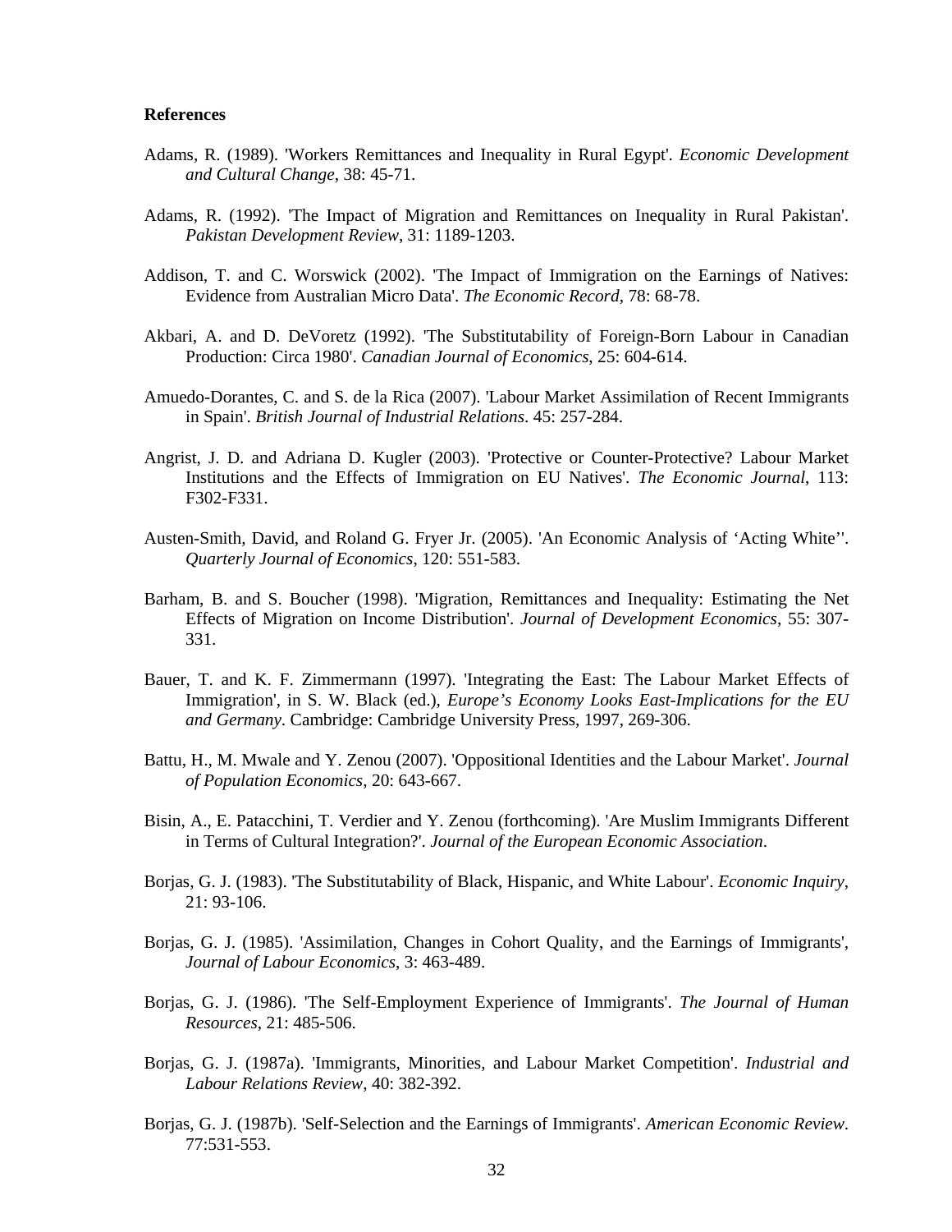**References**

Adams, R. (1989). 'Workers Remittances and Inequality in Rural Egypt'. *Economic Development and Cultural Change*, 38: 45-71.

Adams, R. (1992). 'The Impact of Migration and Remittances on Inequality in Rural Pakistan'. *Pakistan Development Review*, 31: 1189-1203.

Addison, T. and C. Worswick (2002). 'The Impact of Immigration on the Earnings of Natives: Evidence from Australian Micro Data'. *The Economic Record*, 78: 68-78.

Akbari, A. and D. DeVoretz (1992). 'The Substitutability of Foreign-Born Labour in Canadian Production: Circa 1980'. *Canadian Journal of Economics*, 25: 604-614.

Amuedo-Dorantes, C. and S. de la Rica (2007). 'Labour Market Assimilation of Recent Immigrants in Spain'. *British Journal of Industrial Relations*. 45: 257-284.

Angrist, J. D. and Adriana D. Kugler (2003). 'Protective or Counter-Protective? Labour Market Institutions and the Effects of Immigration on EU Natives'. *The Economic Journal*, 113: F302-F331.

Austen-Smith, David, and Roland G. Fryer Jr. (2005). 'An Economic Analysis of 'Acting White''. *Quarterly Journal of Economics*, 120: 551-583.

Barham, B. and S. Boucher (1998). 'Migration, Remittances and Inequality: Estimating the Net Effects of Migration on Income Distribution'. *Journal of Development Economics*, 55: 307-331.

Bauer, T. and K. F. Zimmermann (1997). 'Integrating the East: The Labour Market Effects of Immigration', in S. W. Black (ed.), *Europe's Economy Looks East-Implications for the EU and Germany*. Cambridge: Cambridge University Press, 1997, 269-306.

Battu, H., M. Mwale and Y. Zenou (2007). 'Oppositional Identities and the Labour Market'. *Journal of Population Economics*, 20: 643-667.

Bisin, A., E. Patacchini, T. Verdier and Y. Zenou (forthcoming). 'Are Muslim Immigrants Different in Terms of Cultural Integration?'. *Journal of the European Economic Association*.

Borjas, G. J. (1983). 'The Substitutability of Black, Hispanic, and White Labour'. *Economic Inquiry*, 21: 93-106.

Borjas, G. J. (1985). 'Assimilation, Changes in Cohort Quality, and the Earnings of Immigrants', *Journal of Labour Economics*, 3: 463-489.

Borjas, G. J. (1986). 'The Self-Employment Experience of Immigrants'. *The Journal of Human Resources*, 21: 485-506.

Borjas, G. J. (1987a). 'Immigrants, Minorities, and Labour Market Competition'. *Industrial and Labour Relations Review*, 40: 382-392.

Borjas, G. J. (1987b). 'Self-Selection and the Earnings of Immigrants'. *American Economic Review*. 77:531-553.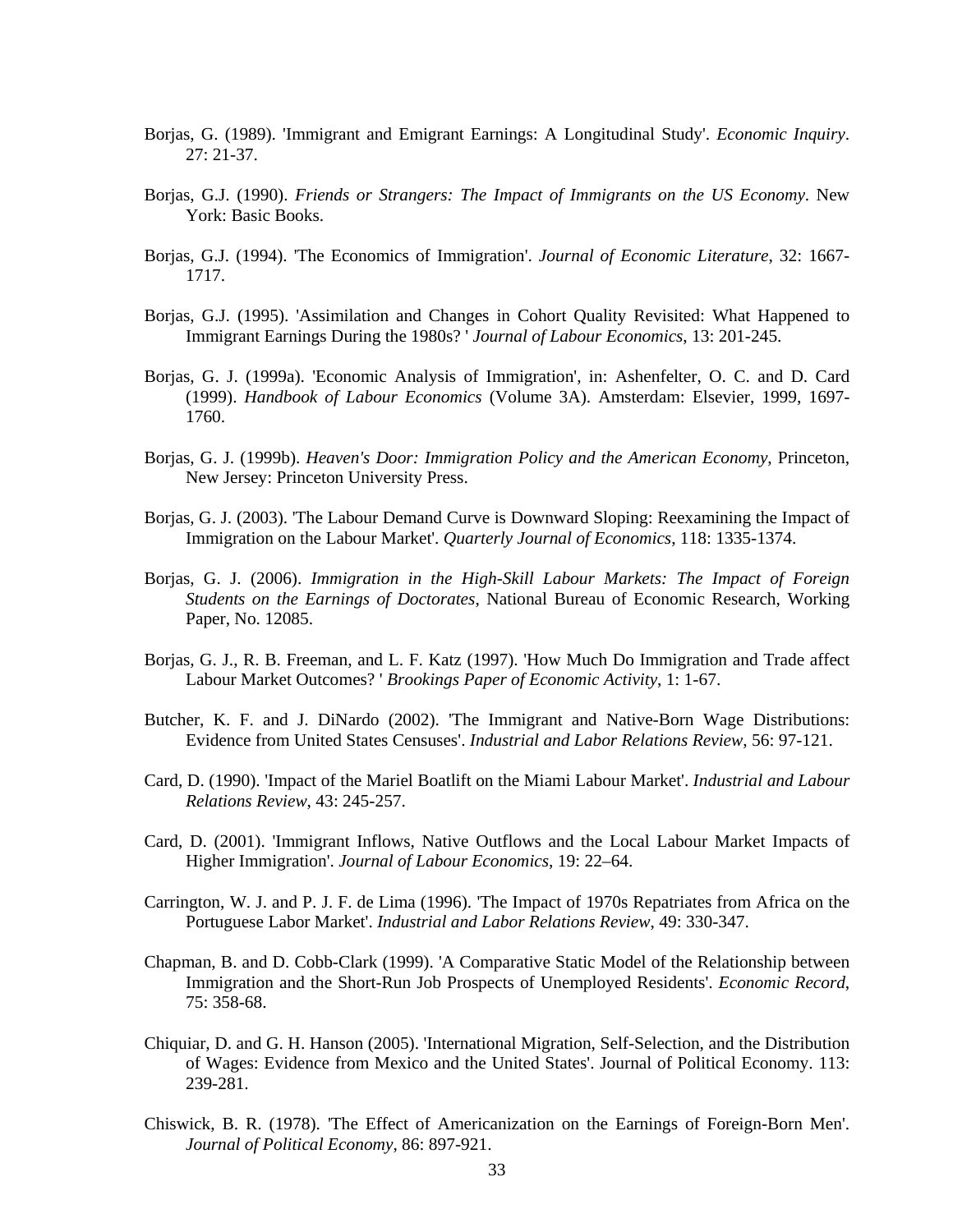Borjas, G. (1989). 'Immigrant and Emigrant Earnings: A Longitudinal Study'. *Economic Inquiry*. 27: 21-37.

Borjas, G.J. (1990). *Friends or Strangers: The Impact of Immigrants on the US Economy*. New York: Basic Books.

Borjas, G.J. (1994). 'The Economics of Immigration'. *Journal of Economic Literature*, 32: 1667-1717.

Borjas, G.J. (1995). 'Assimilation and Changes in Cohort Quality Revisited: What Happened to Immigrant Earnings During the 1980s? ' *Journal of Labour Economics*, 13: 201-245.

Borjas, G. J. (1999a). 'Economic Analysis of Immigration', in: Ashenfelter, O. C. and D. Card (1999). *Handbook of Labour Economics* (Volume 3A). Amsterdam: Elsevier, 1999, 1697-1760.

Borjas, G. J. (1999b). *Heaven's Door: Immigration Policy and the American Economy*, Princeton, New Jersey: Princeton University Press.

Borjas, G. J. (2003). 'The Labour Demand Curve is Downward Sloping: Reexamining the Impact of Immigration on the Labour Market'. *Quarterly Journal of Economics*, 118: 1335-1374.

Borjas, G. J. (2006). *Immigration in the High-Skill Labour Markets: The Impact of Foreign Students on the Earnings of Doctorates*, National Bureau of Economic Research, Working Paper, No. 12085.

Borjas, G. J., R. B. Freeman, and L. F. Katz (1997). 'How Much Do Immigration and Trade affect Labour Market Outcomes? ' *Brookings Paper of Economic Activity*, 1: 1-67.

Butcher, K. F. and J. DiNardo (2002). 'The Immigrant and Native-Born Wage Distributions: Evidence from United States Censuses'. *Industrial and Labor Relations Review*, 56: 97-121.

Card, D. (1990). 'Impact of the Mariel Boatlift on the Miami Labour Market'. *Industrial and Labour Relations Review*, 43: 245-257.

Card, D. (2001). 'Immigrant Inflows, Native Outflows and the Local Labour Market Impacts of Higher Immigration'. *Journal of Labour Economics*, 19: 22–64.

Carrington, W. J. and P. J. F. de Lima (1996). 'The Impact of 1970s Repatriates from Africa on the Portuguese Labor Market'. *Industrial and Labor Relations Review*, 49: 330-347.

Chapman, B. and D. Cobb-Clark (1999). 'A Comparative Static Model of the Relationship between Immigration and the Short-Run Job Prospects of Unemployed Residents'. *Economic Record*, 75: 358-68.

Chiquiar, D. and G. H. Hanson (2005). 'International Migration, Self-Selection, and the Distribution of Wages: Evidence from Mexico and the United States'. Journal of Political Economy. 113: 239-281.

Chiswick, B. R. (1978). 'The Effect of Americanization on the Earnings of Foreign-Born Men'. *Journal of Political Economy*, 86: 897-921.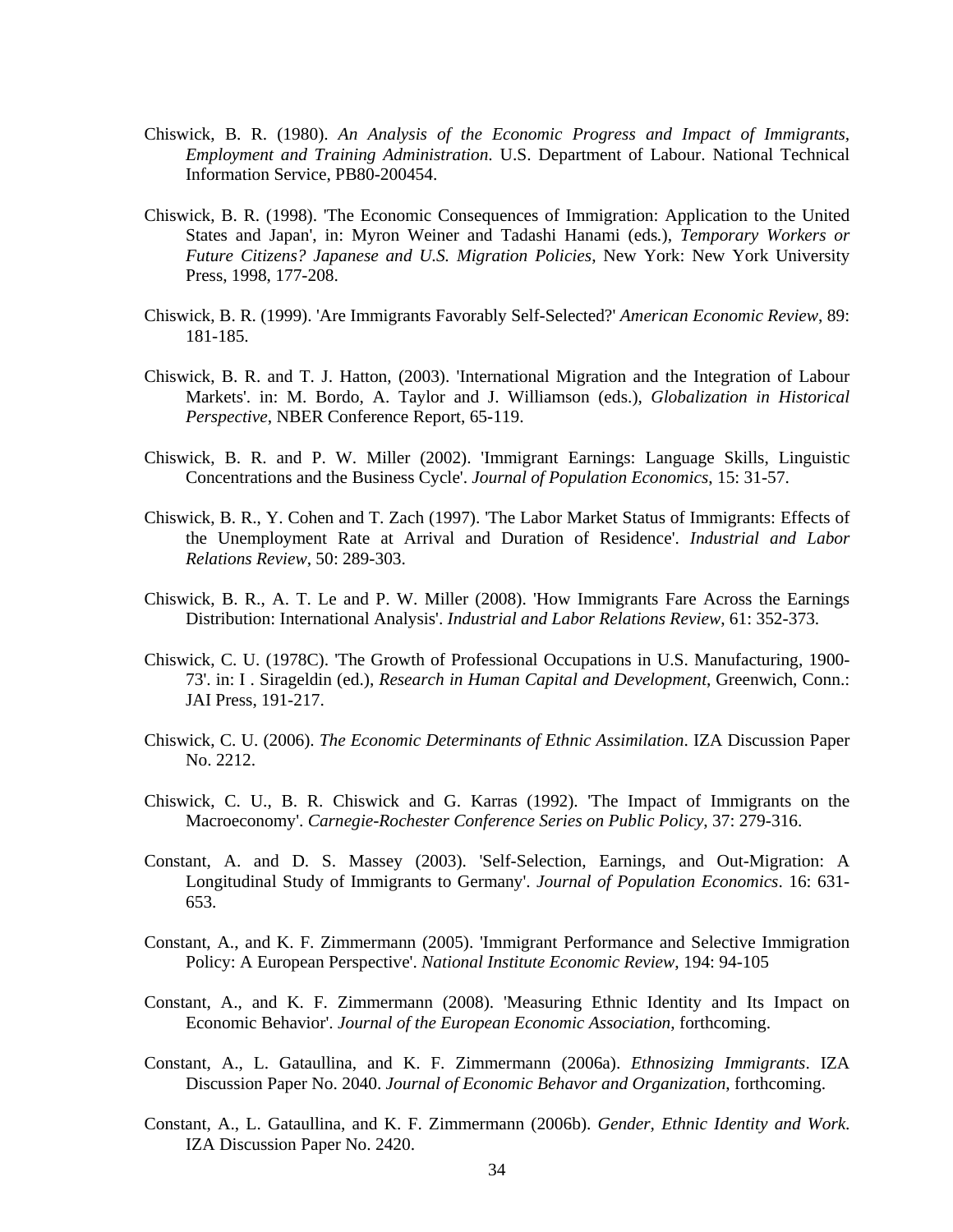Chiswick, B. R. (1980). *An Analysis of the Economic Progress and Impact of Immigrants, Employment and Training Administration*. U.S. Department of Labour. National Technical Information Service, PB80-200454.

Chiswick, B. R. (1998). 'The Economic Consequences of Immigration: Application to the United States and Japan', in: Myron Weiner and Tadashi Hanami (eds.), *Temporary Workers or Future Citizens? Japanese and U.S. Migration Policies*, New York: New York University Press, 1998, 177-208.

Chiswick, B. R. (1999). 'Are Immigrants Favorably Self-Selected?' *American Economic Review*, 89: 181-185.

Chiswick, B. R. and T. J. Hatton, (2003). 'International Migration and the Integration of Labour Markets'. in: M. Bordo, A. Taylor and J. Williamson (eds.), *Globalization in Historical Perspective*, NBER Conference Report, 65-119.

Chiswick, B. R. and P. W. Miller (2002). 'Immigrant Earnings: Language Skills, Linguistic Concentrations and the Business Cycle'. *Journal of Population Economics*, 15: 31-57.

Chiswick, B. R., Y. Cohen and T. Zach (1997). 'The Labor Market Status of Immigrants: Effects of the Unemployment Rate at Arrival and Duration of Residence'. *Industrial and Labor Relations Review*, 50: 289-303.

Chiswick, B. R., A. T. Le and P. W. Miller (2008). 'How Immigrants Fare Across the Earnings Distribution: International Analysis'. *Industrial and Labor Relations Review*, 61: 352-373.

Chiswick, C. U. (1978C). 'The Growth of Professional Occupations in U.S. Manufacturing, 1900-73'. in: I . Sirageldin (ed.), *Research in Human Capital and Development*, Greenwich, Conn.: JAI Press, 191-217.

Chiswick, C. U. (2006). *The Economic Determinants of Ethnic Assimilation*. IZA Discussion Paper No. 2212.

Chiswick, C. U., B. R. Chiswick and G. Karras (1992). 'The Impact of Immigrants on the Macroeconomy'. *Carnegie-Rochester Conference Series on Public Policy*, 37: 279-316.

Constant, A. and D. S. Massey (2003). 'Self-Selection, Earnings, and Out-Migration: A Longitudinal Study of Immigrants to Germany'. *Journal of Population Economics*. 16: 631-653.

Constant, A., and K. F. Zimmermann (2005). 'Immigrant Performance and Selective Immigration Policy: A European Perspective'. *National Institute Economic Review*, 194: 94-105

Constant, A., and K. F. Zimmermann (2008). 'Measuring Ethnic Identity and Its Impact on Economic Behavior'. *Journal of the European Economic Association*, forthcoming.

Constant, A., L. Gataullina, and K. F. Zimmermann (2006a). *Ethnosizing Immigrants*. IZA Discussion Paper No. 2040. *Journal of Economic Behavor and Organization*, forthcoming.

Constant, A., L. Gataullina, and K. F. Zimmermann (2006b). *Gender, Ethnic Identity and Work*. IZA Discussion Paper No. 2420.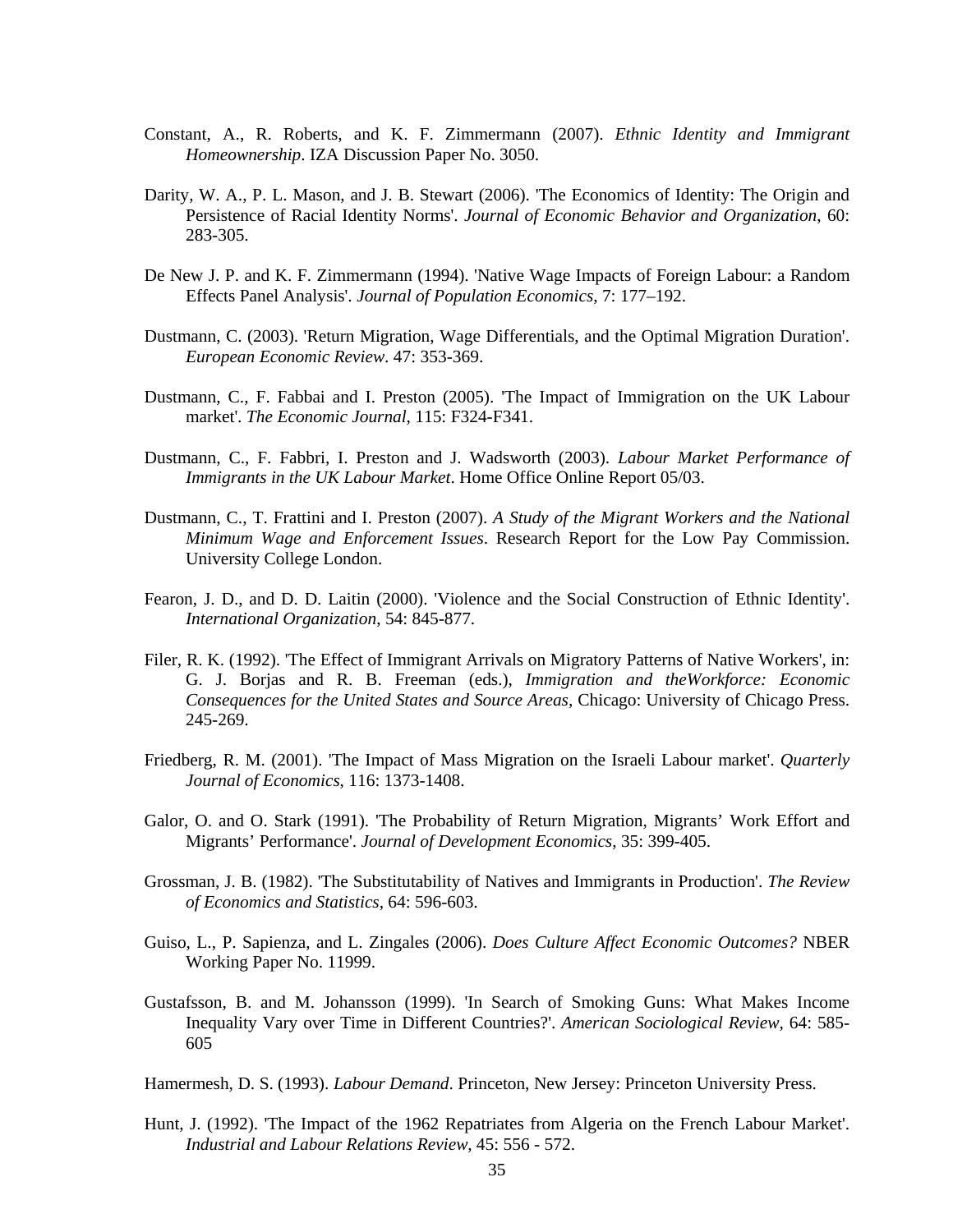Constant, A., R. Roberts, and K. F. Zimmermann (2007). *Ethnic Identity and Immigrant Homeownership*. IZA Discussion Paper No. 3050.

Darity, W. A., P. L. Mason, and J. B. Stewart (2006). 'The Economics of Identity: The Origin and Persistence of Racial Identity Norms'. *Journal of Economic Behavior and Organization*, 60: 283-305.

De New J. P. and K. F. Zimmermann (1994). 'Native Wage Impacts of Foreign Labour: a Random Effects Panel Analysis'. *Journal of Population Economics*, 7: 177–192.

Dustmann, C. (2003). 'Return Migration, Wage Differentials, and the Optimal Migration Duration'. *European Economic Review*. 47: 353-369.

Dustmann, C., F. Fabbai and I. Preston (2005). 'The Impact of Immigration on the UK Labour market'. *The Economic Journal*, 115: F324-F341.

Dustmann, C., F. Fabbri, I. Preston and J. Wadsworth (2003). *Labour Market Performance of Immigrants in the UK Labour Market*. Home Office Online Report 05/03.

Dustmann, C., T. Frattini and I. Preston (2007). *A Study of the Migrant Workers and the National Minimum Wage and Enforcement Issues*. Research Report for the Low Pay Commission. University College London.

Fearon, J. D., and D. D. Laitin (2000). 'Violence and the Social Construction of Ethnic Identity'. *International Organization*, 54: 845-877.

Filer, R. K. (1992). 'The Effect of Immigrant Arrivals on Migratory Patterns of Native Workers', in: G. J. Borjas and R. B. Freeman (eds.), *Immigration and theWorkforce: Economic Consequences for the United States and Source Areas*, Chicago: University of Chicago Press. 245-269.

Friedberg, R. M. (2001). 'The Impact of Mass Migration on the Israeli Labour market'. *Quarterly Journal of Economics*, 116: 1373-1408.

Galor, O. and O. Stark (1991). 'The Probability of Return Migration, Migrants' Work Effort and Migrants' Performance'. *Journal of Development Economics*, 35: 399-405.

Grossman, J. B. (1982). 'The Substitutability of Natives and Immigrants in Production'. *The Review of Economics and Statistics*, 64: 596-603.

Guiso, L., P. Sapienza, and L. Zingales (2006). *Does Culture Affect Economic Outcomes?* NBER Working Paper No. 11999.

Gustafsson, B. and M. Johansson (1999). 'In Search of Smoking Guns: What Makes Income Inequality Vary over Time in Different Countries?'. *American Sociological Review*, 64: 585-605

Hamermesh, D. S. (1993). *Labour Demand*. Princeton, New Jersey: Princeton University Press.

Hunt, J. (1992). 'The Impact of the 1962 Repatriates from Algeria on the French Labour Market'. *Industrial and Labour Relations Review*, 45: 556 - 572.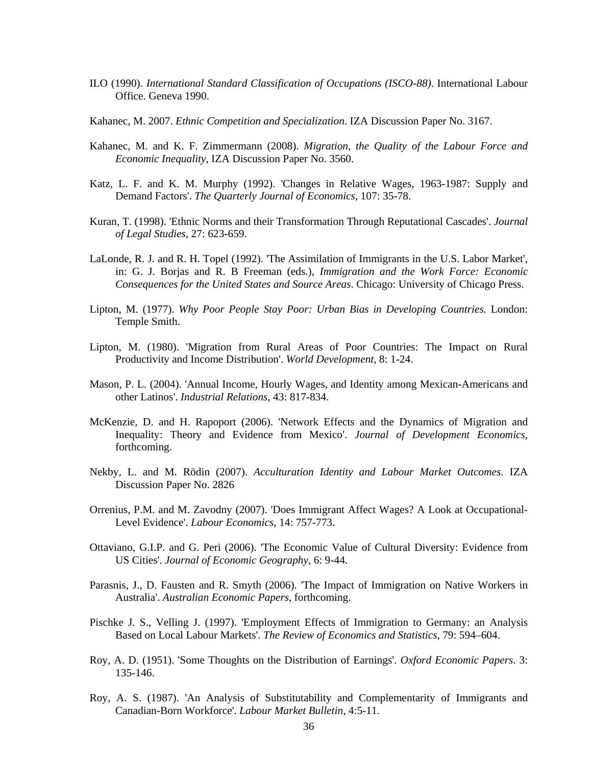ILO (1990). *International Standard Classification of Occupations (ISCO-88)*. International Labour Office. Geneva 1990.

Kahanec, M. 2007. *Ethnic Competition and Specialization*. IZA Discussion Paper No. 3167.

Kahanec, M. and K. F. Zimmermann (2008). *Migration, the Quality of the Labour Force and Economic Inequality*, IZA Discussion Paper No. 3560.

Katz, L. F. and K. M. Murphy (1992). 'Changes in Relative Wages, 1963-1987: Supply and Demand Factors'. *The Quarterly Journal of Economics*, 107: 35-78.

Kuran, T. (1998). 'Ethnic Norms and their Transformation Through Reputational Cascades'. *Journal of Legal Studies*, 27: 623-659.

LaLonde, R. J. and R. H. Topel (1992). 'The Assimilation of Immigrants in the U.S. Labor Market', in: G. J. Borjas and R. B Freeman (eds.), *Immigration and the Work Force: Economic Consequences for the United States and Source Areas*. Chicago: University of Chicago Press.

Lipton, M. (1977). *Why Poor People Stay Poor: Urban Bias in Developing Countries.* London: Temple Smith.

Lipton, M. (1980). 'Migration from Rural Areas of Poor Countries: The Impact on Rural Productivity and Income Distribution'. *World Development*, 8: 1-24.

Mason, P. L. (2004). 'Annual Income, Hourly Wages, and Identity among Mexican-Americans and other Latinos'. *Industrial Relations*, 43: 817-834.

McKenzie, D. and H. Rapoport (2006). 'Network Effects and the Dynamics of Migration and Inequality: Theory and Evidence from Mexico'. *Journal of Development Economics*, forthcoming.

Nekby, L. and M. Rödin (2007). *Acculturation Identity and Labour Market Outcomes*. IZA Discussion Paper No. 2826

Orrenius, P.M. and M. Zavodny (2007). 'Does Immigrant Affect Wages? A Look at Occupational-Level Evidence'. *Labour Economics*, 14: 757-773.

Ottaviano, G.I.P. and G. Peri (2006). 'The Economic Value of Cultural Diversity: Evidence from US Cities'. *Journal of Economic Geography*, 6: 9-44.

Parasnis, J., D. Fausten and R. Smyth (2006). 'The Impact of Immigration on Native Workers in Australia'. *Australian Economic Papers*, forthcoming.

Pischke J. S., Velling J. (1997). 'Employment Effects of Immigration to Germany: an Analysis Based on Local Labour Markets'. *The Review of Economics and Statistics*, 79: 594–604.

Roy, A. D. (1951). 'Some Thoughts on the Distribution of Earnings'. *Oxford Economic Papers*. 3: 135-146.

Roy, A. S. (1987). 'An Analysis of Substitutability and Complementarity of Immigrants and Canadian-Born Workforce'. *Labour Market Bulletin*, 4:5-11.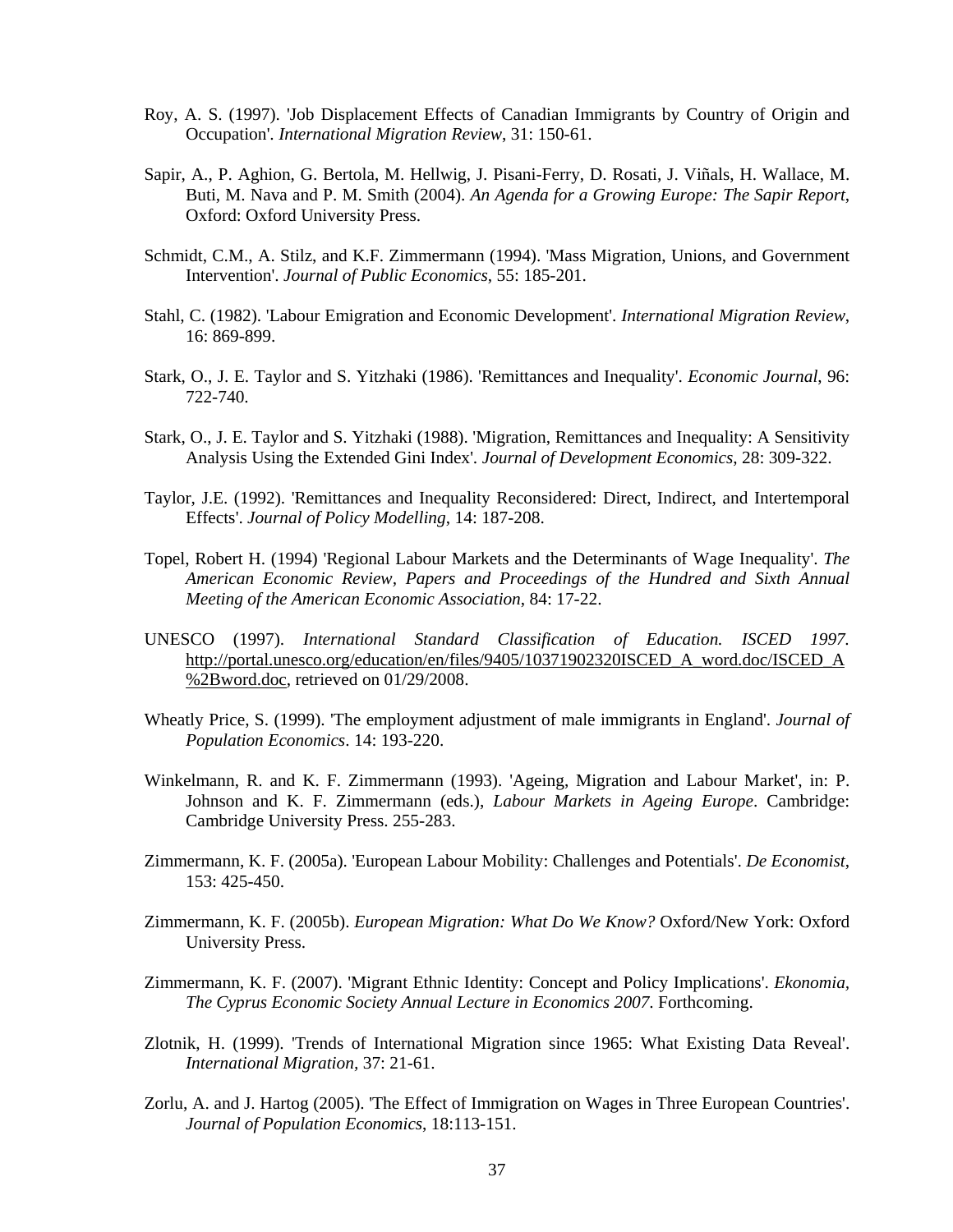Roy, A. S. (1997). 'Job Displacement Effects of Canadian Immigrants by Country of Origin and Occupation'. *International Migration Review*, 31: 150-61.

Sapir, A., P. Aghion, G. Bertola, M. Hellwig, J. Pisani-Ferry, D. Rosati, J. Viñals, H. Wallace, M. Buti, M. Nava and P. M. Smith (2004). *An Agenda for a Growing Europe: The Sapir Report*, Oxford: Oxford University Press.

Schmidt, C.M., A. Stilz, and K.F. Zimmermann (1994). 'Mass Migration, Unions, and Government Intervention'. *Journal of Public Economics*, 55: 185-201.

Stahl, C. (1982). 'Labour Emigration and Economic Development'. *International Migration Review*, 16: 869-899.

Stark, O., J. E. Taylor and S. Yitzhaki (1986). 'Remittances and Inequality'. *Economic Journal*, 96: 722-740.

Stark, O., J. E. Taylor and S. Yitzhaki (1988). 'Migration, Remittances and Inequality: A Sensitivity Analysis Using the Extended Gini Index'. *Journal of Development Economics*, 28: 309-322.

Taylor, J.E. (1992). 'Remittances and Inequality Reconsidered: Direct, Indirect, and Intertemporal Effects'. *Journal of Policy Modelling*, 14: 187-208.

Topel, Robert H. (1994) 'Regional Labour Markets and the Determinants of Wage Inequality'. *The American Economic Review, Papers and Proceedings of the Hundred and Sixth Annual Meeting of the American Economic Association*, 84: 17-22.

UNESCO (1997). *International Standard Classification of Education. ISCED 1997*. http://portal.unesco.org/education/en/files/9405/10371902320ISCED_A_word.doc/ISCED_A%2Bword.doc, retrieved on 01/29/2008.

Wheatly Price, S. (1999). 'The employment adjustment of male immigrants in England'. *Journal of Population Economics*. 14: 193-220.

Winkelmann, R. and K. F. Zimmermann (1993). 'Ageing, Migration and Labour Market', in: P. Johnson and K. F. Zimmermann (eds.), *Labour Markets in Ageing Europe*. Cambridge: Cambridge University Press. 255-283.

Zimmermann, K. F. (2005a). 'European Labour Mobility: Challenges and Potentials'. *De Economist*, 153: 425-450.

Zimmermann, K. F. (2005b). *European Migration: What Do We Know?* Oxford/New York: Oxford University Press.

Zimmermann, K. F. (2007). 'Migrant Ethnic Identity: Concept and Policy Implications'. *Ekonomia, The Cyprus Economic Society Annual Lecture in Economics 2007*. Forthcoming.

Zlotnik, H. (1999). 'Trends of International Migration since 1965: What Existing Data Reveal'. *International Migration*, 37: 21-61.

Zorlu, A. and J. Hartog (2005). 'The Effect of Immigration on Wages in Three European Countries'. *Journal of Population Economics*, 18:113-151.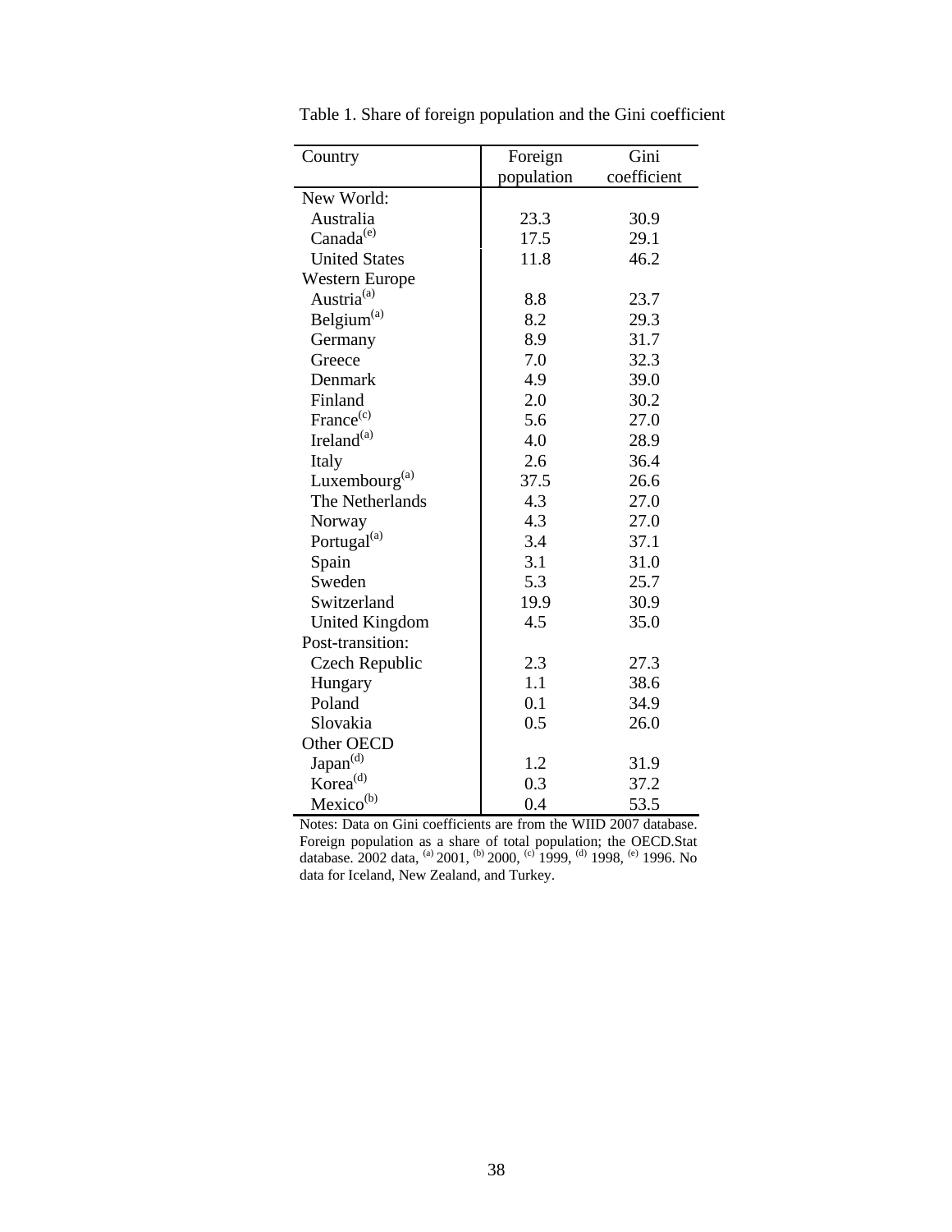Table 1. Share of foreign population and the Gini coefficient

| Country | Foreign population | Gini coefficient |
|---|---|---|
| New World: | | |
| Australia | 23.3 | 30.9 |
| Canada[e] | 17.5 | 29.1 |
| United States | 11.8 | 46.2 |
| Western Europe | | |
| Austria[a] | 8.8 | 23.7 |
| Belgium[a] | 8.2 | 29.3 |
| Germany | 8.9 | 31.7 |
| Greece | 7.0 | 32.3 |
| Denmark | 4.9 | 39.0 |
| Finland | 2.0 | 30.2 |
| France[c] | 5.6 | 27.0 |
| Ireland[a] | 4.0 | 28.9 |
| Italy | 2.6 | 36.4 |
| Luxembourg[a] | 37.5 | 26.6 |
| The Netherlands | 4.3 | 27.0 |
| Norway | 4.3 | 27.0 |
| Portugal[a] | 3.4 | 37.1 |
| Spain | 3.1 | 31.0 |
| Sweden | 5.3 | 25.7 |
| Switzerland | 19.9 | 30.9 |
| United Kingdom | 4.5 | 35.0 |
| Post-transition: | | |
| Czech Republic | 2.3 | 27.3 |
| Hungary | 1.1 | 38.6 |
| Poland | 0.1 | 34.9 |
| Slovakia | 0.5 | 26.0 |
| Other OECD | | |
| Japan[d] | 1.2 | 31.9 |
| Korea[d] | 0.3 | 37.2 |
| Mexico[b] | 0.4 | 53.5 |

Notes: Data on Gini coefficients are from the WIID 2007 database. Foreign population as a share of total population; the OECD.Stat database. 2002 data, [a] 2001, [b] 2000, [c] 1999, [d] 1998, [e] 1996. No data for Iceland, New Zealand, and Turkey.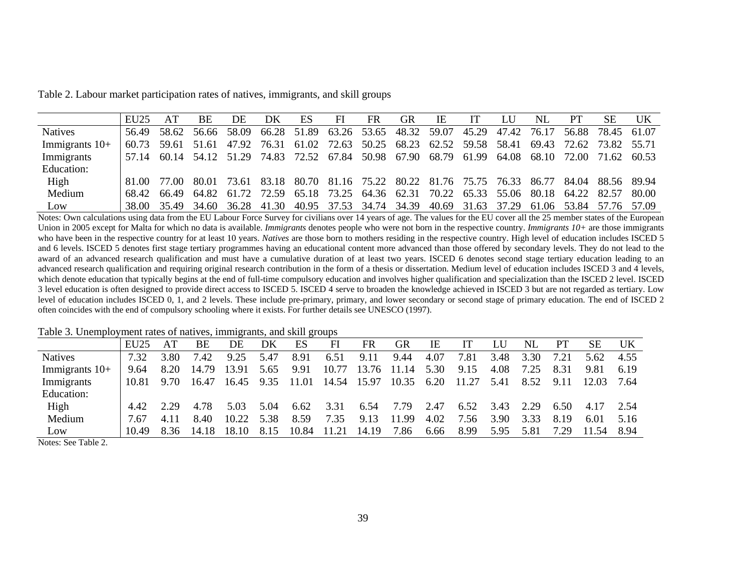Table 2. Labour market participation rates of natives, immigrants, and skill groups

| | EU25 | AT | BE | DE | DK | ES | FI | FR | GR | IE | IT | LU | NL | PT | SE | UK |
|---|---|---|---|---|---|---|---|---|---|---|---|---|---|---|---|---|
| Natives | 56.49 | 58.62 | 56.66 | 58.09 | 66.28 | 51.89 | 63.26 | 53.65 | 48.32 | 59.07 | 45.29 | 47.42 | 76.17 | 56.88 | 78.45 | 61.07 |
| Immigrants 10+ | 60.73 | 59.61 | 51.61 | 47.92 | 76.31 | 61.02 | 72.63 | 50.25 | 68.23 | 62.52 | 59.58 | 58.41 | 69.43 | 72.62 | 73.82 | 55.71 |
| Immigrants | 57.14 | 60.14 | 54.12 | 51.29 | 74.83 | 72.52 | 67.84 | 50.98 | 67.90 | 68.79 | 61.99 | 64.08 | 68.10 | 72.00 | 71.62 | 60.53 |
| Education: | | | | | | | | | | | | | | | | |
| High | 81.00 | 77.00 | 80.01 | 73.61 | 83.18 | 80.70 | 81.16 | 75.22 | 80.22 | 81.76 | 75.75 | 76.33 | 86.77 | 84.04 | 88.56 | 89.94 |
| Medium | 68.42 | 66.49 | 64.82 | 61.72 | 72.59 | 65.18 | 73.25 | 64.36 | 62.31 | 70.22 | 65.33 | 55.06 | 80.18 | 64.22 | 82.57 | 80.00 |
| Low | 38.00 | 35.49 | 34.60 | 36.28 | 41.30 | 40.95 | 37.53 | 34.74 | 34.39 | 40.69 | 31.63 | 37.29 | 61.06 | 53.84 | 57.76 | 57.09 |

Notes: Own calculations using data from the EU Labour Force Survey for civilians over 14 years of age. The values for the EU cover all the 25 member states of the European Union in 2005 except for Malta for which no data is available. *Immigrants* denotes people who were not born in the respective country. *Immigrants 10+* are those immigrants who have been in the respective country for at least 10 years. *Natives* are those born to mothers residing in the respective country. High level of education includes ISCED 5 and 6 levels. ISCED 5 denotes first stage tertiary programmes having an educational content more advanced than those offered by secondary levels. They do not lead to the award of an advanced research qualification and must have a cumulative duration of at least two years. ISCED 6 denotes second stage tertiary education leading to an advanced research qualification and requiring original research contribution in the form of a thesis or dissertation. Medium level of education includes ISCED 3 and 4 levels, which denote education that typically begins at the end of full-time compulsory education and involves higher qualification and specialization than the ISCED 2 level. ISCED 3 level education is often designed to provide direct access to ISCED 5. ISCED 4 serve to broaden the knowledge achieved in ISCED 3 but are not regarded as tertiary. Low level of education includes ISCED 0, 1, and 2 levels. These include pre-primary, primary, and lower secondary or second stage of primary education. The end of ISCED 2 often coincides with the end of compulsory schooling where it exists. For further details see UNESCO (1997).

Table 3. Unemployment rates of natives, immigrants, and skill groups

| | EU25 | AT | BE | DE | DK | ES | FI | FR | GR | IE | IT | LU | NL | PT | SE | UK |
|---|---|---|---|---|---|---|---|---|---|---|---|---|---|---|---|---|
| Natives | 7.32 | 3.80 | 7.42 | 9.25 | 5.47 | 8.91 | 6.51 | 9.11 | 9.44 | 4.07 | 7.81 | 3.48 | 3.30 | 7.21 | 5.62 | 4.55 |
| Immigrants 10+ | 9.64 | 8.20 | 14.79 | 13.91 | 5.65 | 9.91 | 10.77 | 13.76 | 11.14 | 5.30 | 9.15 | 4.08 | 7.25 | 8.31 | 9.81 | 6.19 |
| Immigrants | 10.81 | 9.70 | 16.47 | 16.45 | 9.35 | 11.01 | 14.54 | 15.97 | 10.35 | 6.20 | 11.27 | 5.41 | 8.52 | 9.11 | 12.03 | 7.64 |
| Education: | | | | | | | | | | | | | | | | |
| High | 4.42 | 2.29 | 4.78 | 5.03 | 5.04 | 6.62 | 3.31 | 6.54 | 7.79 | 2.47 | 6.52 | 3.43 | 2.29 | 6.50 | 4.17 | 2.54 |
| Medium | 7.67 | 4.11 | 8.40 | 10.22 | 5.38 | 8.59 | 7.35 | 9.13 | 11.99 | 4.02 | 7.56 | 3.90 | 3.33 | 8.19 | 6.01 | 5.16 |
| Low | 10.49 | 8.36 | 14.18 | 18.10 | 8.15 | 10.84 | 11.21 | 14.19 | 7.86 | 6.66 | 8.99 | 5.95 | 5.81 | 7.29 | 11.54 | 8.94 |

Notes: See Table 2.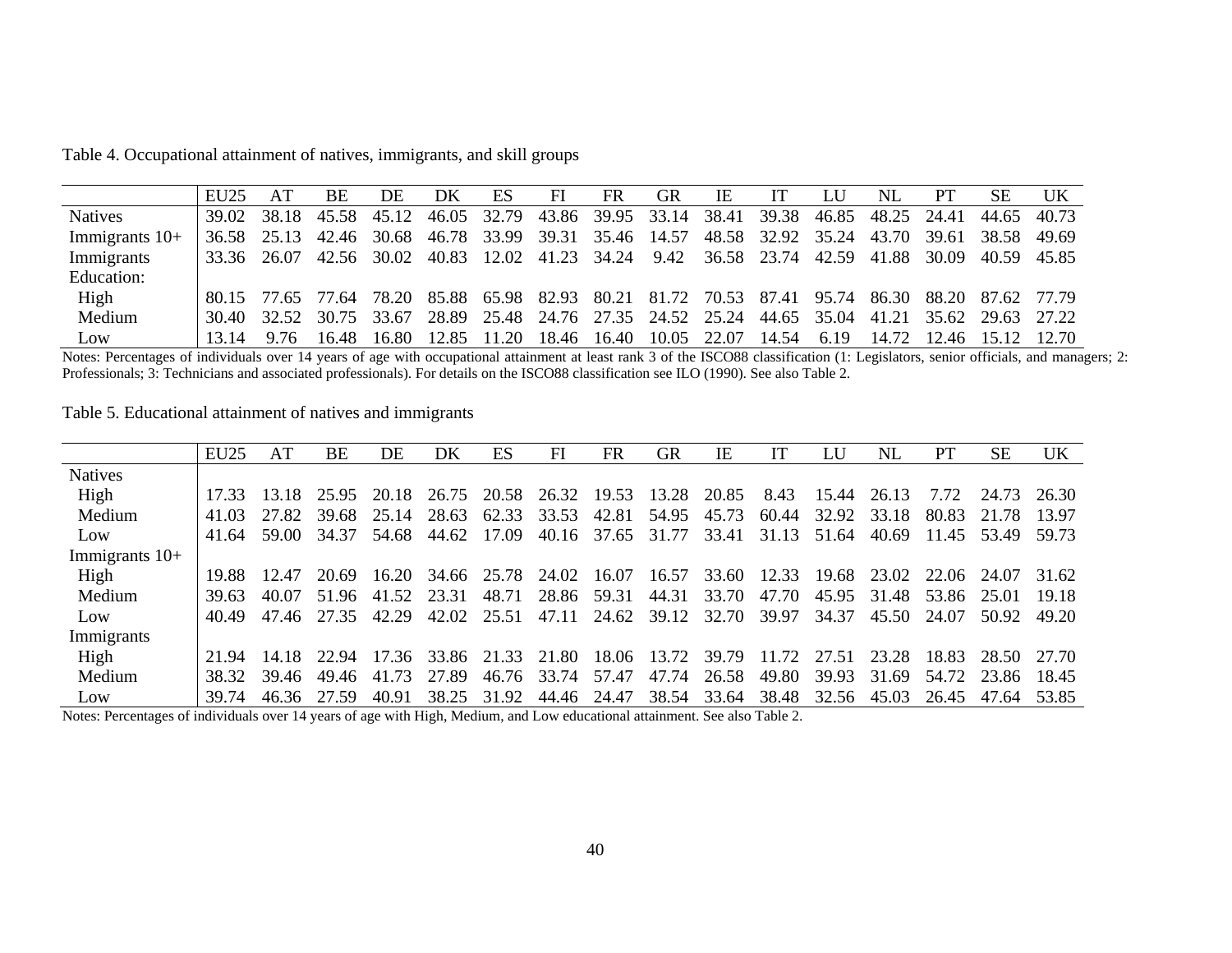Table 4. Occupational attainment of natives, immigrants, and skill groups

| | EU25 | AT | BE | DE | DK | ES | FI | FR | GR | IE | IT | LU | NL | PT | SE | UK |
|---|---|---|---|---|---|---|---|---|---|---|---|---|---|---|---|---|
| Natives | 39.02 | 38.18 | 45.58 | 45.12 | 46.05 | 32.79 | 43.86 | 39.95 | 33.14 | 38.41 | 39.38 | 46.85 | 48.25 | 24.41 | 44.65 | 40.73 |
| Immigrants 10+ | 36.58 | 25.13 | 42.46 | 30.68 | 46.78 | 33.99 | 39.31 | 35.46 | 14.57 | 48.58 | 32.92 | 35.24 | 43.70 | 39.61 | 38.58 | 49.69 |
| Immigrants | 33.36 | 26.07 | 42.56 | 30.02 | 40.83 | 12.02 | 41.23 | 34.24 | 9.42 | 36.58 | 23.74 | 42.59 | 41.88 | 30.09 | 40.59 | 45.85 |
| Education: | | | | | | | | | | | | | | | | |
| High | 80.15 | 77.65 | 77.64 | 78.20 | 85.88 | 65.98 | 82.93 | 80.21 | 81.72 | 70.53 | 87.41 | 95.74 | 86.30 | 88.20 | 87.62 | 77.79 |
| Medium | 30.40 | 32.52 | 30.75 | 33.67 | 28.89 | 25.48 | 24.76 | 27.35 | 24.52 | 25.24 | 44.65 | 35.04 | 41.21 | 35.62 | 29.63 | 27.22 |
| Low | 13.14 | 9.76 | 16.48 | 16.80 | 12.85 | 11.20 | 18.46 | 16.40 | 10.05 | 22.07 | 14.54 | 6.19 | 14.72 | 12.46 | 15.12 | 12.70 |

Notes: Percentages of individuals over 14 years of age with occupational attainment at least rank 3 of the ISCO88 classification (1: Legislators, senior officials, and managers; 2: Professionals; 3: Technicians and associated professionals). For details on the ISCO88 classification see ILO (1990). See also Table 2.

Table 5. Educational attainment of natives and immigrants

| | EU25 | AT | BE | DE | DK | ES | FI | FR | GR | IE | IT | LU | NL | PT | SE | UK |
|---|---|---|---|---|---|---|---|---|---|---|---|---|---|---|---|---|
| Natives | | | | | | | | | | | | | | | | |
| High | 17.33 | 13.18 | 25.95 | 20.18 | 26.75 | 20.58 | 26.32 | 19.53 | 13.28 | 20.85 | 8.43 | 15.44 | 26.13 | 7.72 | 24.73 | 26.30 |
| Medium | 41.03 | 27.82 | 39.68 | 25.14 | 28.63 | 62.33 | 33.53 | 42.81 | 54.95 | 45.73 | 60.44 | 32.92 | 33.18 | 80.83 | 21.78 | 13.97 |
| Low | 41.64 | 59.00 | 34.37 | 54.68 | 44.62 | 17.09 | 40.16 | 37.65 | 31.77 | 33.41 | 31.13 | 51.64 | 40.69 | 11.45 | 53.49 | 59.73 |
| Immigrants 10+ | | | | | | | | | | | | | | | | |
| High | 19.88 | 12.47 | 20.69 | 16.20 | 34.66 | 25.78 | 24.02 | 16.07 | 16.57 | 33.60 | 12.33 | 19.68 | 23.02 | 22.06 | 24.07 | 31.62 |
| Medium | 39.63 | 40.07 | 51.96 | 41.52 | 23.31 | 48.71 | 28.86 | 59.31 | 44.31 | 33.70 | 47.70 | 45.95 | 31.48 | 53.86 | 25.01 | 19.18 |
| Low | 40.49 | 47.46 | 27.35 | 42.29 | 42.02 | 25.51 | 47.11 | 24.62 | 39.12 | 32.70 | 39.97 | 34.37 | 45.50 | 24.07 | 50.92 | 49.20 |
| Immigrants | | | | | | | | | | | | | | | | |
| High | 21.94 | 14.18 | 22.94 | 17.36 | 33.86 | 21.33 | 21.80 | 18.06 | 13.72 | 39.79 | 11.72 | 27.51 | 23.28 | 18.83 | 28.50 | 27.70 |
| Medium | 38.32 | 39.46 | 49.46 | 41.73 | 27.89 | 46.76 | 33.74 | 57.47 | 47.74 | 26.58 | 49.80 | 39.93 | 31.69 | 54.72 | 23.86 | 18.45 |
| Low | 39.74 | 46.36 | 27.59 | 40.91 | 38.25 | 31.92 | 44.46 | 24.47 | 38.54 | 33.64 | 38.48 | 32.56 | 45.03 | 26.45 | 47.64 | 53.85 |

Notes: Percentages of individuals over 14 years of age with High, Medium, and Low educational attainment. See also Table 2.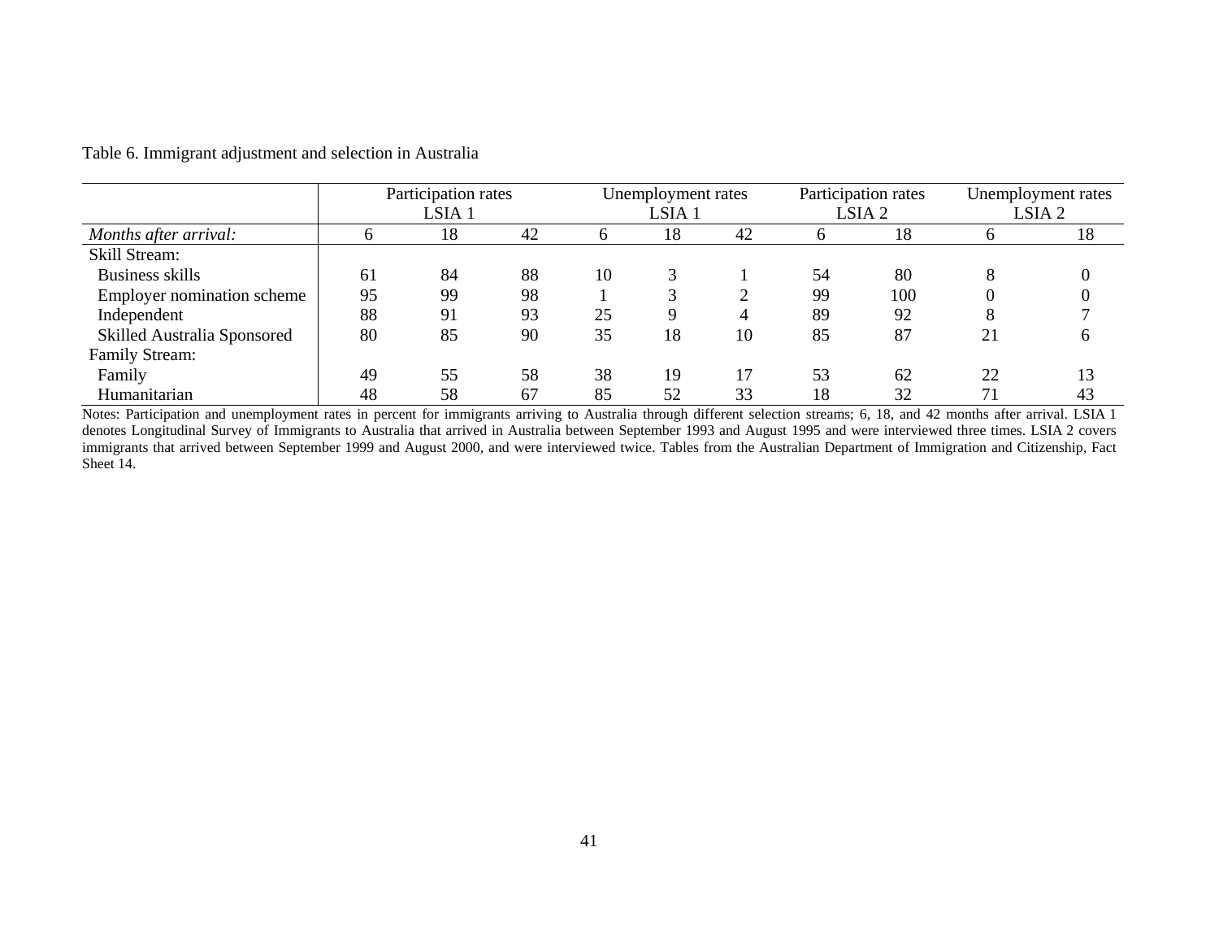Table 6. Immigrant adjustment and selection in Australia

| | Participation rates LSIA 1 | | | Unemployment rates LSIA 1 | | | Participation rates LSIA 2 | | Unemployment rates LSIA 2 | |
|---|---|---|---|---|---|---|---|---|---|---|
| *Months after arrival:* | 6 | 18 | 42 | 6 | 18 | 42 | 6 | 18 | 6 | 18 |
| Skill Stream: | | | | | | | | | | |
| Business skills | 61 | 84 | 88 | 10 | 3 | 1 | 54 | 80 | 8 | 0 |
| Employer nomination scheme | 95 | 99 | 98 | 1 | 3 | 2 | 99 | 100 | 0 | 0 |
| Independent | 88 | 91 | 93 | 25 | 9 | 4 | 89 | 92 | 8 | 7 |
| Skilled Australia Sponsored | 80 | 85 | 90 | 35 | 18 | 10 | 85 | 87 | 21 | 6 |
| Family Stream: | | | | | | | | | | |
| Family | 49 | 55 | 58 | 38 | 19 | 17 | 53 | 62 | 22 | 13 |
| Humanitarian | 48 | 58 | 67 | 85 | 52 | 33 | 18 | 32 | 71 | 43 |

Notes: Participation and unemployment rates in percent for immigrants arriving to Australia through different selection streams; 6, 18, and 42 months after arrival. LSIA 1 denotes Longitudinal Survey of Immigrants to Australia that arrived in Australia between September 1993 and August 1995 and were interviewed three times. LSIA 2 covers immigrants that arrived between September 1999 and August 2000, and were interviewed twice. Tables from the Australian Department of Immigration and Citizenship, Fact Sheet 14.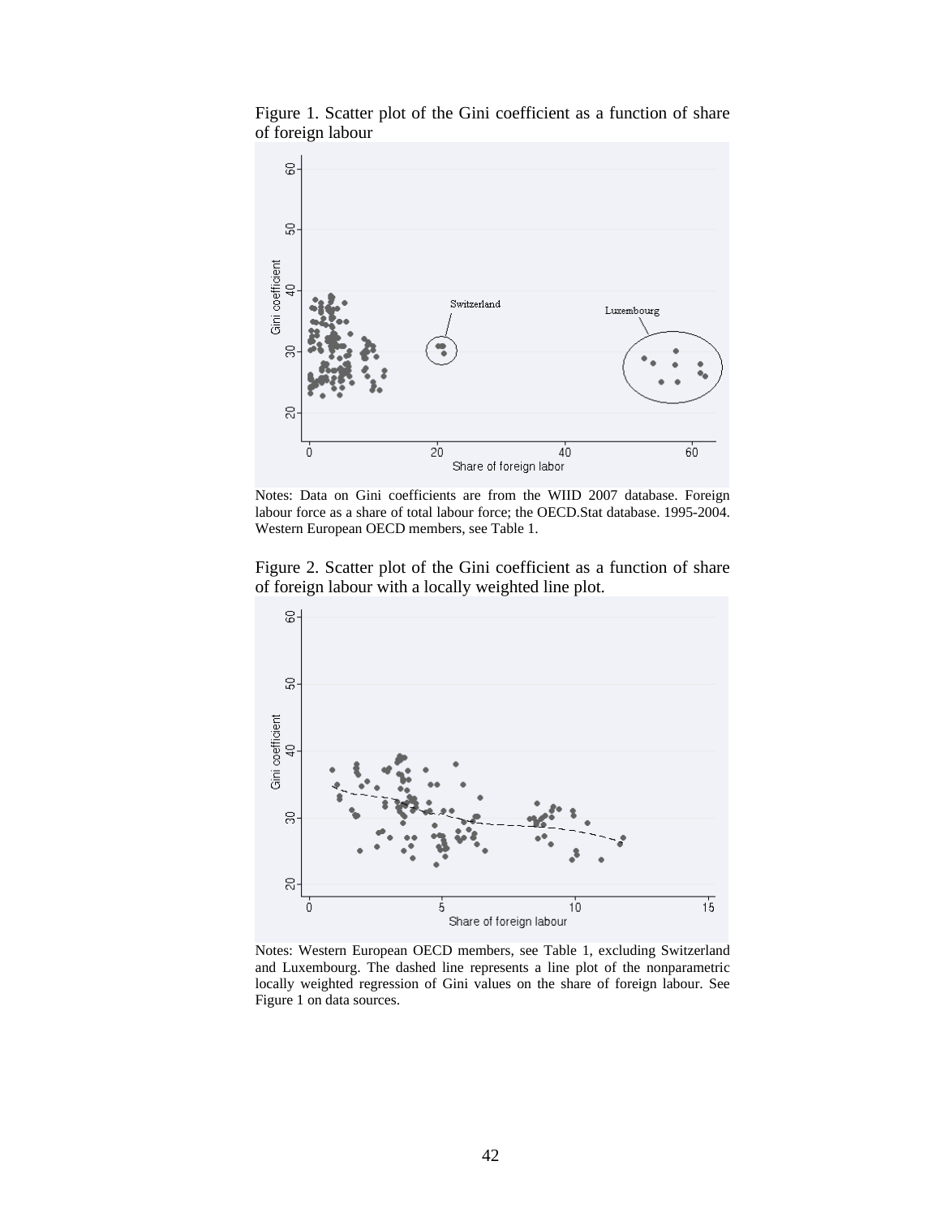Figure 1. Scatter plot of the Gini coefficient as a function of share of foreign labour

Notes: Data on Gini coefficients are from the WIID 2007 database. Foreign labour force as a share of total labour force; the OECD.Stat database. 1995-2004. Western European OECD members, see Table 1.

Figure 2. Scatter plot of the Gini coefficient as a function of share of foreign labour with a locally weighted line plot.

Notes: Western European OECD members, see Table 1, excluding Switzerland and Luxembourg. The dashed line represents a line plot of the nonparametric locally weighted regression of Gini values on the share of foreign labour. See Figure 1 on data sources.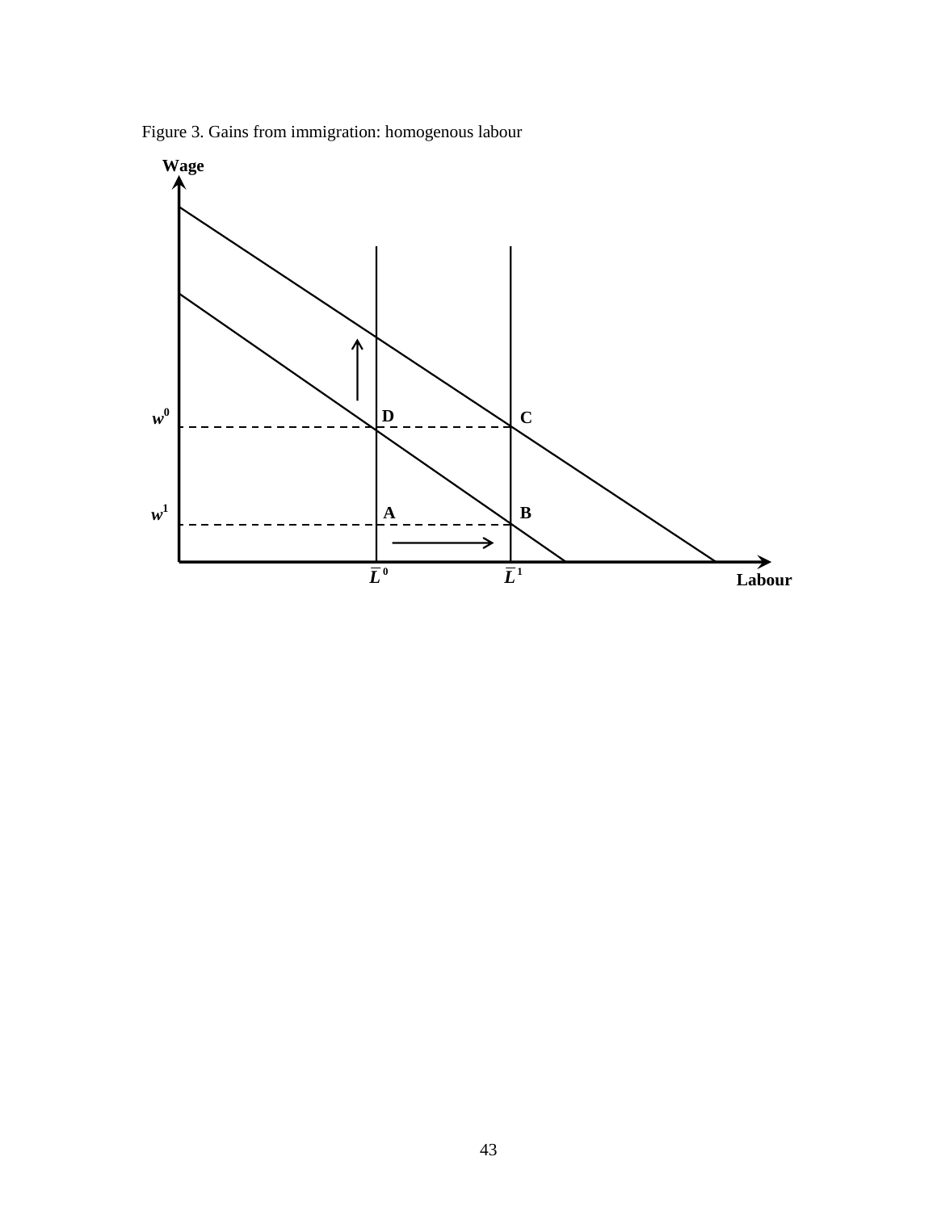Figure 3. Gains from immigration: homogenous labour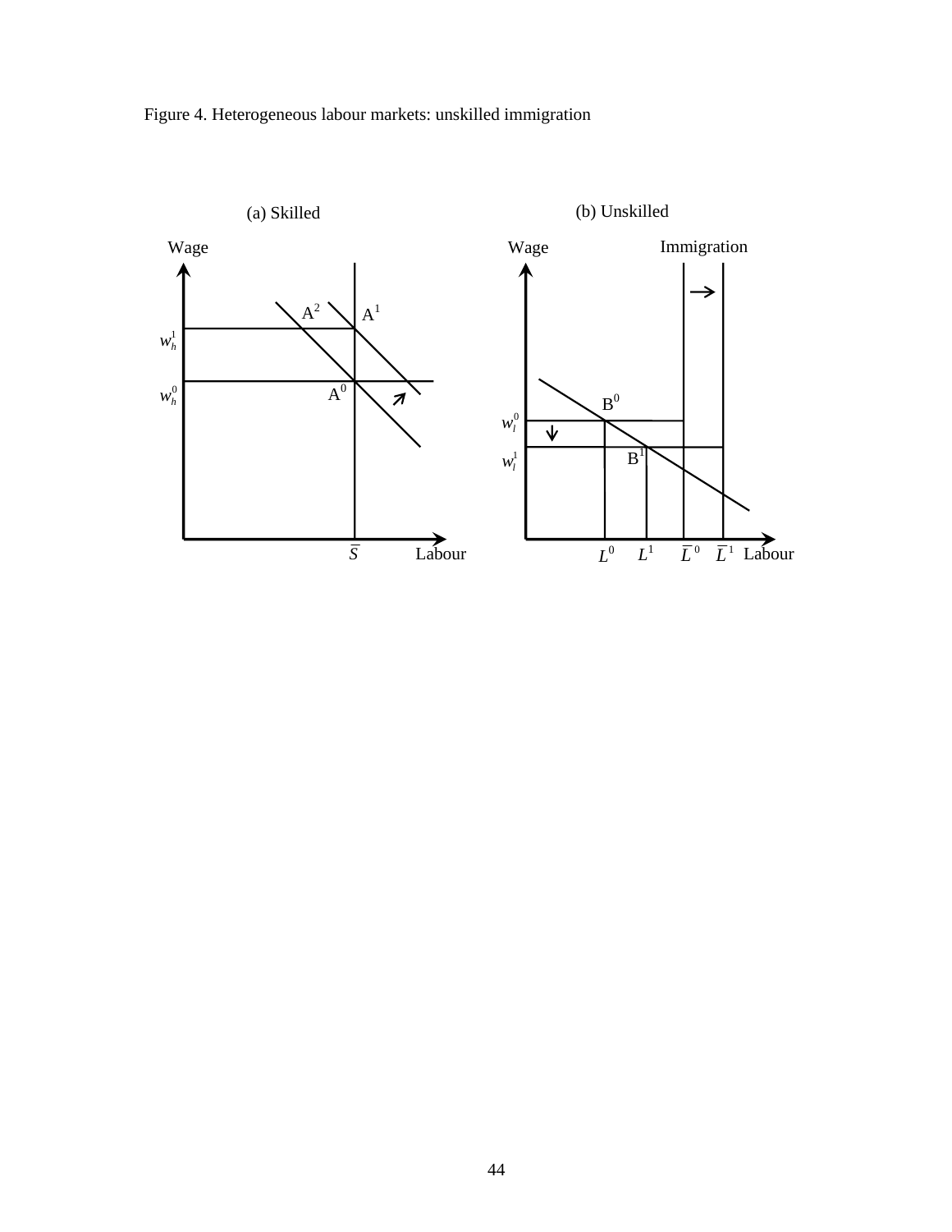Figure 4. Heterogeneous labour markets: unskilled immigration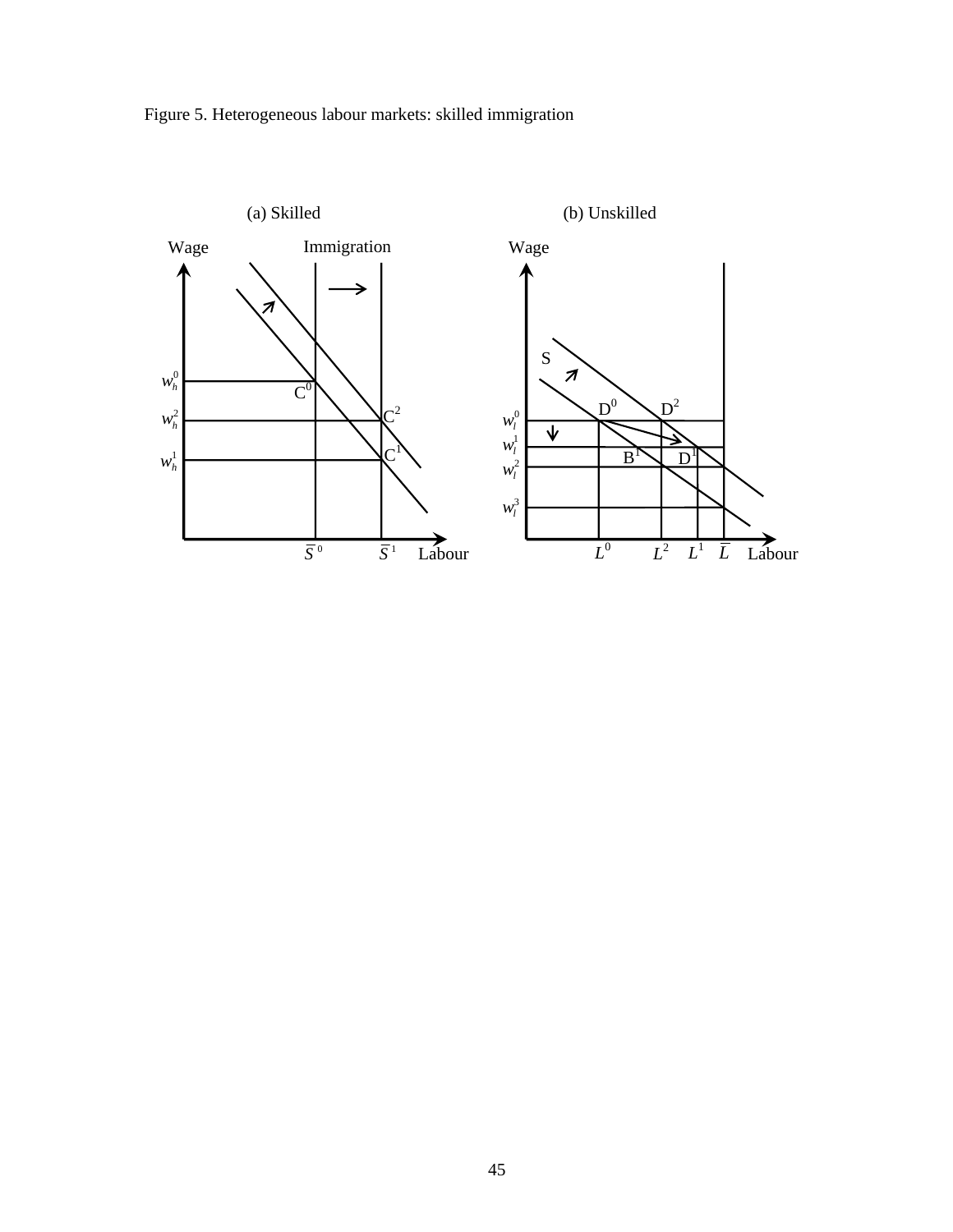Figure 5. Heterogeneous labour markets: skilled immigration

(a) Skilled

(b) Unskilled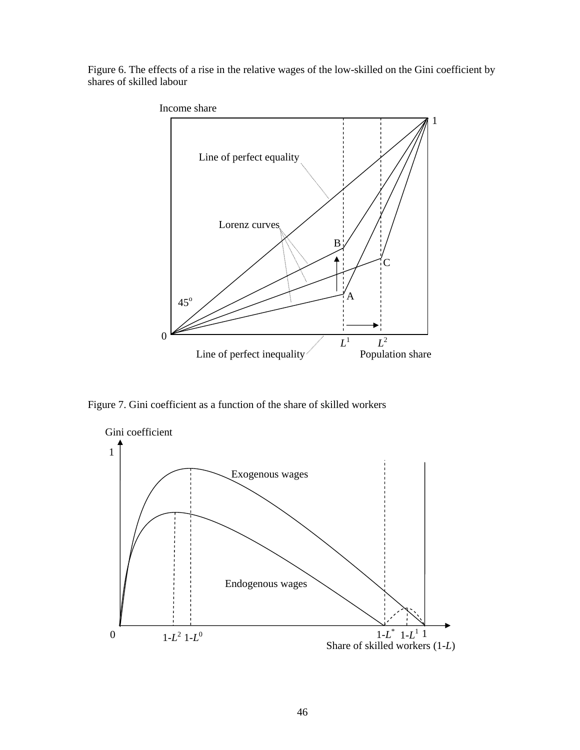Figure 6. The effects of a rise in the relative wages of the low-skilled on the Gini coefficient by shares of skilled labour

Figure 7. Gini coefficient as a function of the share of skilled workers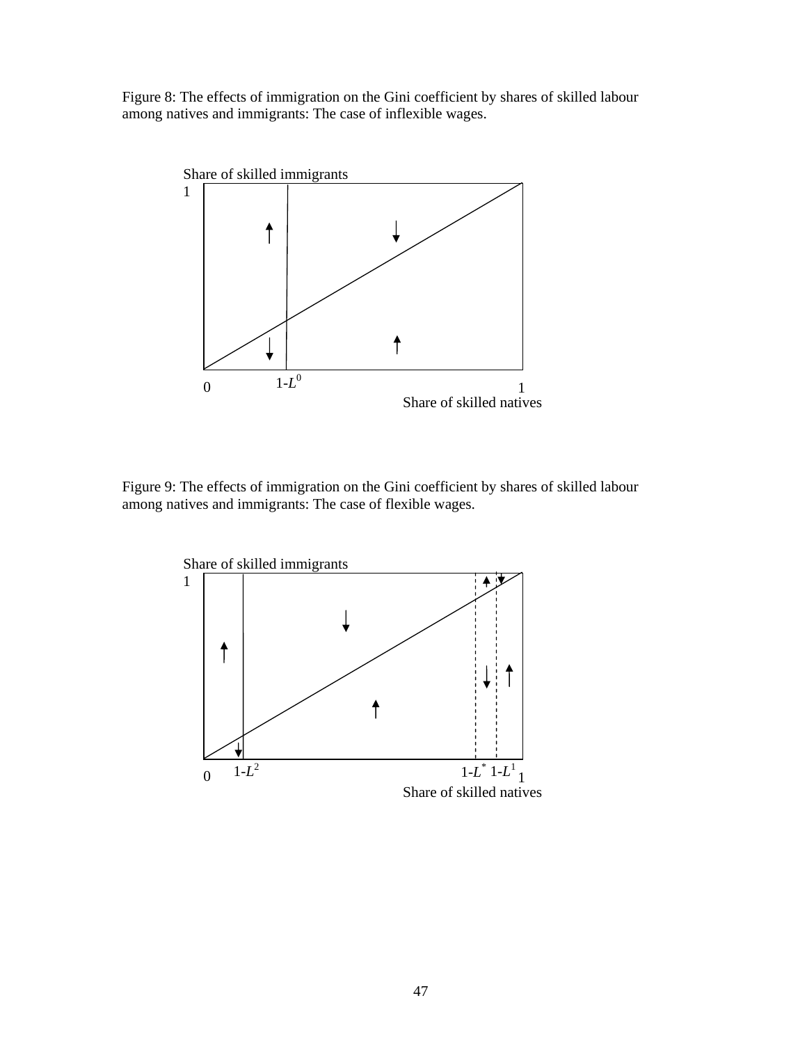Figure 8: The effects of immigration on the Gini coefficient by shares of skilled labour among natives and immigrants: The case of inflexible wages.

Figure 9: The effects of immigration on the Gini coefficient by shares of skilled labour among natives and immigrants: The case of flexible wages.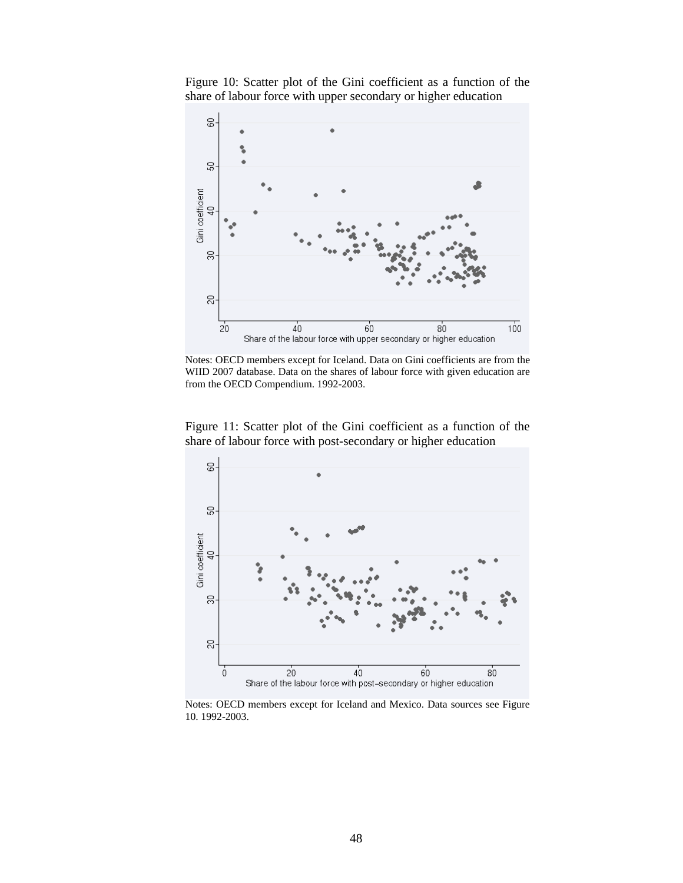Figure 10: Scatter plot of the Gini coefficient as a function of the share of labour force with upper secondary or higher education

Notes: OECD members except for Iceland. Data on Gini coefficients are from the WIID 2007 database. Data on the shares of labour force with given education are from the OECD Compendium. 1992-2003.

Figure 11: Scatter plot of the Gini coefficient as a function of the share of labour force with post-secondary or higher education

Notes: OECD members except for Iceland and Mexico. Data sources see Figure 10. 1992-2003.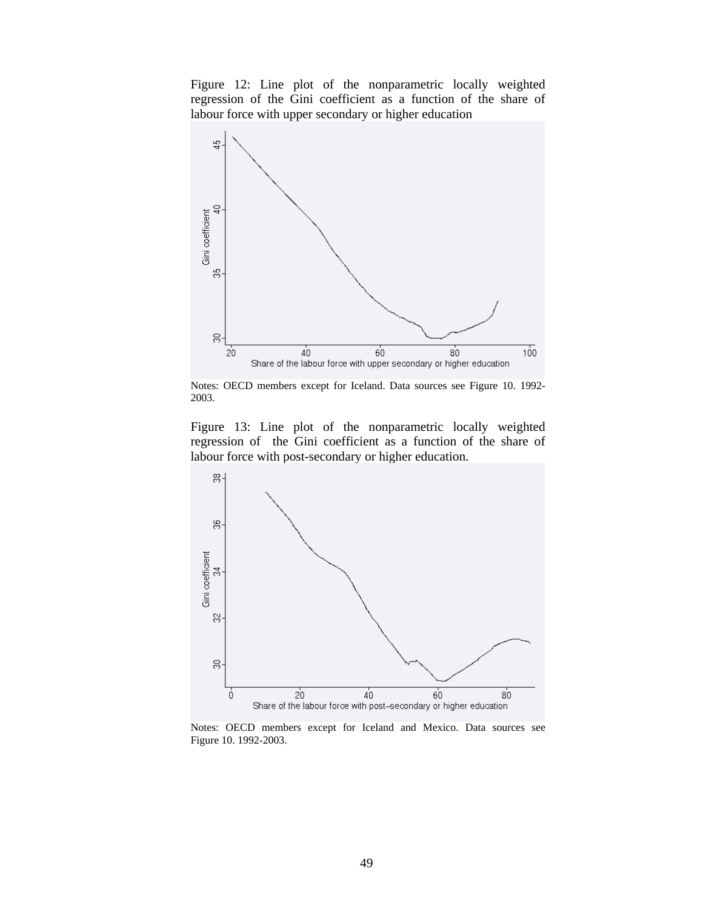Figure 12: Line plot of the nonparametric locally weighted regression of the Gini coefficient as a function of the share of labour force with upper secondary or higher education

Notes: OECD members except for Iceland. Data sources see Figure 10. 1992-2003.

Figure 13: Line plot of the nonparametric locally weighted regression of the Gini coefficient as a function of the share of labour force with post-secondary or higher education.

Notes: OECD members except for Iceland and Mexico. Data sources see Figure 10. 1992-2003.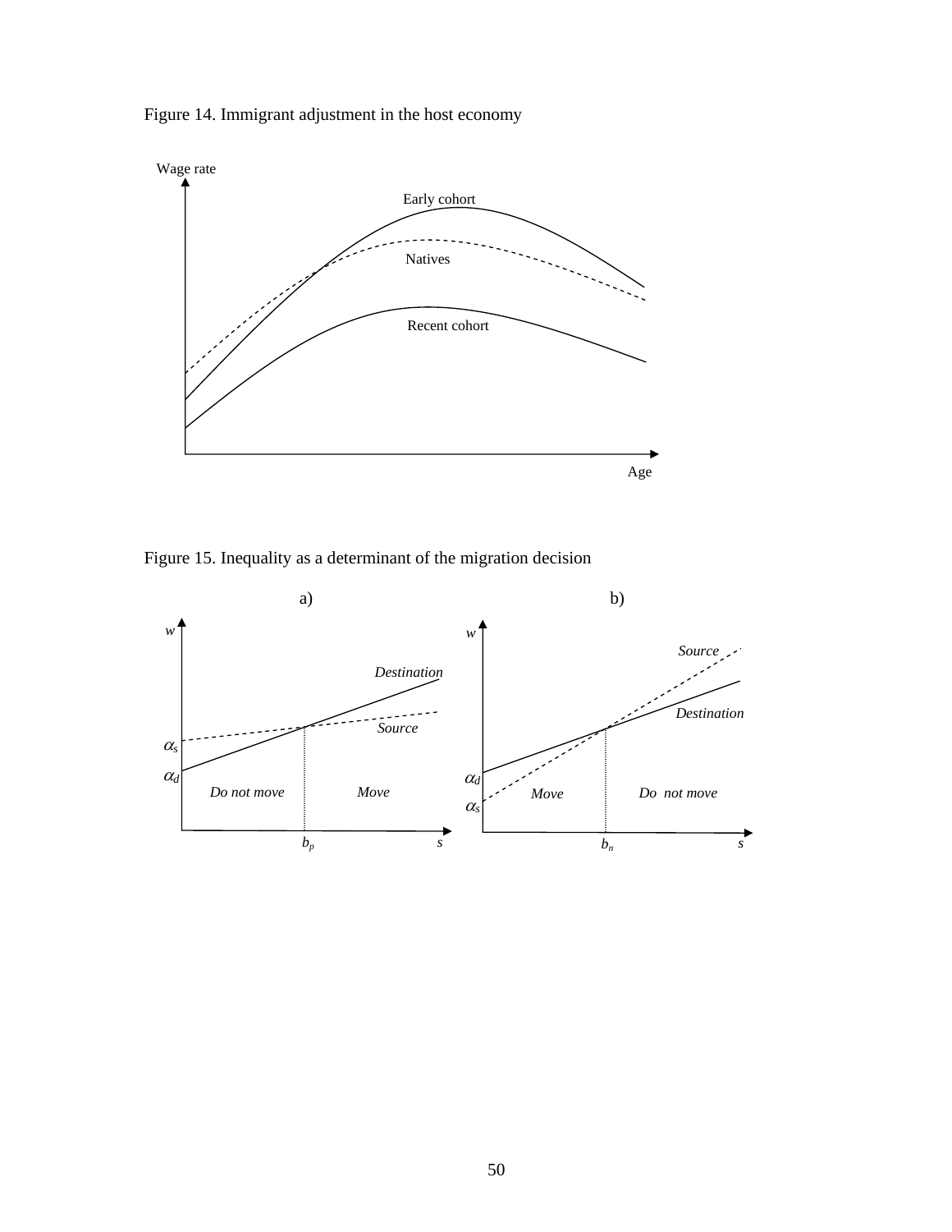Figure 14. Immigrant adjustment in the host economy

Figure 15. Inequality as a determinant of the migration decision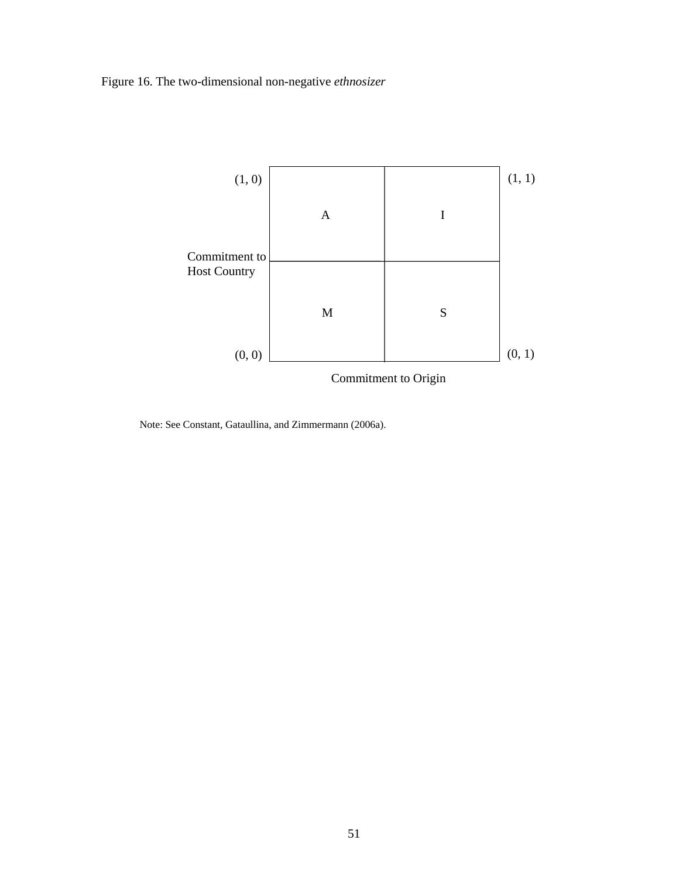Figure 16. The two-dimensional non-negative *ethnosizer*

| | | | |
|---|---|---|---|
| (1, 0) | A | I | (1, 1) |
| Commitment to Host Country | | | |
| (0, 0) | M | S | (0, 1) |
| | Commitment to Origin | | |

Note: See Constant, Gataullina, and Zimmermann (2006a).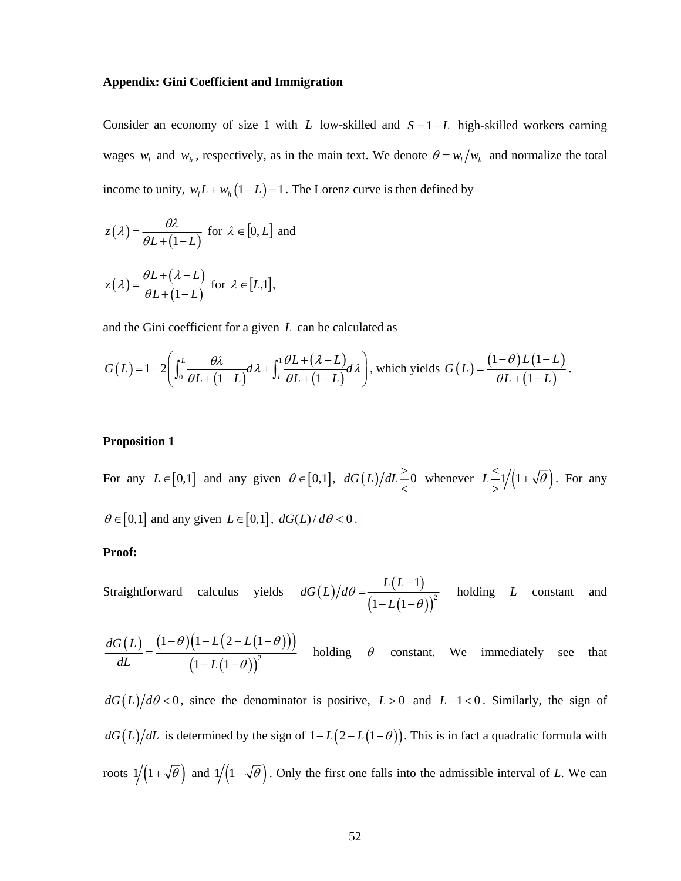**Appendix: Gini Coefficient and Immigration**

Consider an economy of size 1 with $L$ low-skilled and $S = 1 - L$ high-skilled workers earning wages $w_l$ and $w_h$, respectively, as in the main text. We denote $\theta = w_l / w_h$ and normalize the total income to unity, $w_l L + w_h (1 - L) = 1$. The Lorenz curve is then defined by

$$z(\lambda) = \frac{\theta\lambda}{\theta L + (1-L)} \text{ for } \lambda \in [0, L] \text{ and}$$

$$z(\lambda) = \frac{\theta L + (\lambda - L)}{\theta L + (1-L)} \text{ for } \lambda \in [L,1],$$

and the Gini coefficient for a given $L$ can be calculated as

$$G(L) = 1 - 2\left( \int_0^L \frac{\theta\lambda}{\theta L + (1-L)} d\lambda + \int_L^1 \frac{\theta L + (\lambda - L)}{\theta L + (1-L)} d\lambda \right), \text{ which yields } G(L) = \frac{(1-\theta) L (1-L)}{\theta L + (1-L)}.$$

**Proposition 1**

For any $L \in [0,1]$ and any given $\theta \in [0,1]$, $dG(L)/dL \gtrless 0$ whenever $L \lessgtr 1/\left(1+\sqrt{\theta}\right)$. For any $\theta \in [0,1]$ and any given $L \in [0,1]$, $dG(L)/d\theta < 0$.

**Proof:**

Straightforward calculus yields $dG(L)/d\theta = \dfrac{L(L-1)}{\left(1 - L(1-\theta)\right)^2}$ holding $L$ constant and

$$\frac{dG(L)}{dL} = \frac{(1-\theta)\left(1 - L\left(2 - L(1-\theta)\right)\right)}{\left(1 - L(1-\theta)\right)^2}$$

holding $\theta$ constant. We immediately see that $dG(L)/d\theta < 0$, since the denominator is positive, $L > 0$ and $L - 1 < 0$. Similarly, the sign of $dG(L)/dL$ is determined by the sign of $1 - L\left(2 - L(1-\theta)\right)$. This is in fact a quadratic formula with roots $1/\left(1+\sqrt{\theta}\right)$ and $1/\left(1-\sqrt{\theta}\right)$. Only the first one falls into the admissible interval of $L$. We can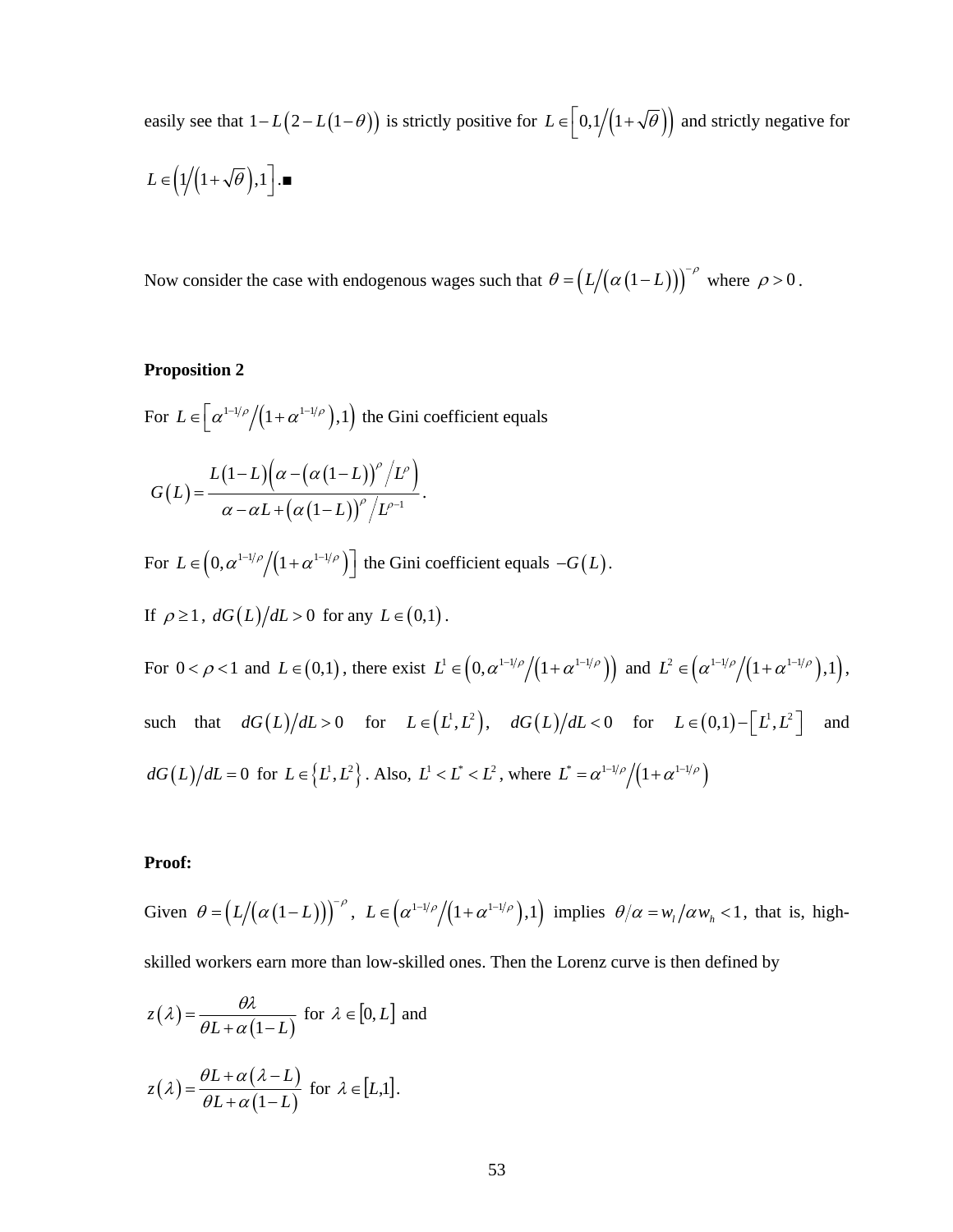easily see that $1-L\left(2-L(1-\theta)\right)$ is strictly positive for $L \in \left[0, 1/\left(1+\sqrt{\theta}\right)\right)$ and strictly negative for $L \in \left(1/\left(1+\sqrt{\theta}\right), 1\right]$.■

Now consider the case with endogenous wages such that $\theta = \left(L/\left(\alpha(1-L)\right)\right)^{-\rho}$ where $\rho > 0$.

**Proposition 2**

For $L \in \left[\alpha^{1-1/\rho}/\left(1+\alpha^{1-1/\rho}\right), 1\right)$ the Gini coefficient equals

$$G(L) = \frac{L(1-L)\left(\alpha - \left(\alpha(1-L)\right)^{\rho}/L^{\rho}\right)}{\alpha - \alpha L + \left(\alpha(1-L)\right)^{\rho}/L^{\rho-1}}.$$

For $L \in \left(0, \alpha^{1-1/\rho}/\left(1+\alpha^{1-1/\rho}\right)\right]$ the Gini coefficient equals $-G(L)$.

If $\rho \geq 1$, $dG(L)/dL > 0$ for any $L \in (0,1)$.

For $0 < \rho < 1$ and $L \in (0,1)$, there exist $L^1 \in \left(0, \alpha^{1-1/\rho}/\left(1+\alpha^{1-1/\rho}\right)\right)$ and $L^2 \in \left(\alpha^{1-1/\rho}/\left(1+\alpha^{1-1/\rho}\right), 1\right)$, such that $dG(L)/dL > 0$ for $L \in \left(L^1, L^2\right)$, $dG(L)/dL < 0$ for $L \in (0,1) - \left[L^1, L^2\right]$ and $dG(L)/dL = 0$ for $L \in \left\{L^1, L^2\right\}$. Also, $L^1 < L^* < L^2$, where $L^* = \alpha^{1-1/\rho}/\left(1+\alpha^{1-1/\rho}\right)$

**Proof:**

Given $\theta = \left(L/\left(\alpha(1-L)\right)\right)^{-\rho}$, $L \in \left(\alpha^{1-1/\rho}/\left(1+\alpha^{1-1/\rho}\right), 1\right)$ implies $\theta/\alpha = w_l/\alpha w_h < 1$, that is, high-skilled workers earn more than low-skilled ones. Then the Lorenz curve is then defined by

$$z(\lambda) = \frac{\theta\lambda}{\theta L + \alpha(1-L)} \text{ for } \lambda \in [0, L] \text{ and}$$

$$z(\lambda) = \frac{\theta L + \alpha(\lambda - L)}{\theta L + \alpha(1-L)} \text{ for } \lambda \in [L, 1].$$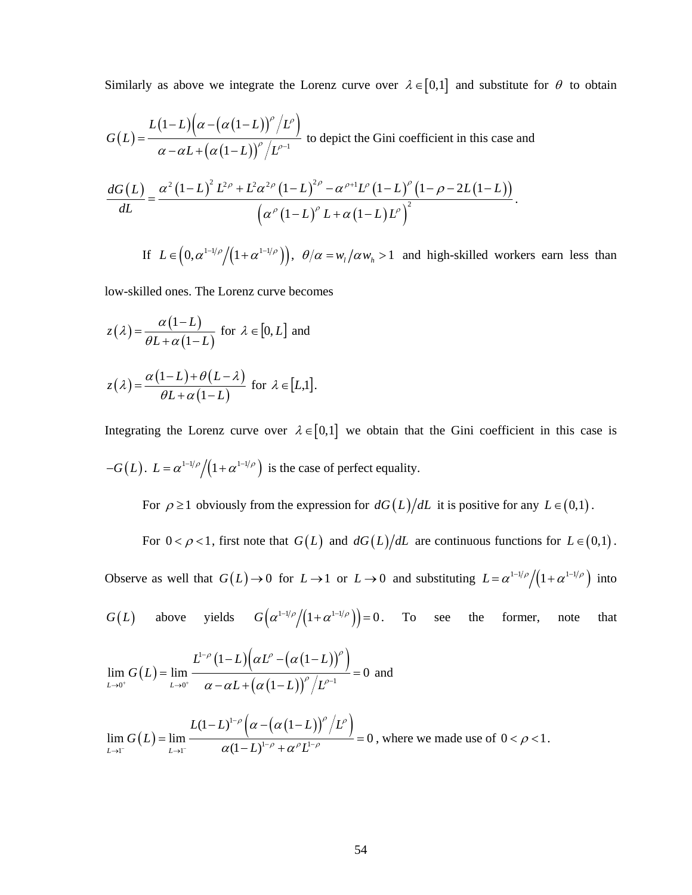Similarly as above we integrate the Lorenz curve over $\lambda \in [0,1]$ and substitute for $\theta$ to obtain $G(L) = \dfrac{L(1-L)\left(\alpha - (\alpha(1-L))^{\rho} / L^{\rho}\right)}{\alpha - \alpha L + (\alpha(1-L))^{\rho} / L^{\rho-1}}$ to depict the Gini coefficient in this case and

$$\frac{dG(L)}{dL} = \frac{\alpha^2 (1-L)^2 L^{2\rho} + L^2 \alpha^{2\rho} (1-L)^{2\rho} - \alpha^{\rho+1} L^{\rho} (1-L)^{\rho} (1-\rho - 2L(1-L))}{\left(\alpha^{\rho} (1-L)^{\rho} L + \alpha (1-L) L^{\rho}\right)^2}.$$

If $L \in \left(0, \alpha^{1-1/\rho} / \left(1+\alpha^{1-1/\rho}\right)\right)$, $\theta/\alpha = w_l / \alpha w_h > 1$ and high-skilled workers earn less than low-skilled ones. The Lorenz curve becomes

$z(\lambda) = \dfrac{\alpha(1-L)}{\theta L + \alpha(1-L)}$ for $\lambda \in [0, L]$ and

$z(\lambda) = \dfrac{\alpha(1-L) + \theta(L-\lambda)}{\theta L + \alpha(1-L)}$ for $\lambda \in [L, 1]$.

Integrating the Lorenz curve over $\lambda \in [0,1]$ we obtain that the Gini coefficient in this case is $-G(L)$. $L = \alpha^{1-1/\rho} / \left(1+\alpha^{1-1/\rho}\right)$ is the case of perfect equality.

For $\rho \geq 1$ obviously from the expression for $dG(L)/dL$ it is positive for any $L \in (0,1)$.

For $0 < \rho < 1$, first note that $G(L)$ and $dG(L)/dL$ are continuous functions for $L \in (0,1)$. Observe as well that $G(L) \to 0$ for $L \to 1$ or $L \to 0$ and substituting $L = \alpha^{1-1/\rho} / \left(1+\alpha^{1-1/\rho}\right)$ into $G(L)$ above yields $G\left(\alpha^{1-1/\rho} / \left(1+\alpha^{1-1/\rho}\right)\right) = 0$. To see the former, note that

$\lim\limits_{L \to 0^+} G(L) = \lim\limits_{L \to 0^+} \dfrac{L^{1-\rho}(1-L)\left(\alpha L^{\rho} - (\alpha(1-L))^{\rho}\right)}{\alpha - \alpha L + (\alpha(1-L))^{\rho} / L^{\rho-1}} = 0$ and

$\lim\limits_{L \to 1^-} G(L) = \lim\limits_{L \to 1^-} \dfrac{L(1-L)^{1-\rho}\left(\alpha - (\alpha(1-L))^{\rho} / L^{\rho}\right)}{\alpha(1-L)^{1-\rho} + \alpha^{\rho} L^{1-\rho}} = 0$, where we made use of $0 < \rho < 1$.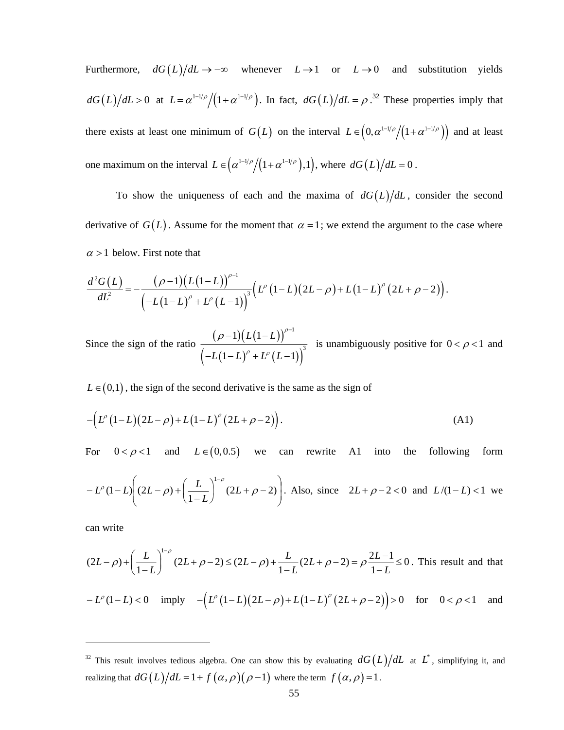Furthermore, $dG(L)/dL \to -\infty$ whenever $L \to 1$ or $L \to 0$ and substitution yields $dG(L)/dL > 0$ at $L = \alpha^{1-1/\rho}/(1+\alpha^{1-1/\rho})$. In fact, $dG(L)/dL = \rho$.[32] These properties imply that there exists at least one minimum of $G(L)$ on the interval $L \in \left(0, \alpha^{1-1/\rho}/(1+\alpha^{1-1/\rho})\right)$ and at least one maximum on the interval $L \in \left(\alpha^{1-1/\rho}/(1+\alpha^{1-1/\rho}), 1\right)$, where $dG(L)/dL = 0$.

To show the uniqueness of each and the maxima of $dG(L)/dL$, consider the second derivative of $G(L)$. Assume for the moment that $\alpha = 1$; we extend the argument to the case where $\alpha > 1$ below. First note that

$$\frac{d^2G(L)}{dL^2} = -\frac{(\rho-1)(L(1-L))^{\rho-1}}{\left(-L(1-L)^{\rho} + L^{\rho}(L-1)\right)^3}\left(L^{\rho}(1-L)(2L-\rho) + L(1-L)^{\rho}(2L+\rho-2)\right).$$

Since the sign of the ratio $\dfrac{(\rho-1)(L(1-L))^{\rho-1}}{\left(-L(1-L)^{\rho} + L^{\rho}(L-1)\right)^3}$ is unambiguously positive for $0 < \rho < 1$ and $L \in (0,1)$, the sign of the second derivative is the same as the sign of

$$-\left(L^{\rho}(1-L)(2L-\rho) + L(1-L)^{\rho}(2L+\rho-2)\right). \tag{A1}$$

For $0 < \rho < 1$ and $L \in (0, 0.5)$ we can rewrite A1 into the following form $-L^{\rho}(1-L)\left((2L-\rho) + \left(\frac{L}{1-L}\right)^{1-\rho}(2L+\rho-2)\right)$. Also, since $2L+\rho-2 < 0$ and $L/(1-L) < 1$ we can write

$(2L-\rho) + \left(\frac{L}{1-L}\right)^{1-\rho}(2L+\rho-2) \le (2L-\rho) + \frac{L}{1-L}(2L+\rho-2) = \rho\frac{2L-1}{1-L} \le 0$. This result and that $-L^{\rho}(1-L) < 0$ imply $-\left(L^{\rho}(1-L)(2L-\rho) + L(1-L)^{\rho}(2L+\rho-2)\right) > 0$ for $0 < \rho < 1$ and

---

[32] This result involves tedious algebra. One can show this by evaluating $dG(L)/dL$ at $L^*$, simplifying it, and realizing that $dG(L)/dL = 1 + f(\alpha,\rho)(\rho-1)$ where the term $f(\alpha,\rho) = 1$.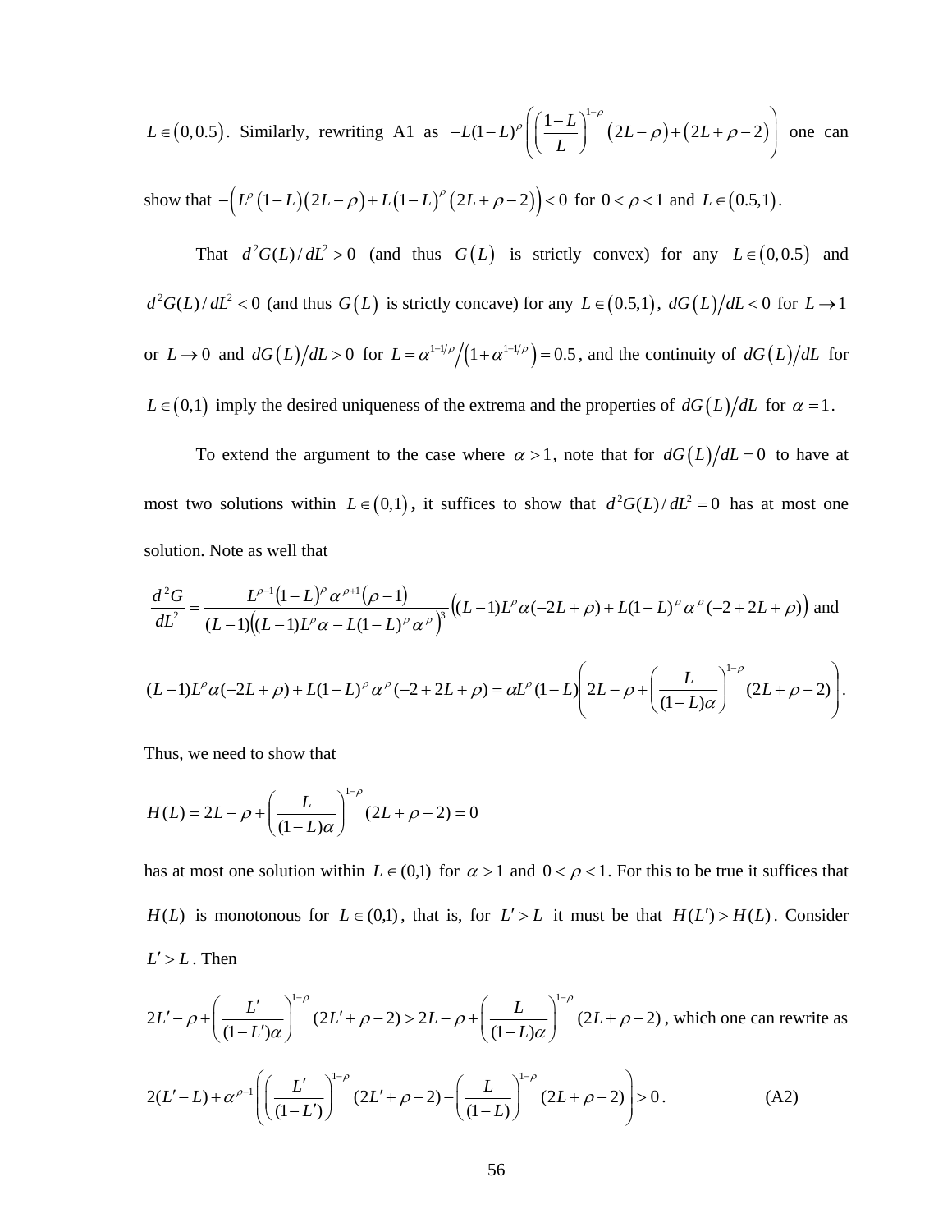$L \in (0, 0.5)$. Similarly, rewriting A1 as $-L(1-L)^{\rho}\left(\left(\frac{1-L}{L}\right)^{1-\rho}(2L-\rho)+(2L+\rho-2)\right)$ one can show that $-\left(L^{\rho}(1-L)(2L-\rho)+L(1-L)^{\rho}(2L+\rho-2)\right)<0$ for $0<\rho<1$ and $L \in (0.5, 1)$.

That $d^2G(L)/dL^2 > 0$ (and thus $G(L)$ is strictly convex) for any $L \in (0, 0.5)$ and $d^2G(L)/dL^2 < 0$ (and thus $G(L)$ is strictly concave) for any $L \in (0.5, 1)$, $dG(L)/dL < 0$ for $L \to 1$ or $L \to 0$ and $dG(L)/dL > 0$ for $L = \alpha^{1-1/\rho}/\left(1+\alpha^{1-1/\rho}\right) = 0.5$, and the continuity of $dG(L)/dL$ for $L \in (0,1)$ imply the desired uniqueness of the extrema and the properties of $dG(L)/dL$ for $\alpha = 1$.

To extend the argument to the case where $\alpha > 1$, note that for $dG(L)/dL = 0$ to have at most two solutions within $L \in (0,1)$**,** it suffices to show that $d^2G(L)/dL^2 = 0$ has at most one solution. Note as well that

$$\frac{d^2G}{dL^2} = \frac{L^{\rho-1}(1-L)^{\rho}\alpha^{\rho+1}(\rho-1)}{(L-1)\left((L-1)L^{\rho}\alpha - L(1-L)^{\rho}\alpha^{\rho}\right)^3}\left((L-1)L^{\rho}\alpha(-2L+\rho)+L(1-L)^{\rho}\alpha^{\rho}(-2+2L+\rho)\right) \text{ and}$$

$$(L-1)L^{\rho}\alpha(-2L+\rho)+L(1-L)^{\rho}\alpha^{\rho}(-2+2L+\rho) = \alpha L^{\rho}(1-L)\left(2L-\rho+\left(\frac{L}{(1-L)\alpha}\right)^{1-\rho}(2L+\rho-2)\right).$$

Thus, we need to show that

$$H(L) = 2L-\rho+\left(\frac{L}{(1-L)\alpha}\right)^{1-\rho}(2L+\rho-2)=0$$

has at most one solution within $L \in (0,1)$ for $\alpha > 1$ and $0<\rho<1$. For this to be true it suffices that $H(L)$ is monotonous for $L \in (0,1)$, that is, for $L' > L$ it must be that $H(L') > H(L)$. Consider $L' > L$. Then

$2L'-\rho+\left(\frac{L'}{(1-L')\alpha}\right)^{1-\rho}(2L'+\rho-2) > 2L-\rho+\left(\frac{L}{(1-L)\alpha}\right)^{1-\rho}(2L+\rho-2)$, which one can rewrite as

$$2(L'-L)+\alpha^{\rho-1}\left(\left(\frac{L'}{(1-L')}\right)^{1-\rho}(2L'+\rho-2)-\left(\frac{L}{(1-L)}\right)^{1-\rho}(2L+\rho-2)\right)>0. \qquad \text{(A2)}$$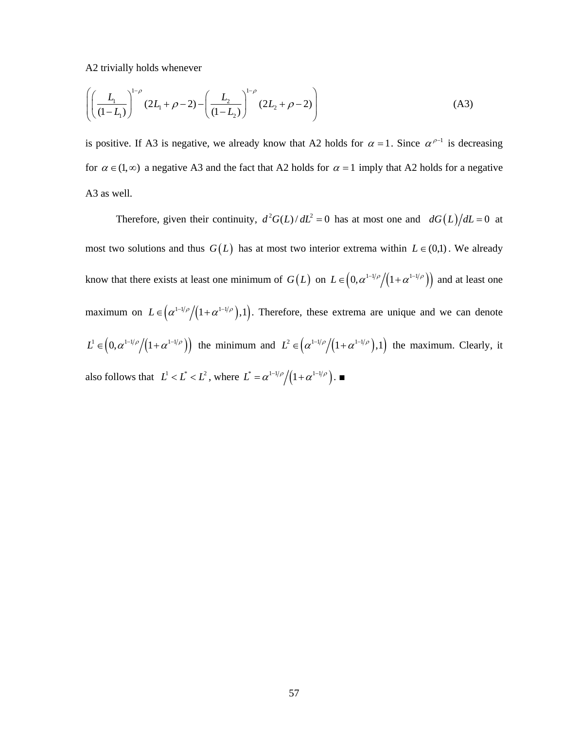A2 trivially holds whenever

$$\left(\left(\frac{L_1}{(1-L_1)}\right)^{1-\rho}(2L_1+\rho-2)-\left(\frac{L_2}{(1-L_2)}\right)^{1-\rho}(2L_2+\rho-2)\right) \tag{A3}$$

is positive. If A3 is negative, we already know that A2 holds for $\alpha=1$. Since $\alpha^{\rho-1}$ is decreasing for $\alpha\in(1,\infty)$ a negative A3 and the fact that A2 holds for $\alpha=1$ imply that A2 holds for a negative A3 as well.

Therefore, given their continuity, $d^2G(L)/dL^2=0$ has at most one and $dG(L)/dL=0$ at most two solutions and thus $G(L)$ has at most two interior extrema within $L\in(0,1)$. We already know that there exists at least one minimum of $G(L)$ on $L\in\left(0,\alpha^{1-1/\rho}/\left(1+\alpha^{1-1/\rho}\right)\right)$ and at least one maximum on $L\in\left(\alpha^{1-1/\rho}/\left(1+\alpha^{1-1/\rho}\right),1\right)$. Therefore, these extrema are unique and we can denote $L^1\in\left(0,\alpha^{1-1/\rho}/\left(1+\alpha^{1-1/\rho}\right)\right)$ the minimum and $L^2\in\left(\alpha^{1-1/\rho}/\left(1+\alpha^{1-1/\rho}\right),1\right)$ the maximum. Clearly, it also follows that $L^1<L^*<L^2$, where $L^*=\alpha^{1-1/\rho}/\left(1+\alpha^{1-1/\rho}\right)$. ■